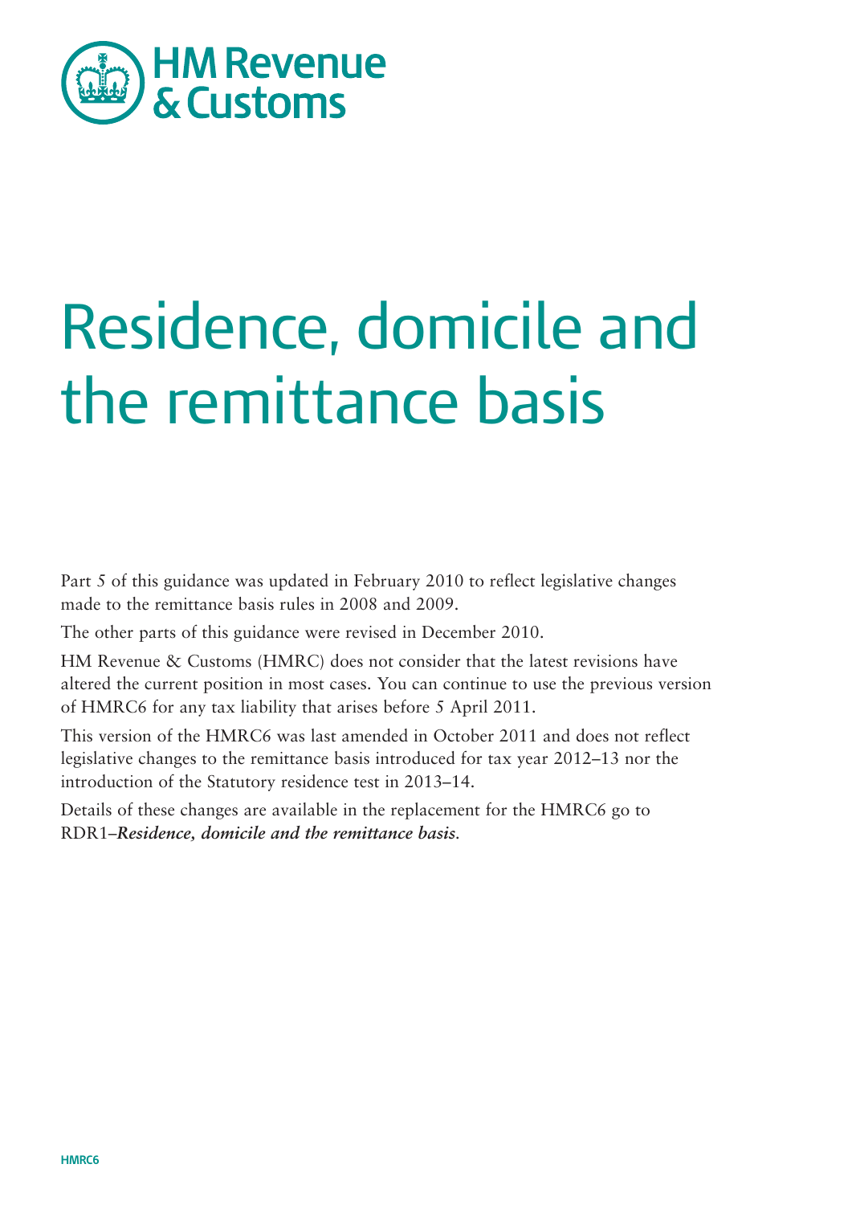HM Revenue & Customs

# Residence, domicile and the remittance basis

Part 5 of this guidance was updated in February 2010 to reflect legislative changes made to the remittance basis rules in 2008 and 2009.

The other parts of this guidance were revised in December 2010.

HM Revenue & Customs (HMRC) does not consider that the latest revisions have altered the current position in most cases. You can continue to use the previous version of HMRC6 for any tax liability that arises before 5 April 2011.

This version of the HMRC6 was last amended in October 2011 and does not reflect legislative changes to the remittance basis introduced for tax year 2012–13 nor the introduction of the Statutory residence test in 2013–14.

Details of these changes are available in the replacement for the HMRC6 go to RDR1–***Residence, domicile and the remittance basis***.

HMRC6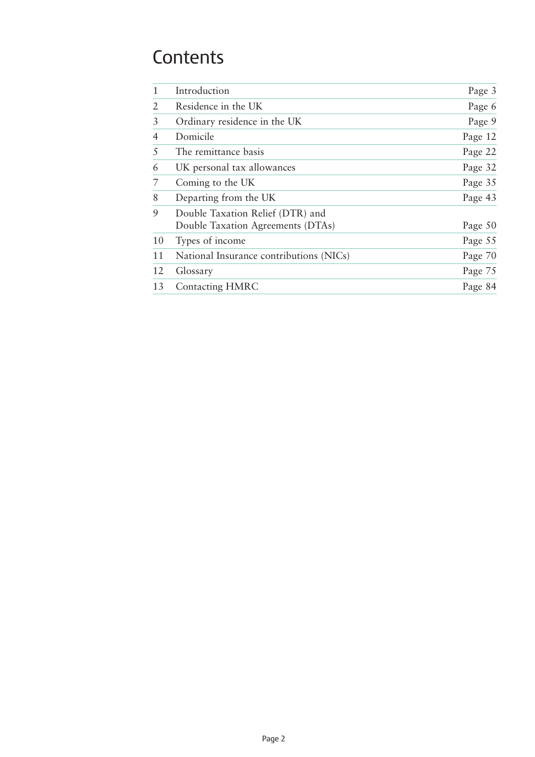# Contents

| | | |
|---|---|---|
| 1 | Introduction | Page 3 |
| 2 | Residence in the UK | Page 6 |
| 3 | Ordinary residence in the UK | Page 9 |
| 4 | Domicile | Page 12 |
| 5 | The remittance basis | Page 22 |
| 6 | UK personal tax allowances | Page 32 |
| 7 | Coming to the UK | Page 35 |
| 8 | Departing from the UK | Page 43 |
| 9 | Double Taxation Relief (DTR) and Double Taxation Agreements (DTAs) | Page 50 |
| 10 | Types of income | Page 55 |
| 11 | National Insurance contributions (NICs) | Page 70 |
| 12 | Glossary | Page 75 |
| 13 | Contacting HMRC | Page 84 |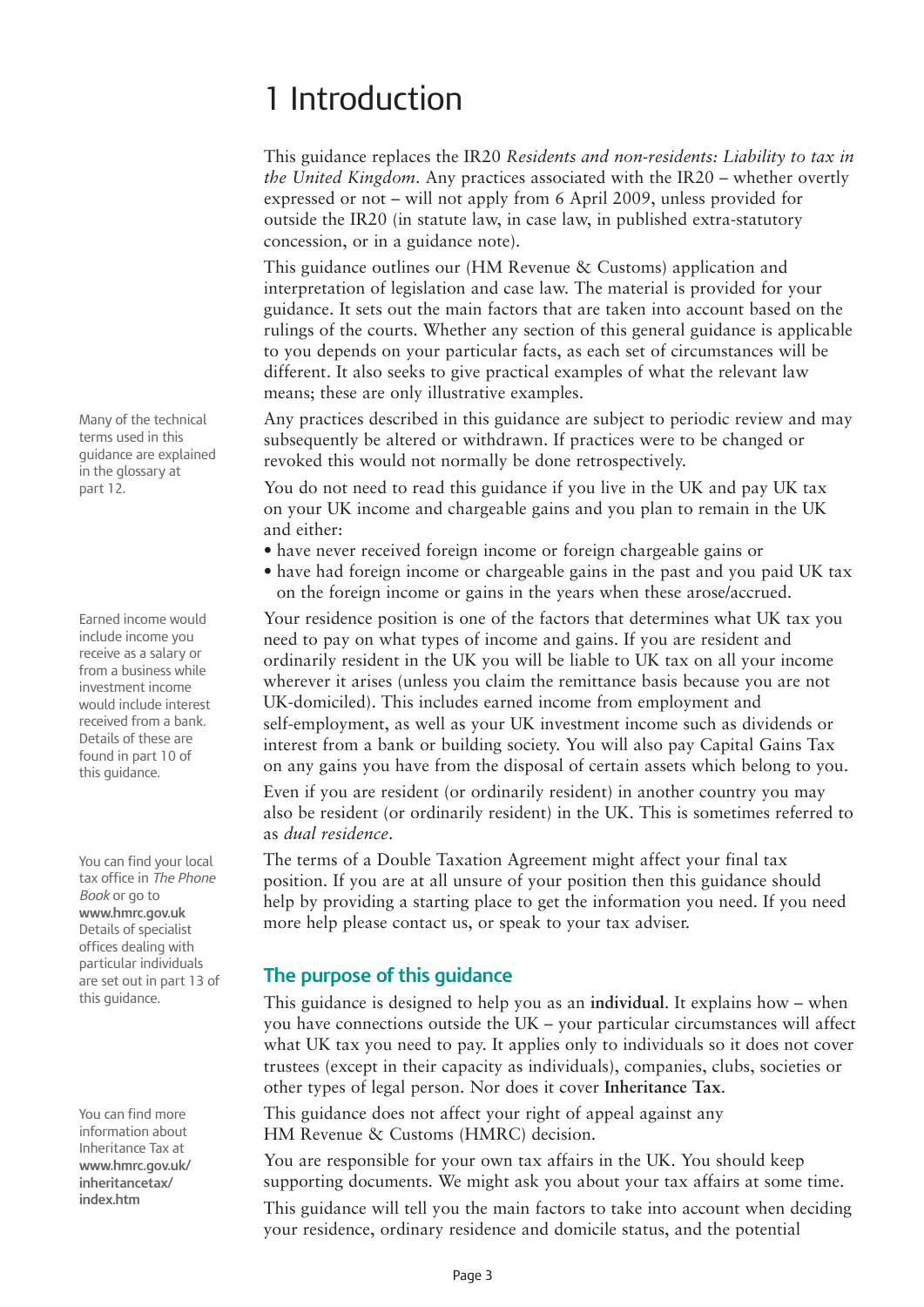# 1 Introduction

This guidance replaces the IR20 *Residents and non-residents: Liability to tax in the United Kingdom*. Any practices associated with the IR20 – whether overtly expressed or not – will not apply from 6 April 2009, unless provided for outside the IR20 (in statute law, in case law, in published extra-statutory concession, or in a guidance note).

This guidance outlines our (HM Revenue & Customs) application and interpretation of legislation and case law. The material is provided for your guidance. It sets out the main factors that are taken into account based on the rulings of the courts. Whether any section of this general guidance is applicable to you depends on your particular facts, as each set of circumstances will be different. It also seeks to give practical examples of what the relevant law means; these are only illustrative examples.

Many of the technical terms used in this guidance are explained in the glossary at part 12.

Any practices described in this guidance are subject to periodic review and may subsequently be altered or withdrawn. If practices were to be changed or revoked this would not normally be done retrospectively.

You do not need to read this guidance if you live in the UK and pay UK tax on your UK income and chargeable gains and you plan to remain in the UK and either:

- have never received foreign income or foreign chargeable gains or
- have had foreign income or chargeable gains in the past and you paid UK tax on the foreign income or gains in the years when these arose/accrued.

Earned income would include income you receive as a salary or from a business while investment income would include interest received from a bank. Details of these are found in part 10 of this guidance.

Your residence position is one of the factors that determines what UK tax you need to pay on what types of income and gains. If you are resident and ordinarily resident in the UK you will be liable to UK tax on all your income wherever it arises (unless you claim the remittance basis because you are not UK-domiciled). This includes earned income from employment and self-employment, as well as your UK investment income such as dividends or interest from a bank or building society. You will also pay Capital Gains Tax on any gains you have from the disposal of certain assets which belong to you.

Even if you are resident (or ordinarily resident) in another country you may also be resident (or ordinarily resident) in the UK. This is sometimes referred to as *dual residence*.

You can find your local tax office in *The Phone Book* or go to **www.hmrc.gov.uk** Details of specialist offices dealing with particular individuals are set out in part 13 of this guidance.

The terms of a Double Taxation Agreement might affect your final tax position. If you are at all unsure of your position then this guidance should help by providing a starting place to get the information you need. If you need more help please contact us, or speak to your tax adviser.

## The purpose of this guidance

This guidance is designed to help you as an **individual**. It explains how – when you have connections outside the UK – your particular circumstances will affect what UK tax you need to pay. It applies only to individuals so it does not cover trustees (except in their capacity as individuals), companies, clubs, societies or other types of legal person. Nor does it cover **Inheritance Tax**.

You can find more information about Inheritance Tax at **www.hmrc.gov.uk/inheritancetax/index.htm**

This guidance does not affect your right of appeal against any HM Revenue & Customs (HMRC) decision.

You are responsible for your own tax affairs in the UK. You should keep supporting documents. We might ask you about your tax affairs at some time.

This guidance will tell you the main factors to take into account when deciding your residence, ordinary residence and domicile status, and the potential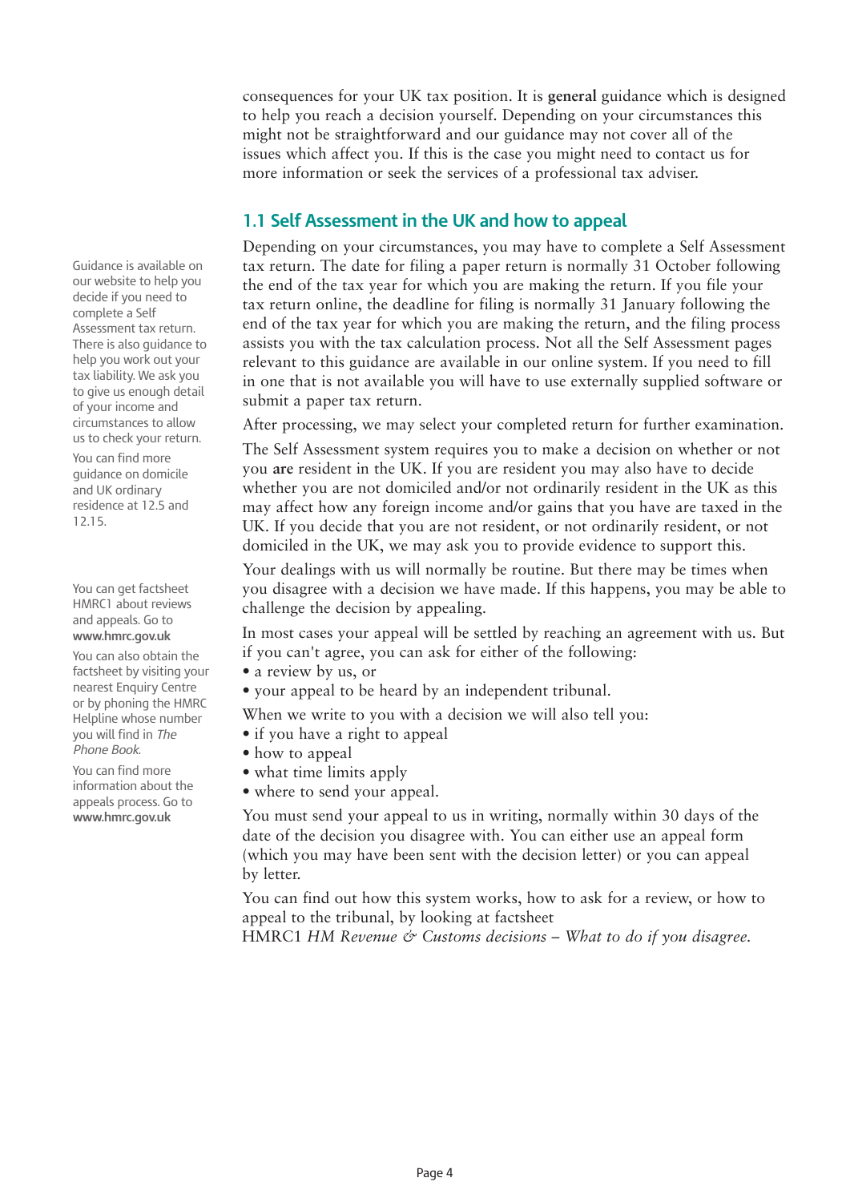consequences for your UK tax position. It is **general** guidance which is designed to help you reach a decision yourself. Depending on your circumstances this might not be straightforward and our guidance may not cover all of the issues which affect you. If this is the case you might need to contact us for more information or seek the services of a professional tax adviser.

## 1.1 Self Assessment in the UK and how to appeal

Depending on your circumstances, you may have to complete a Self Assessment tax return. The date for filing a paper return is normally 31 October following the end of the tax year for which you are making the return. If you file your tax return online, the deadline for filing is normally 31 January following the end of the tax year for which you are making the return, and the filing process assists you with the tax calculation process. Not all the Self Assessment pages relevant to this guidance are available in our online system. If you need to fill in one that is not available you will have to use externally supplied software or submit a paper tax return.

Guidance is available on our website to help you decide if you need to complete a Self Assessment tax return. There is also guidance to help you work out your tax liability. We ask you to give us enough detail of your income and circumstances to allow us to check your return.

After processing, we may select your completed return for further examination.

The Self Assessment system requires you to make a decision on whether or not you **are** resident in the UK. If you are resident you may also have to decide whether you are not domiciled and/or not ordinarily resident in the UK as this may affect how any foreign income and/or gains that you have are taxed in the UK. If you decide that you are not resident, or not ordinarily resident, or not domiciled in the UK, we may ask you to provide evidence to support this.

You can find more guidance on domicile and UK ordinary residence at 12.5 and 12.15.

Your dealings with us will normally be routine. But there may be times when you disagree with a decision we have made. If this happens, you may be able to challenge the decision by appealing.

In most cases your appeal will be settled by reaching an agreement with us. But if you can't agree, you can ask for either of the following:

- a review by us, or
- your appeal to be heard by an independent tribunal.

When we write to you with a decision we will also tell you:

- if you have a right to appeal
- how to appeal
- what time limits apply
- where to send your appeal.

You must send your appeal to us in writing, normally within 30 days of the date of the decision you disagree with. You can either use an appeal form (which you may have been sent with the decision letter) or you can appeal by letter.

You can find out how this system works, how to ask for a review, or how to appeal to the tribunal, by looking at factsheet HMRC1 *HM Revenue & Customs decisions – What to do if you disagree.*

You can get factsheet HMRC1 about reviews and appeals. Go to **www.hmrc.gov.uk**

You can also obtain the factsheet by visiting your nearest Enquiry Centre or by phoning the HMRC Helpline whose number you will find in *The Phone Book.*

You can find more information about the appeals process. Go to **www.hmrc.gov.uk**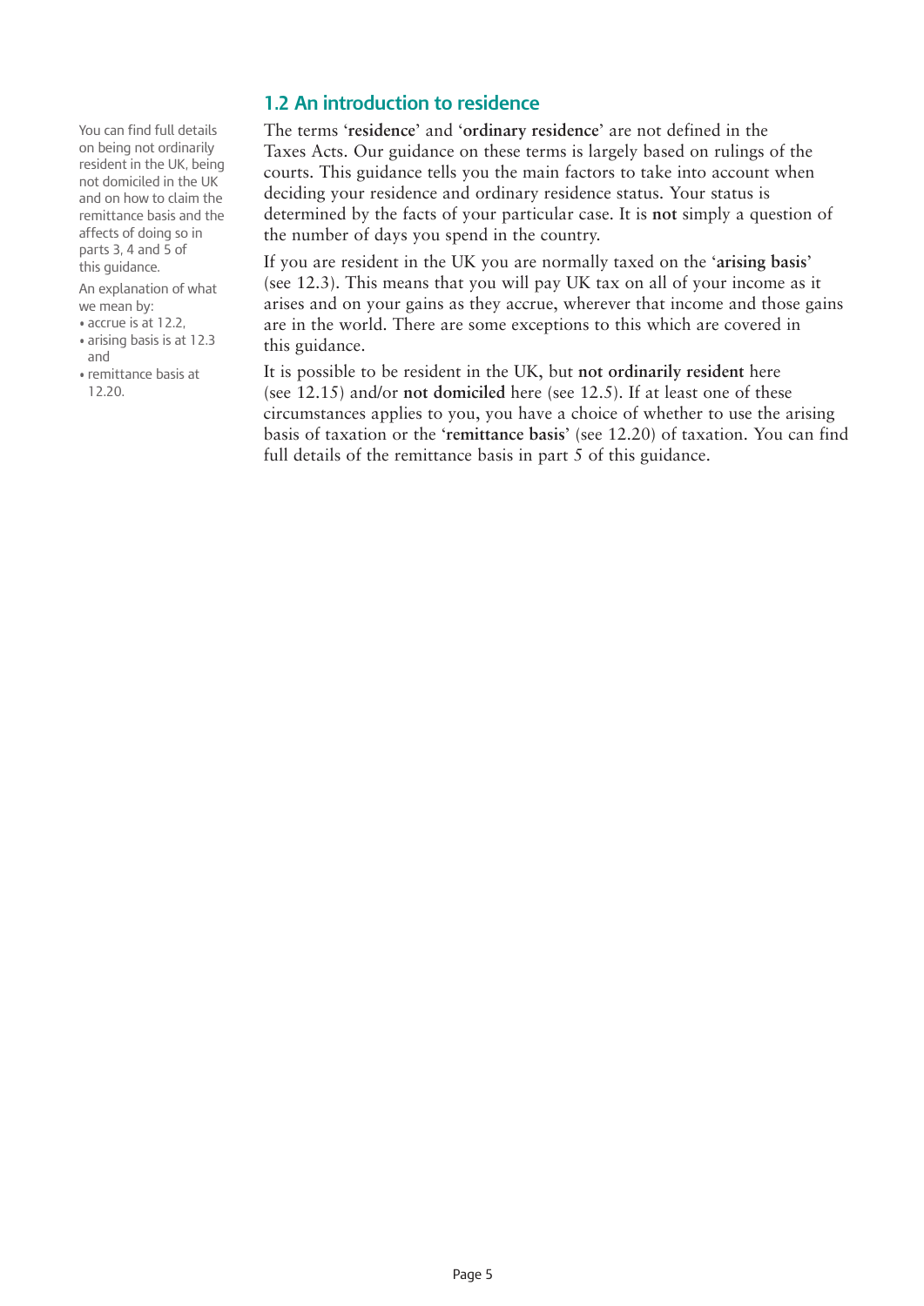## 1.2 An introduction to residence

You can find full details on being not ordinarily resident in the UK, being not domiciled in the UK and on how to claim the remittance basis and the affects of doing so in parts 3, 4 and 5 of this guidance.

An explanation of what we mean by:

- accrue is at 12.2,
- arising basis is at 12.3 and
- remittance basis at 12.20.

The terms '**residence**' and '**ordinary residence**' are not defined in the Taxes Acts. Our guidance on these terms is largely based on rulings of the courts. This guidance tells you the main factors to take into account when deciding your residence and ordinary residence status. Your status is determined by the facts of your particular case. It is **not** simply a question of the number of days you spend in the country.

If you are resident in the UK you are normally taxed on the '**arising basis**' (see 12.3). This means that you will pay UK tax on all of your income as it arises and on your gains as they accrue, wherever that income and those gains are in the world. There are some exceptions to this which are covered in this guidance.

It is possible to be resident in the UK, but **not ordinarily resident** here (see 12.15) and/or **not domiciled** here (see 12.5). If at least one of these circumstances applies to you, you have a choice of whether to use the arising basis of taxation or the '**remittance basis**' (see 12.20) of taxation. You can find full details of the remittance basis in part 5 of this guidance.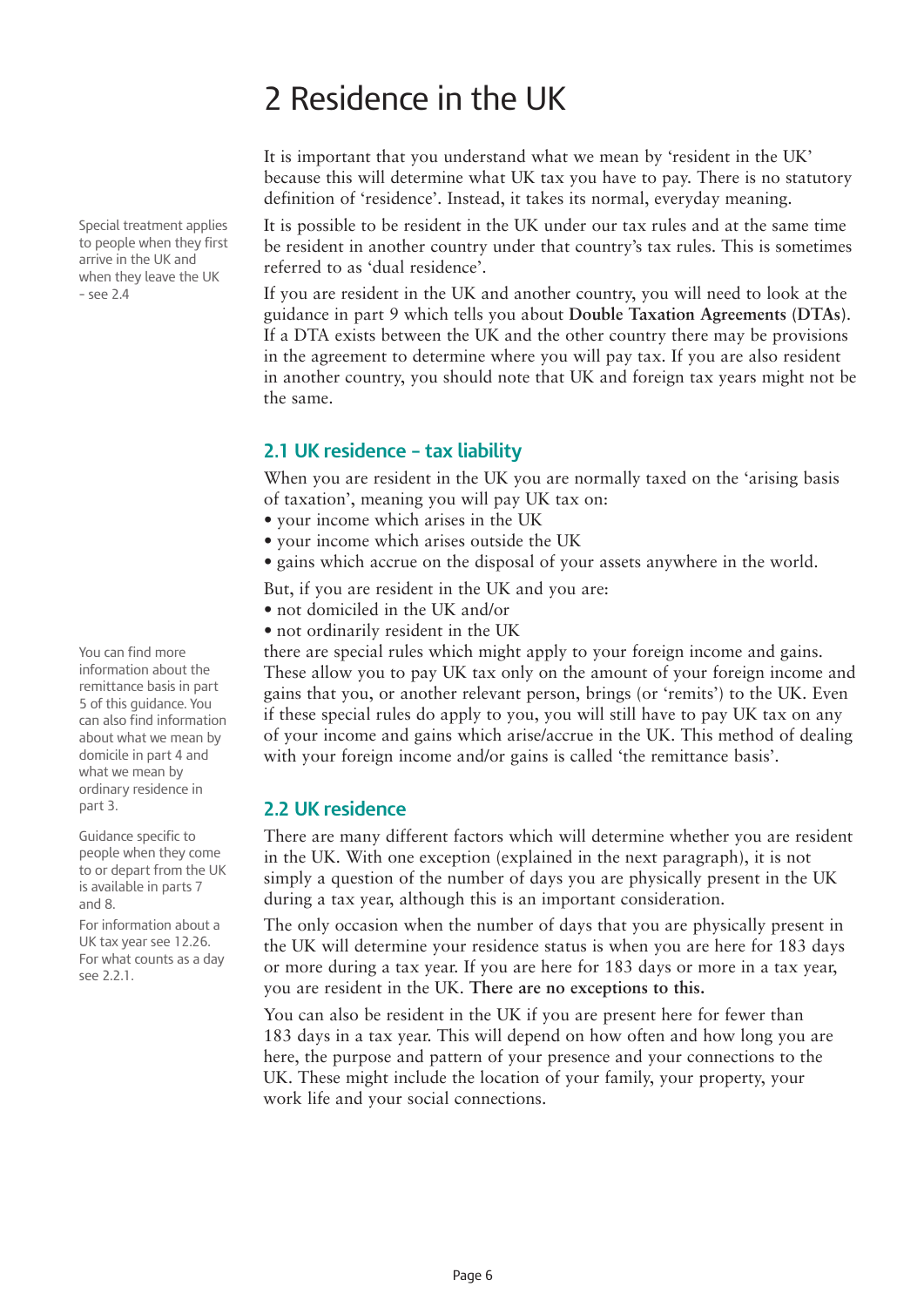# 2 Residence in the UK

It is important that you understand what we mean by 'resident in the UK' because this will determine what UK tax you have to pay. There is no statutory definition of 'residence'. Instead, it takes its normal, everyday meaning.

Special treatment applies to people when they first arrive in the UK and when they leave the UK – see 2.4

It is possible to be resident in the UK under our tax rules and at the same time be resident in another country under that country's tax rules. This is sometimes referred to as 'dual residence'.

If you are resident in the UK and another country, you will need to look at the guidance in part 9 which tells you about **Double Taxation Agreements (DTAs)**. If a DTA exists between the UK and the other country there may be provisions in the agreement to determine where you will pay tax. If you are also resident in another country, you should note that UK and foreign tax years might not be the same.

## 2.1 UK residence – tax liability

When you are resident in the UK you are normally taxed on the 'arising basis of taxation', meaning you will pay UK tax on:

- your income which arises in the UK
- your income which arises outside the UK
- gains which accrue on the disposal of your assets anywhere in the world.

But, if you are resident in the UK and you are:

- not domiciled in the UK and/or
- not ordinarily resident in the UK

there are special rules which might apply to your foreign income and gains. These allow you to pay UK tax only on the amount of your foreign income and gains that you, or another relevant person, brings (or 'remits') to the UK. Even if these special rules do apply to you, you will still have to pay UK tax on any of your income and gains which arise/accrue in the UK. This method of dealing with your foreign income and/or gains is called 'the remittance basis'.

You can find more information about the remittance basis in part 5 of this guidance. You can also find information about what we mean by domicile in part 4 and what we mean by ordinary residence in part 3.

## 2.2 UK residence

There are many different factors which will determine whether you are resident in the UK. With one exception (explained in the next paragraph), it is not simply a question of the number of days you are physically present in the UK during a tax year, although this is an important consideration.

Guidance specific to people when they come to or depart from the UK is available in parts 7 and 8.

For information about a UK tax year see 12.26. For what counts as a day see 2.2.1.

The only occasion when the number of days that you are physically present in the UK will determine your residence status is when you are here for 183 days or more during a tax year. If you are here for 183 days or more in a tax year, you are resident in the UK. **There are no exceptions to this.**

You can also be resident in the UK if you are present here for fewer than 183 days in a tax year. This will depend on how often and how long you are here, the purpose and pattern of your presence and your connections to the UK. These might include the location of your family, your property, your work life and your social connections.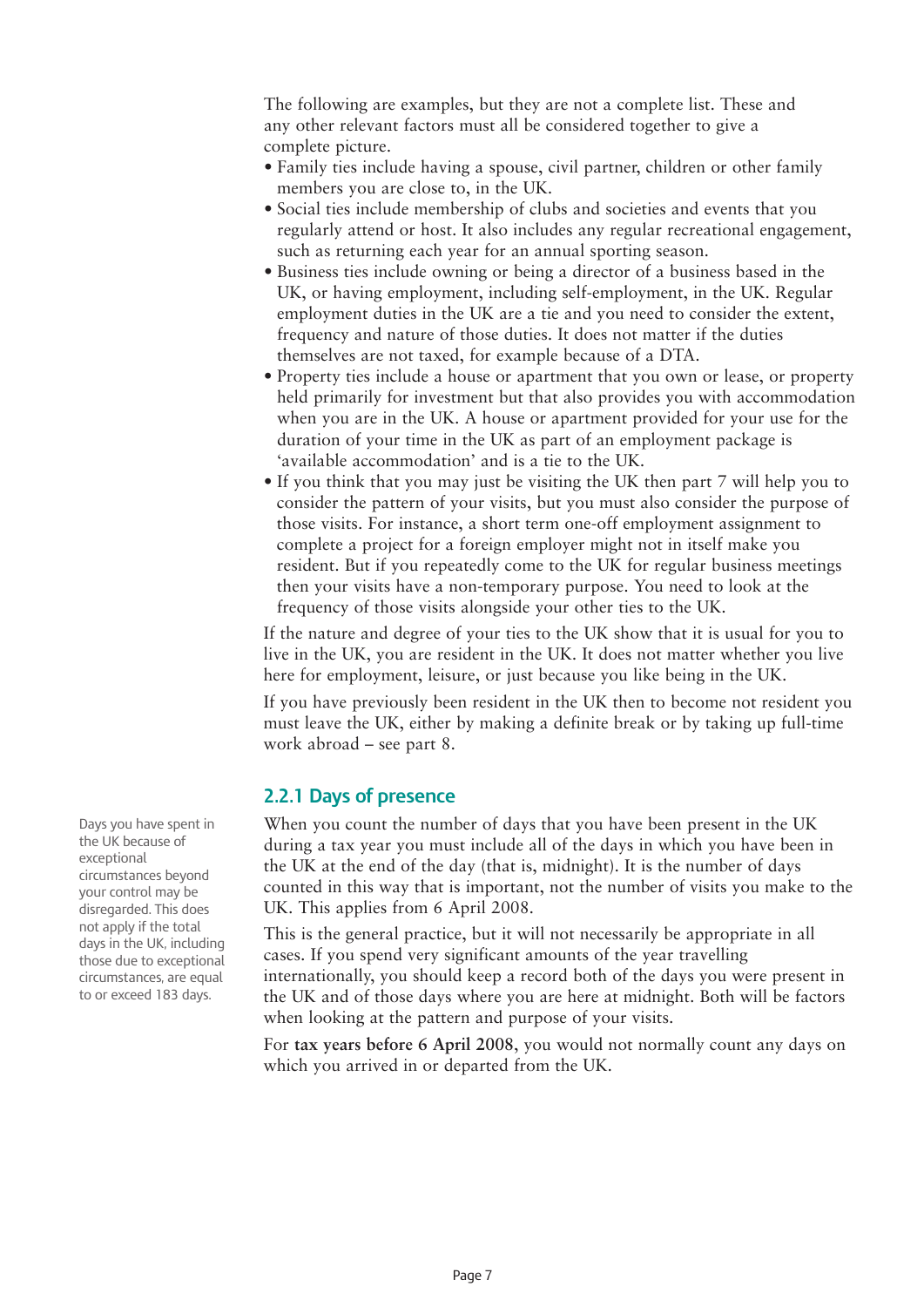The following are examples, but they are not a complete list. These and any other relevant factors must all be considered together to give a complete picture.

- Family ties include having a spouse, civil partner, children or other family members you are close to, in the UK.
- Social ties include membership of clubs and societies and events that you regularly attend or host. It also includes any regular recreational engagement, such as returning each year for an annual sporting season.
- Business ties include owning or being a director of a business based in the UK, or having employment, including self-employment, in the UK. Regular employment duties in the UK are a tie and you need to consider the extent, frequency and nature of those duties. It does not matter if the duties themselves are not taxed, for example because of a DTA.
- Property ties include a house or apartment that you own or lease, or property held primarily for investment but that also provides you with accommodation when you are in the UK. A house or apartment provided for your use for the duration of your time in the UK as part of an employment package is 'available accommodation' and is a tie to the UK.
- If you think that you may just be visiting the UK then part 7 will help you to consider the pattern of your visits, but you must also consider the purpose of those visits. For instance, a short term one-off employment assignment to complete a project for a foreign employer might not in itself make you resident. But if you repeatedly come to the UK for regular business meetings then your visits have a non-temporary purpose. You need to look at the frequency of those visits alongside your other ties to the UK.

If the nature and degree of your ties to the UK show that it is usual for you to live in the UK, you are resident in the UK. It does not matter whether you live here for employment, leisure, or just because you like being in the UK.

If you have previously been resident in the UK then to become not resident you must leave the UK, either by making a definite break or by taking up full-time work abroad – see part 8.

### 2.2.1 Days of presence

When you count the number of days that you have been present in the UK during a tax year you must include all of the days in which you have been in the UK at the end of the day (that is, midnight). It is the number of days counted in this way that is important, not the number of visits you make to the UK. This applies from 6 April 2008.

Days you have spent in the UK because of exceptional circumstances beyond your control may be disregarded. This does not apply if the total days in the UK, including those due to exceptional circumstances, are equal to or exceed 183 days.

This is the general practice, but it will not necessarily be appropriate in all cases. If you spend very significant amounts of the year travelling internationally, you should keep a record both of the days you were present in the UK and of those days where you are here at midnight. Both will be factors when looking at the pattern and purpose of your visits.

For **tax years before 6 April 2008**, you would not normally count any days on which you arrived in or departed from the UK.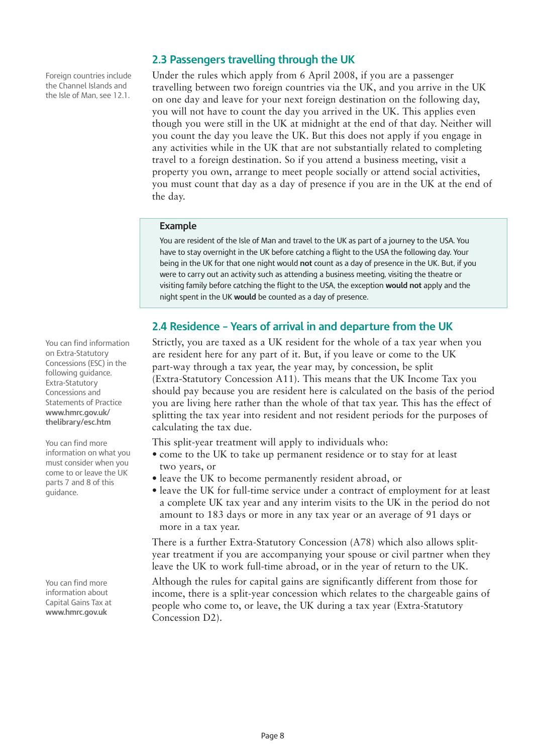## 2.3 Passengers travelling through the UK

Foreign countries include the Channel Islands and the Isle of Man, see 12.1.

Under the rules which apply from 6 April 2008, if you are a passenger travelling between two foreign countries via the UK, and you arrive in the UK on one day and leave for your next foreign destination on the following day, you will not have to count the day you arrived in the UK. This applies even though you were still in the UK at midnight at the end of that day. Neither will you count the day you leave the UK. But this does not apply if you engage in any activities while in the UK that are not substantially related to completing travel to a foreign destination. So if you attend a business meeting, visit a property you own, arrange to meet people socially or attend social activities, you must count that day as a day of presence if you are in the UK at the end of the day.

> **Example**
>
> You are resident of the Isle of Man and travel to the UK as part of a journey to the USA. You have to stay overnight in the UK before catching a flight to the USA the following day. Your being in the UK for that one night would **not** count as a day of presence in the UK. But, if you were to carry out an activity such as attending a business meeting, visiting the theatre or visiting family before catching the flight to the USA, the exception **would not** apply and the night spent in the UK **would** be counted as a day of presence.

## 2.4 Residence – Years of arrival in and departure from the UK

You can find information on Extra-Statutory Concessions (ESC) in the following guidance. Extra-Statutory Concessions and Statements of Practice **www.hmrc.gov.uk/thelibrary/esc.htm**

You can find more information on what you must consider when you come to or leave the UK parts 7 and 8 of this guidance.

Strictly, you are taxed as a UK resident for the whole of a tax year when you are resident here for any part of it. But, if you leave or come to the UK part-way through a tax year, the year may, by concession, be split (Extra-Statutory Concession A11). This means that the UK Income Tax you should pay because you are resident here is calculated on the basis of the period you are living here rather than the whole of that tax year. This has the effect of splitting the tax year into resident and not resident periods for the purposes of calculating the tax due.

This split-year treatment will apply to individuals who:

- come to the UK to take up permanent residence or to stay for at least two years, or
- leave the UK to become permanently resident abroad, or
- leave the UK for full-time service under a contract of employment for at least a complete UK tax year and any interim visits to the UK in the period do not amount to 183 days or more in any tax year or an average of 91 days or more in a tax year.

There is a further Extra-Statutory Concession (A78) which also allows split-year treatment if you are accompanying your spouse or civil partner when they leave the UK to work full-time abroad, or in the year of return to the UK.

You can find more information about Capital Gains Tax at **www.hmrc.gov.uk**

Although the rules for capital gains are significantly different from those for income, there is a split-year concession which relates to the chargeable gains of people who come to, or leave, the UK during a tax year (Extra-Statutory Concession D2).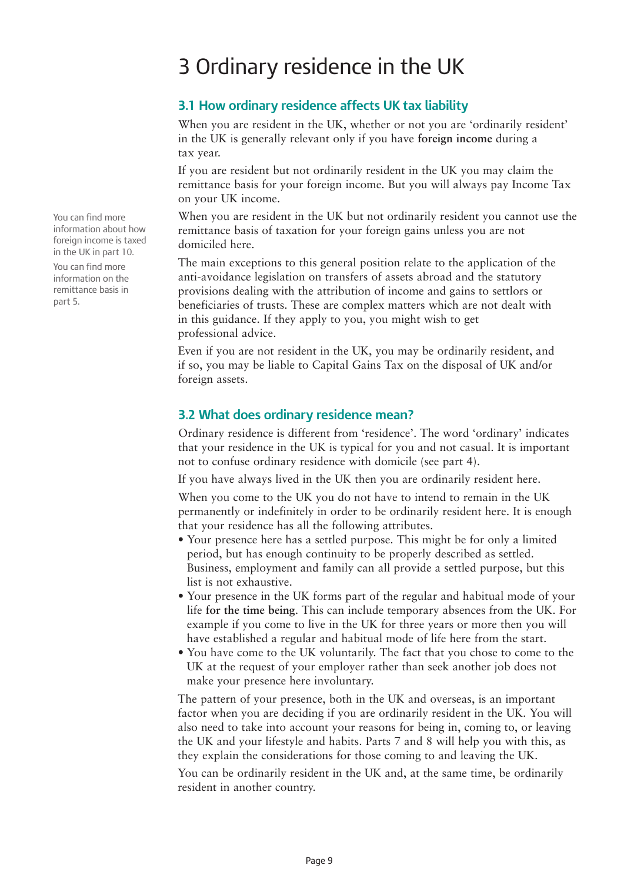# 3 Ordinary residence in the UK

## 3.1 How ordinary residence affects UK tax liability

When you are resident in the UK, whether or not you are 'ordinarily resident' in the UK is generally relevant only if you have **foreign income** during a tax year.

If you are resident but not ordinarily resident in the UK you may claim the remittance basis for your foreign income. But you will always pay Income Tax on your UK income.

You can find more information about how foreign income is taxed in the UK in part 10.

You can find more information on the remittance basis in part 5.

When you are resident in the UK but not ordinarily resident you cannot use the remittance basis of taxation for your foreign gains unless you are not domiciled here.

The main exceptions to this general position relate to the application of the anti-avoidance legislation on transfers of assets abroad and the statutory provisions dealing with the attribution of income and gains to settlors or beneficiaries of trusts. These are complex matters which are not dealt with in this guidance. If they apply to you, you might wish to get professional advice.

Even if you are not resident in the UK, you may be ordinarily resident, and if so, you may be liable to Capital Gains Tax on the disposal of UK and/or foreign assets.

## 3.2 What does ordinary residence mean?

Ordinary residence is different from 'residence'. The word 'ordinary' indicates that your residence in the UK is typical for you and not casual. It is important not to confuse ordinary residence with domicile (see part 4).

If you have always lived in the UK then you are ordinarily resident here.

When you come to the UK you do not have to intend to remain in the UK permanently or indefinitely in order to be ordinarily resident here. It is enough that your residence has all the following attributes.

- Your presence here has a settled purpose. This might be for only a limited period, but has enough continuity to be properly described as settled. Business, employment and family can all provide a settled purpose, but this list is not exhaustive.
- Your presence in the UK forms part of the regular and habitual mode of your life **for the time being**. This can include temporary absences from the UK. For example if you come to live in the UK for three years or more then you will have established a regular and habitual mode of life here from the start.
- You have come to the UK voluntarily. The fact that you chose to come to the UK at the request of your employer rather than seek another job does not make your presence here involuntary.

The pattern of your presence, both in the UK and overseas, is an important factor when you are deciding if you are ordinarily resident in the UK. You will also need to take into account your reasons for being in, coming to, or leaving the UK and your lifestyle and habits. Parts 7 and 8 will help you with this, as they explain the considerations for those coming to and leaving the UK.

You can be ordinarily resident in the UK and, at the same time, be ordinarily resident in another country.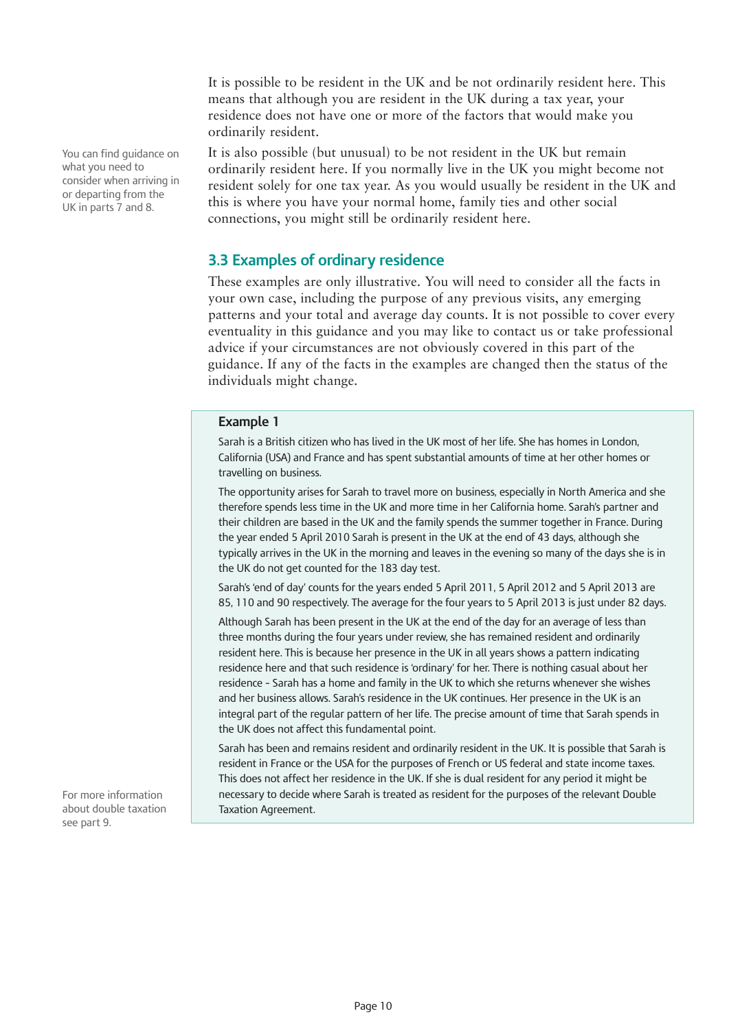It is possible to be resident in the UK and be not ordinarily resident here. This means that although you are resident in the UK during a tax year, your residence does not have one or more of the factors that would make you ordinarily resident.

You can find guidance on what you need to consider when arriving in or departing from the UK in parts 7 and 8.

It is also possible (but unusual) to be not resident in the UK but remain ordinarily resident here. If you normally live in the UK you might become not resident solely for one tax year. As you would usually be resident in the UK and this is where you have your normal home, family ties and other social connections, you might still be ordinarily resident here.

## 3.3 Examples of ordinary residence

These examples are only illustrative. You will need to consider all the facts in your own case, including the purpose of any previous visits, any emerging patterns and your total and average day counts. It is not possible to cover every eventuality in this guidance and you may like to contact us or take professional advice if your circumstances are not obviously covered in this part of the guidance. If any of the facts in the examples are changed then the status of the individuals might change.

### Example 1

Sarah is a British citizen who has lived in the UK most of her life. She has homes in London, California (USA) and France and has spent substantial amounts of time at her other homes or travelling on business.

The opportunity arises for Sarah to travel more on business, especially in North America and she therefore spends less time in the UK and more time in her California home. Sarah's partner and their children are based in the UK and the family spends the summer together in France. During the year ended 5 April 2010 Sarah is present in the UK at the end of 43 days, although she typically arrives in the UK in the morning and leaves in the evening so many of the days she is in the UK do not get counted for the 183 day test.

Sarah's 'end of day' counts for the years ended 5 April 2011, 5 April 2012 and 5 April 2013 are 85, 110 and 90 respectively. The average for the four years to 5 April 2013 is just under 82 days.

Although Sarah has been present in the UK at the end of the day for an average of less than three months during the four years under review, she has remained resident and ordinarily resident here. This is because her presence in the UK in all years shows a pattern indicating residence here and that such residence is 'ordinary' for her. There is nothing casual about her residence - Sarah has a home and family in the UK to which she returns whenever she wishes and her business allows. Sarah's residence in the UK continues. Her presence in the UK is an integral part of the regular pattern of her life. The precise amount of time that Sarah spends in the UK does not affect this fundamental point.

Sarah has been and remains resident and ordinarily resident in the UK. It is possible that Sarah is resident in France or the USA for the purposes of French or US federal and state income taxes. This does not affect her residence in the UK. If she is dual resident for any period it might be necessary to decide where Sarah is treated as resident for the purposes of the relevant Double Taxation Agreement.

For more information about double taxation see part 9.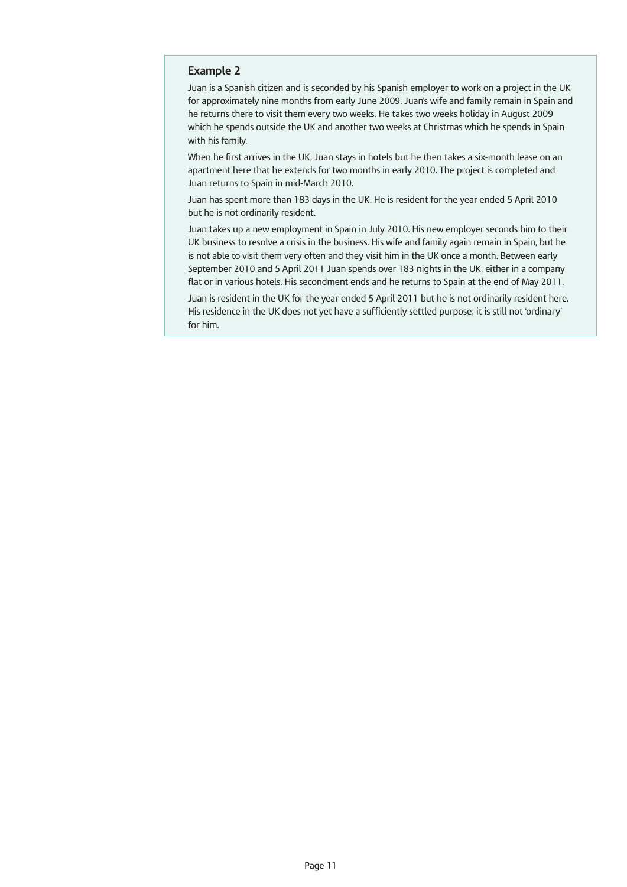### Example 2

Juan is a Spanish citizen and is seconded by his Spanish employer to work on a project in the UK for approximately nine months from early June 2009. Juan's wife and family remain in Spain and he returns there to visit them every two weeks. He takes two weeks holiday in August 2009 which he spends outside the UK and another two weeks at Christmas which he spends in Spain with his family.

When he first arrives in the UK, Juan stays in hotels but he then takes a six-month lease on an apartment here that he extends for two months in early 2010. The project is completed and Juan returns to Spain in mid-March 2010.

Juan has spent more than 183 days in the UK. He is resident for the year ended 5 April 2010 but he is not ordinarily resident.

Juan takes up a new employment in Spain in July 2010. His new employer seconds him to their UK business to resolve a crisis in the business. His wife and family again remain in Spain, but he is not able to visit them very often and they visit him in the UK once a month. Between early September 2010 and 5 April 2011 Juan spends over 183 nights in the UK, either in a company flat or in various hotels. His secondment ends and he returns to Spain at the end of May 2011.

Juan is resident in the UK for the year ended 5 April 2011 but he is not ordinarily resident here. His residence in the UK does not yet have a sufficiently settled purpose; it is still not 'ordinary' for him.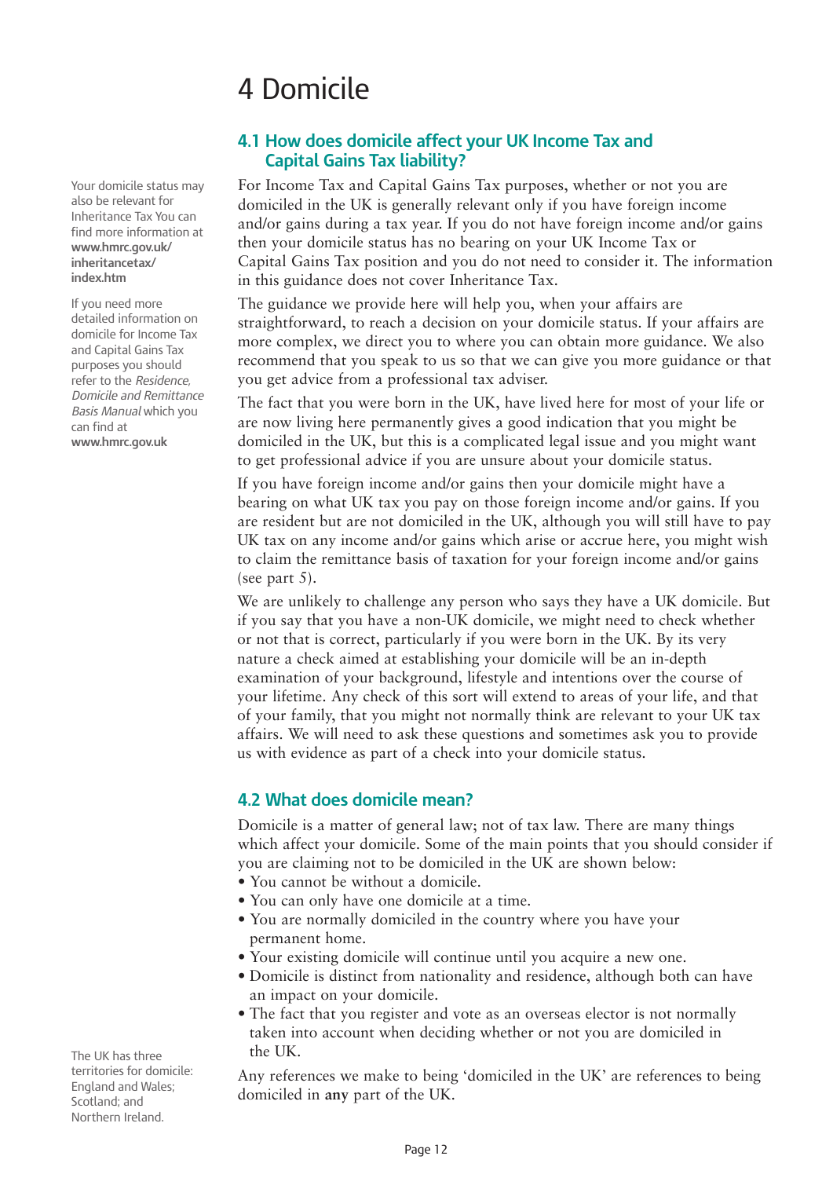# 4 Domicile

## 4.1 How does domicile affect your UK Income Tax and Capital Gains Tax liability?

For Income Tax and Capital Gains Tax purposes, whether or not you are domiciled in the UK is generally relevant only if you have foreign income and/or gains during a tax year. If you do not have foreign income and/or gains then your domicile status has no bearing on your UK Income Tax or Capital Gains Tax position and you do not need to consider it. The information in this guidance does not cover Inheritance Tax.

Your domicile status may also be relevant for Inheritance Tax You can find more information at **www.hmrc.gov.uk/inheritancetax/index.htm**

The guidance we provide here will help you, when your affairs are straightforward, to reach a decision on your domicile status. If your affairs are more complex, we direct you to where you can obtain more guidance. We also recommend that you speak to us so that we can give you more guidance or that you get advice from a professional tax adviser.

If you need more detailed information on domicile for Income Tax and Capital Gains Tax purposes you should refer to the *Residence, Domicile and Remittance Basis Manual* which you can find at **www.hmrc.gov.uk**

The fact that you were born in the UK, have lived here for most of your life or are now living here permanently gives a good indication that you might be domiciled in the UK, but this is a complicated legal issue and you might want to get professional advice if you are unsure about your domicile status.

If you have foreign income and/or gains then your domicile might have a bearing on what UK tax you pay on those foreign income and/or gains. If you are resident but are not domiciled in the UK, although you will still have to pay UK tax on any income and/or gains which arise or accrue here, you might wish to claim the remittance basis of taxation for your foreign income and/or gains (see part 5).

We are unlikely to challenge any person who says they have a UK domicile. But if you say that you have a non-UK domicile, we might need to check whether or not that is correct, particularly if you were born in the UK. By its very nature a check aimed at establishing your domicile will be an in-depth examination of your background, lifestyle and intentions over the course of your lifetime. Any check of this sort will extend to areas of your life, and that of your family, that you might not normally think are relevant to your UK tax affairs. We will need to ask these questions and sometimes ask you to provide us with evidence as part of a check into your domicile status.

## 4.2 What does domicile mean?

Domicile is a matter of general law; not of tax law. There are many things which affect your domicile. Some of the main points that you should consider if you are claiming not to be domiciled in the UK are shown below:

- You cannot be without a domicile.
- You can only have one domicile at a time.
- You are normally domiciled in the country where you have your permanent home.
- Your existing domicile will continue until you acquire a new one.
- Domicile is distinct from nationality and residence, although both can have an impact on your domicile.
- The fact that you register and vote as an overseas elector is not normally taken into account when deciding whether or not you are domiciled in the UK.

Any references we make to being 'domiciled in the UK' are references to being domiciled in **any** part of the UK.

The UK has three territories for domicile: England and Wales; Scotland; and Northern Ireland.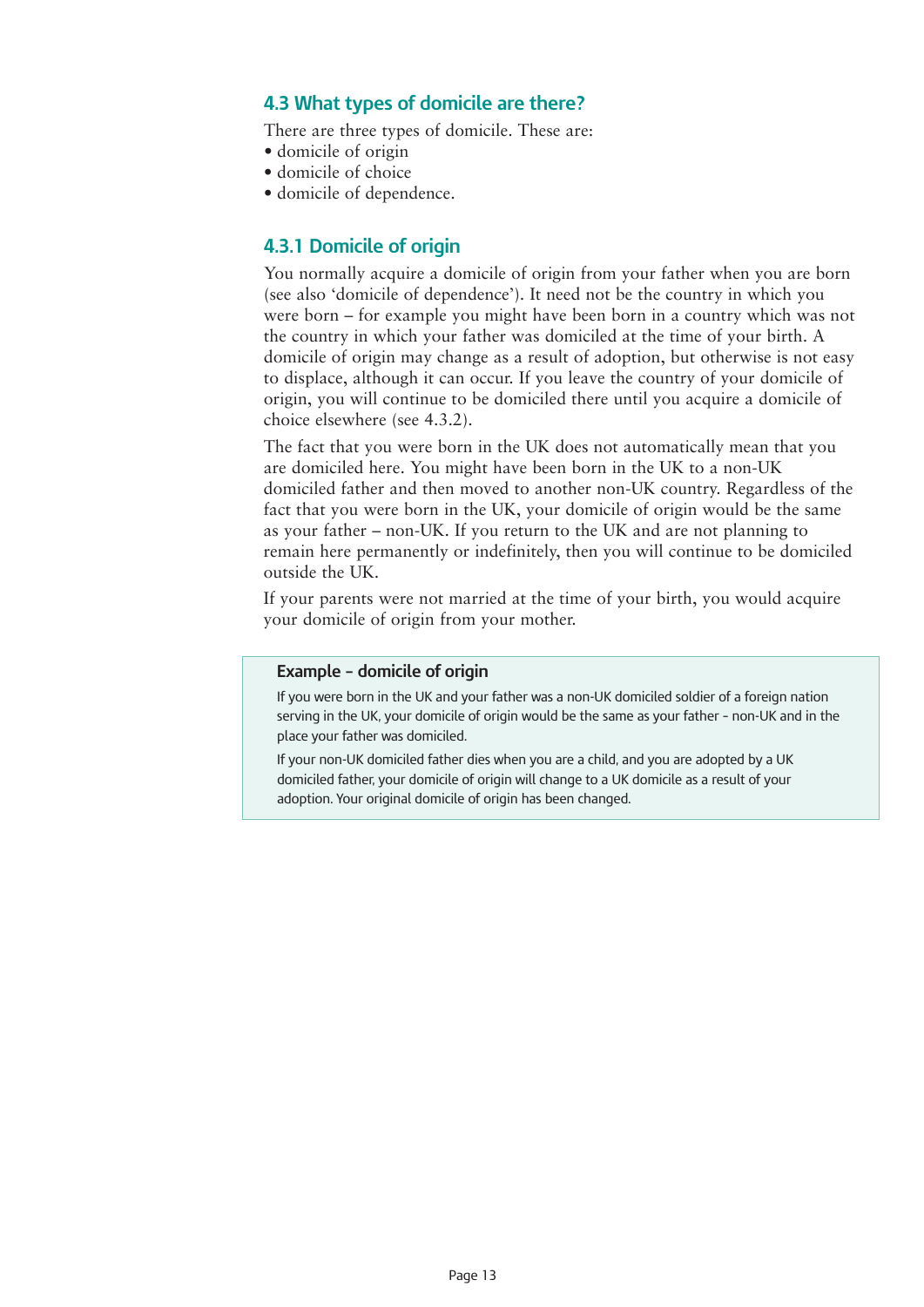## 4.3 What types of domicile are there?

There are three types of domicile. These are:

- domicile of origin
- domicile of choice
- domicile of dependence.

### 4.3.1 Domicile of origin

You normally acquire a domicile of origin from your father when you are born (see also 'domicile of dependence'). It need not be the country in which you were born – for example you might have been born in a country which was not the country in which your father was domiciled at the time of your birth. A domicile of origin may change as a result of adoption, but otherwise is not easy to displace, although it can occur. If you leave the country of your domicile of origin, you will continue to be domiciled there until you acquire a domicile of choice elsewhere (see 4.3.2).

The fact that you were born in the UK does not automatically mean that you are domiciled here. You might have been born in the UK to a non-UK domiciled father and then moved to another non-UK country. Regardless of the fact that you were born in the UK, your domicile of origin would be the same as your father – non-UK. If you return to the UK and are not planning to remain here permanently or indefinitely, then you will continue to be domiciled outside the UK.

If your parents were not married at the time of your birth, you would acquire your domicile of origin from your mother.

**Example – domicile of origin**

If you were born in the UK and your father was a non-UK domiciled soldier of a foreign nation serving in the UK, your domicile of origin would be the same as your father - non-UK and in the place your father was domiciled.

If your non-UK domiciled father dies when you are a child, and you are adopted by a UK domiciled father, your domicile of origin will change to a UK domicile as a result of your adoption. Your original domicile of origin has been changed.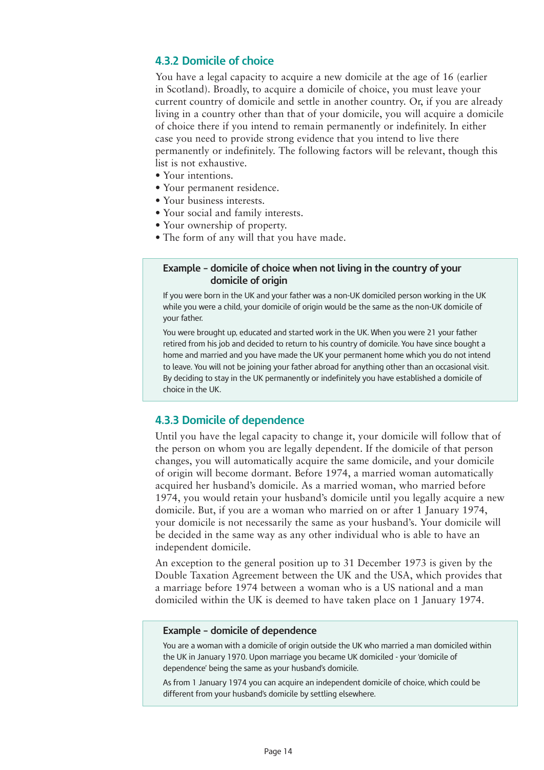### 4.3.2 Domicile of choice

You have a legal capacity to acquire a new domicile at the age of 16 (earlier in Scotland). Broadly, to acquire a domicile of choice, you must leave your current country of domicile and settle in another country. Or, if you are already living in a country other than that of your domicile, you will acquire a domicile of choice there if you intend to remain permanently or indefinitely. In either case you need to provide strong evidence that you intend to live there permanently or indefinitely. The following factors will be relevant, though this list is not exhaustive.

- Your intentions.
- Your permanent residence.
- Your business interests.
- Your social and family interests.
- Your ownership of property.
- The form of any will that you have made.

> **Example – domicile of choice when not living in the country of your domicile of origin**
>
> If you were born in the UK and your father was a non-UK domiciled person working in the UK while you were a child, your domicile of origin would be the same as the non-UK domicile of your father.
>
> You were brought up, educated and started work in the UK. When you were 21 your father retired from his job and decided to return to his country of domicile. You have since bought a home and married and you have made the UK your permanent home which you do not intend to leave. You will not be joining your father abroad for anything other than an occasional visit. By deciding to stay in the UK permanently or indefinitely you have established a domicile of choice in the UK.

### 4.3.3 Domicile of dependence

Until you have the legal capacity to change it, your domicile will follow that of the person on whom you are legally dependent. If the domicile of that person changes, you will automatically acquire the same domicile, and your domicile of origin will become dormant. Before 1974, a married woman automatically acquired her husband's domicile. As a married woman, who married before 1974, you would retain your husband's domicile until you legally acquire a new domicile. But, if you are a woman who married on or after 1 January 1974, your domicile is not necessarily the same as your husband's. Your domicile will be decided in the same way as any other individual who is able to have an independent domicile.

An exception to the general position up to 31 December 1973 is given by the Double Taxation Agreement between the UK and the USA, which provides that a marriage before 1974 between a woman who is a US national and a man domiciled within the UK is deemed to have taken place on 1 January 1974.

> **Example – domicile of dependence**
>
> You are a woman with a domicile of origin outside the UK who married a man domiciled within the UK in January 1970. Upon marriage you became UK domiciled - your 'domicile of dependence' being the same as your husband's domicile.
>
> As from 1 January 1974 you can acquire an independent domicile of choice, which could be different from your husband's domicile by settling elsewhere.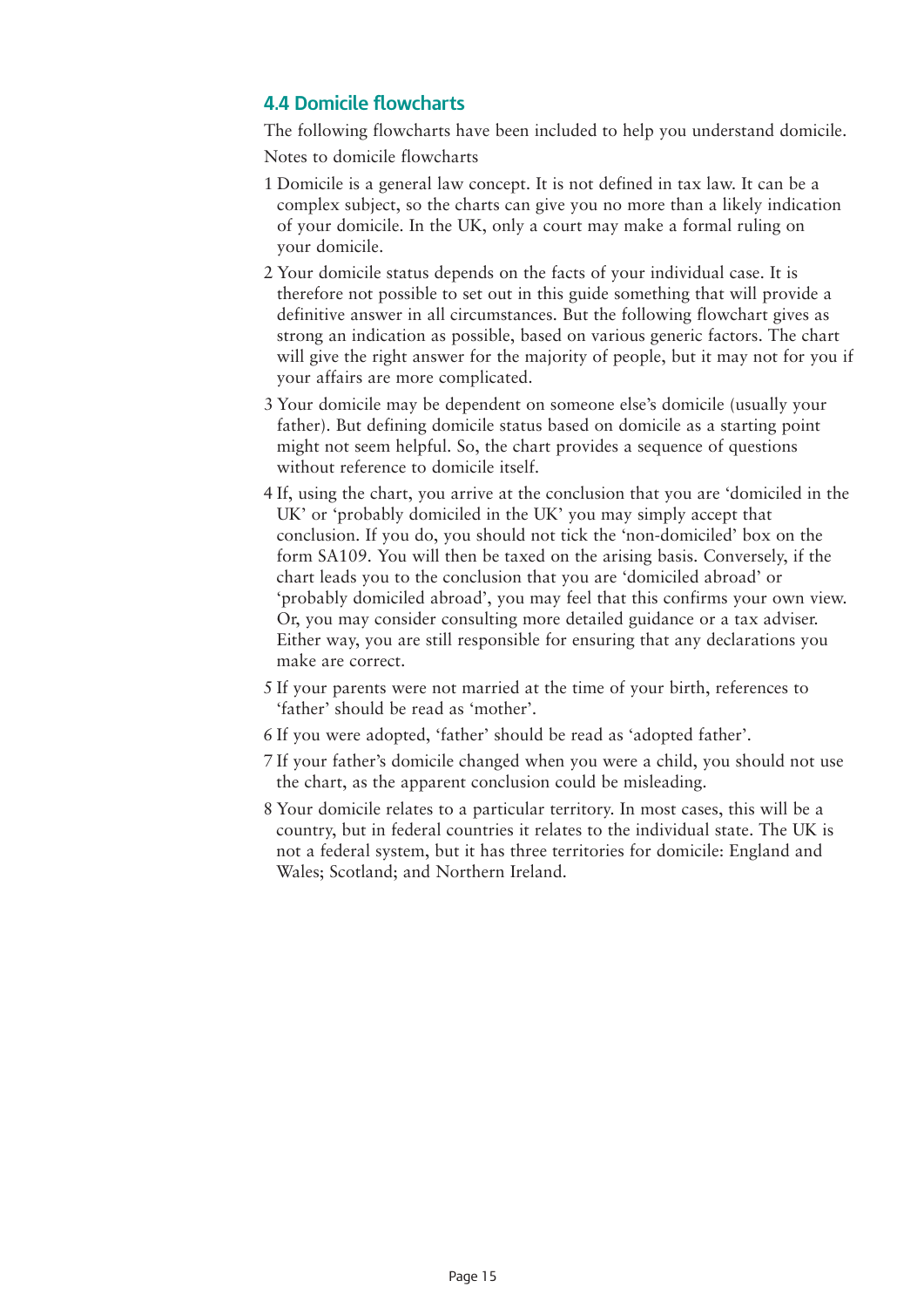## 4.4 Domicile flowcharts

The following flowcharts have been included to help you understand domicile.

Notes to domicile flowcharts

1. Domicile is a general law concept. It is not defined in tax law. It can be a complex subject, so the charts can give you no more than a likely indication of your domicile. In the UK, only a court may make a formal ruling on your domicile.
2. Your domicile status depends on the facts of your individual case. It is therefore not possible to set out in this guide something that will provide a definitive answer in all circumstances. But the following flowchart gives as strong an indication as possible, based on various generic factors. The chart will give the right answer for the majority of people, but it may not for you if your affairs are more complicated.
3. Your domicile may be dependent on someone else's domicile (usually your father). But defining domicile status based on domicile as a starting point might not seem helpful. So, the chart provides a sequence of questions without reference to domicile itself.
4. If, using the chart, you arrive at the conclusion that you are 'domiciled in the UK' or 'probably domiciled in the UK' you may simply accept that conclusion. If you do, you should not tick the 'non-domiciled' box on the form SA109. You will then be taxed on the arising basis. Conversely, if the chart leads you to the conclusion that you are 'domiciled abroad' or 'probably domiciled abroad', you may feel that this confirms your own view. Or, you may consider consulting more detailed guidance or a tax adviser. Either way, you are still responsible for ensuring that any declarations you make are correct.
5. If your parents were not married at the time of your birth, references to 'father' should be read as 'mother'.
6. If you were adopted, 'father' should be read as 'adopted father'.
7. If your father's domicile changed when you were a child, you should not use the chart, as the apparent conclusion could be misleading.
8. Your domicile relates to a particular territory. In most cases, this will be a country, but in federal countries it relates to the individual state. The UK is not a federal system, but it has three territories for domicile: England and Wales; Scotland; and Northern Ireland.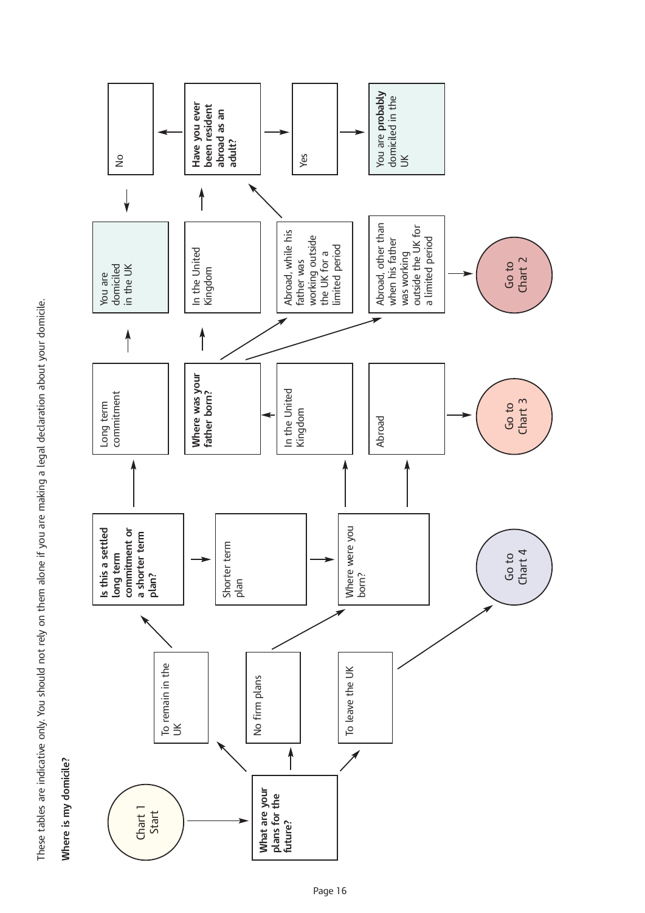These tables are indicative only. You should not rely on them alone if you are making a legal declaration about your domicile.

**Where is my domicile?**

Chart 1 Start

**What are your plans for the future?**

- To remain in the UK → **Is this a settled long term commitment or a shorter term plan?**
  - Long term commitment → You are domiciled in the UK
  - Shorter term plan → Where were you born?
- No firm plans → Where were you born?
- To leave the UK → Go to Chart 4

**Where were you born?**

- In the United Kingdom → **Where was your father born?**
- Abroad → Go to Chart 3

**Where was your father born?**

- In the United Kingdom → **Have you ever been resident abroad as an adult?**
- Abroad, while his father was working outside the UK for a limited period → **Have you ever been resident abroad as an adult?**
- Abroad, other than when his father was working outside the UK for a limited period → Go to Chart 2

**Have you ever been resident abroad as an adult?**

- No → You are domiciled in the UK
- Yes → You are **probably** domiciled in the UK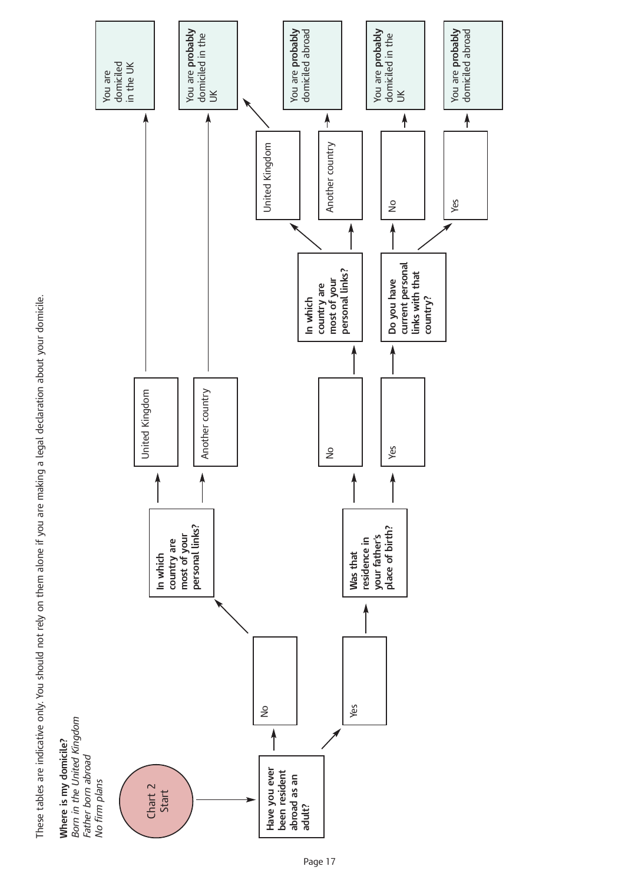These tables are indicative only. You should not rely on them alone if you are making a legal declaration about your domicile.

**Where is my domicile?**
*Born in the United Kingdom*
*Father born abroad*
*No firm plans*

**Chart 2 Start**

**Have you ever been resident abroad as an adult?**

- **No** → **In which country are most of your personal links?**
  - United Kingdom → You are domiciled in the UK
  - Another country → You are **probably** domiciled in the UK
- **Yes** → **Was that residence in your father's place of birth?**
  - No → **In which country are most of your personal links?**
    - United Kingdom → You are **probably** domiciled in the UK
    - Another country → You are **probably** domiciled abroad
  - Yes → **Do you have current personal links with that country?**
    - No → You are **probably** domiciled in the UK
    - Yes → You are **probably** domiciled abroad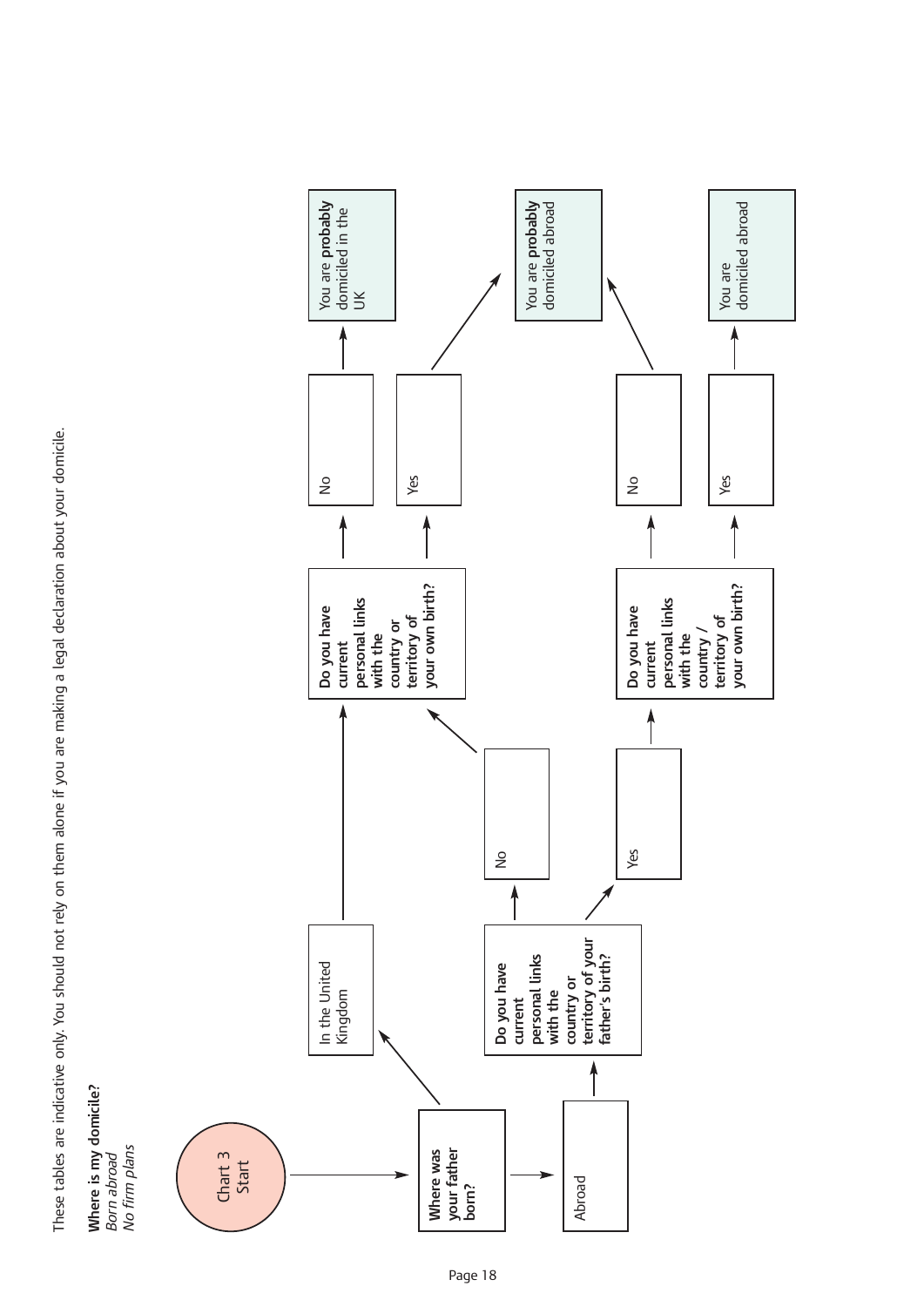These tables are indicative only. You should not rely on them alone if you are making a legal declaration about your domicile.

**Where is my domicile?**
*Born abroad*
*No firm plans*

Chart 3 Start

**Where was your father born?**

- In the United Kingdom → **Do you have current personal links with the country or territory of your own birth?**
  - No → You are **probably** domiciled in the UK
  - Yes → You are **probably** domiciled abroad
- Abroad → **Do you have current personal links with the country or territory of your father's birth?**
  - No → **Do you have current personal links with the country or territory of your own birth?**
    - No → You are **probably** domiciled in the UK
    - Yes → You are **probably** domiciled abroad
  - Yes → **Do you have current personal links with the country / territory of your own birth?**
    - No → You are **probably** domiciled abroad
    - Yes → You are domiciled abroad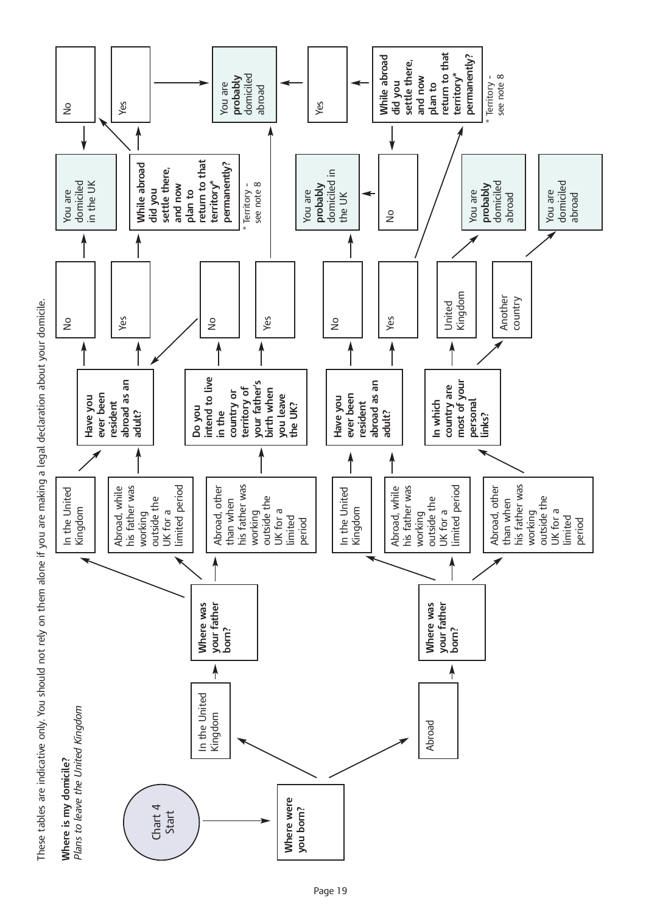These tables are indicative only. You should not rely on them alone if you are making a legal declaration about your domicile.

**Where is my domicile?**
*Plans to leave the United Kingdom*

Chart 4 Start

**Where were you born?**

- In the United Kingdom → **Where was your father born?**
  - In the United Kingdom → **Have you ever been resident abroad as an adult?**
    - No → You are domiciled in the UK
    - Yes → **While abroad did you settle there, and now plan to return to that territory\* permanently?**
      - No → You are domiciled in the UK
      - Yes → You are **probably** domiciled abroad
  - Abroad, while his father was working outside the UK for a limited period → **Have you ever been resident abroad as an adult?**
  - Abroad, other than when his father was working outside the UK for a limited period → **Do you intend to live in the country or territory of your father's birth when you leave the UK?**
    - No → **Have you ever been resident abroad as an adult?** (Yes branch)
    - Yes → You are **probably** domiciled abroad
- Abroad → **Where was your father born?**
  - In the United Kingdom → **Have you ever been resident abroad as an adult?**
    - No → You are **probably** domiciled in the UK
    - Yes → **While abroad did you settle there, and now plan to return to that territory\* permanently?**
      - No → You are **probably** domiciled in the UK
      - Yes → You are **probably** domiciled abroad
  - Abroad, while his father was working outside the UK for a limited period → **Have you ever been resident abroad as an adult?**
  - Abroad, other than when his father was working outside the UK for a limited period → **In which country are most of your personal links?**
    - United Kingdom → You are **probably** domiciled abroad
    - Another country → You are domiciled abroad

\* Territory - see note 8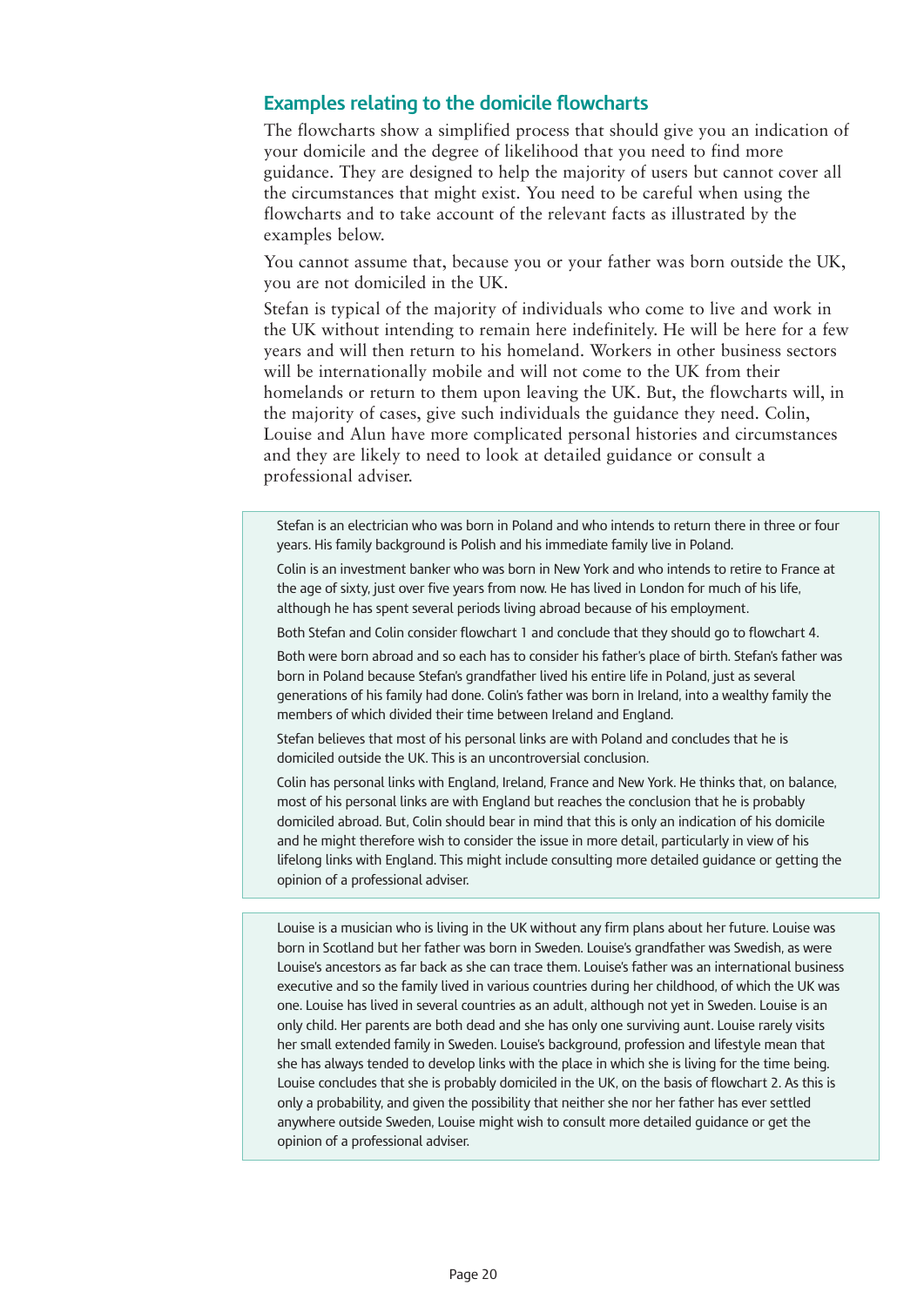## Examples relating to the domicile flowcharts

The flowcharts show a simplified process that should give you an indication of your domicile and the degree of likelihood that you need to find more guidance. They are designed to help the majority of users but cannot cover all the circumstances that might exist. You need to be careful when using the flowcharts and to take account of the relevant facts as illustrated by the examples below.

You cannot assume that, because you or your father was born outside the UK, you are not domiciled in the UK.

Stefan is typical of the majority of individuals who come to live and work in the UK without intending to remain here indefinitely. He will be here for a few years and will then return to his homeland. Workers in other business sectors will be internationally mobile and will not come to the UK from their homelands or return to them upon leaving the UK. But, the flowcharts will, in the majority of cases, give such individuals the guidance they need. Colin, Louise and Alun have more complicated personal histories and circumstances and they are likely to need to look at detailed guidance or consult a professional adviser.

> Stefan is an electrician who was born in Poland and who intends to return there in three or four years. His family background is Polish and his immediate family live in Poland.
>
> Colin is an investment banker who was born in New York and who intends to retire to France at the age of sixty, just over five years from now. He has lived in London for much of his life, although he has spent several periods living abroad because of his employment.
>
> Both Stefan and Colin consider flowchart 1 and conclude that they should go to flowchart 4.
>
> Both were born abroad and so each has to consider his father's place of birth. Stefan's father was born in Poland because Stefan's grandfather lived his entire life in Poland, just as several generations of his family had done. Colin's father was born in Ireland, into a wealthy family the members of which divided their time between Ireland and England.
>
> Stefan believes that most of his personal links are with Poland and concludes that he is domiciled outside the UK. This is an uncontroversial conclusion.
>
> Colin has personal links with England, Ireland, France and New York. He thinks that, on balance, most of his personal links are with England but reaches the conclusion that he is probably domiciled abroad. But, Colin should bear in mind that this is only an indication of his domicile and he might therefore wish to consider the issue in more detail, particularly in view of his lifelong links with England. This might include consulting more detailed guidance or getting the opinion of a professional adviser.

> Louise is a musician who is living in the UK without any firm plans about her future. Louise was born in Scotland but her father was born in Sweden. Louise's grandfather was Swedish, as were Louise's ancestors as far back as she can trace them. Louise's father was an international business executive and so the family lived in various countries during her childhood, of which the UK was one. Louise has lived in several countries as an adult, although not yet in Sweden. Louise is an only child. Her parents are both dead and she has only one surviving aunt. Louise rarely visits her small extended family in Sweden. Louise's background, profession and lifestyle mean that she has always tended to develop links with the place in which she is living for the time being. Louise concludes that she is probably domiciled in the UK, on the basis of flowchart 2. As this is only a probability, and given the possibility that neither she nor her father has ever settled anywhere outside Sweden, Louise might wish to consult more detailed guidance or get the opinion of a professional adviser.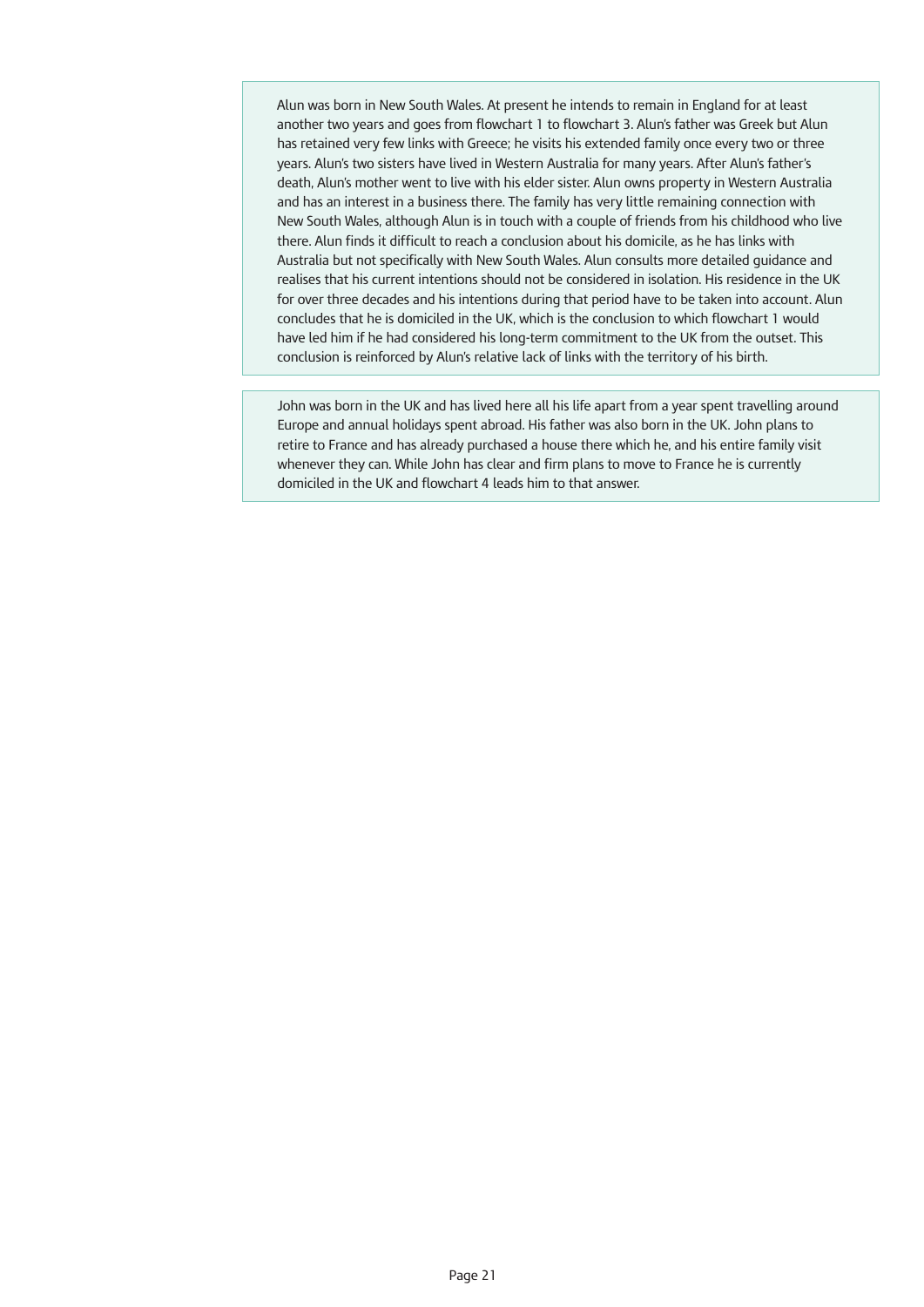Alun was born in New South Wales. At present he intends to remain in England for at least another two years and goes from flowchart 1 to flowchart 3. Alun's father was Greek but Alun has retained very few links with Greece; he visits his extended family once every two or three years. Alun's two sisters have lived in Western Australia for many years. After Alun's father's death, Alun's mother went to live with his elder sister. Alun owns property in Western Australia and has an interest in a business there. The family has very little remaining connection with New South Wales, although Alun is in touch with a couple of friends from his childhood who live there. Alun finds it difficult to reach a conclusion about his domicile, as he has links with Australia but not specifically with New South Wales. Alun consults more detailed guidance and realises that his current intentions should not be considered in isolation. His residence in the UK for over three decades and his intentions during that period have to be taken into account. Alun concludes that he is domiciled in the UK, which is the conclusion to which flowchart 1 would have led him if he had considered his long-term commitment to the UK from the outset. This conclusion is reinforced by Alun's relative lack of links with the territory of his birth.

John was born in the UK and has lived here all his life apart from a year spent travelling around Europe and annual holidays spent abroad. His father was also born in the UK. John plans to retire to France and has already purchased a house there which he, and his entire family visit whenever they can. While John has clear and firm plans to move to France he is currently domiciled in the UK and flowchart 4 leads him to that answer.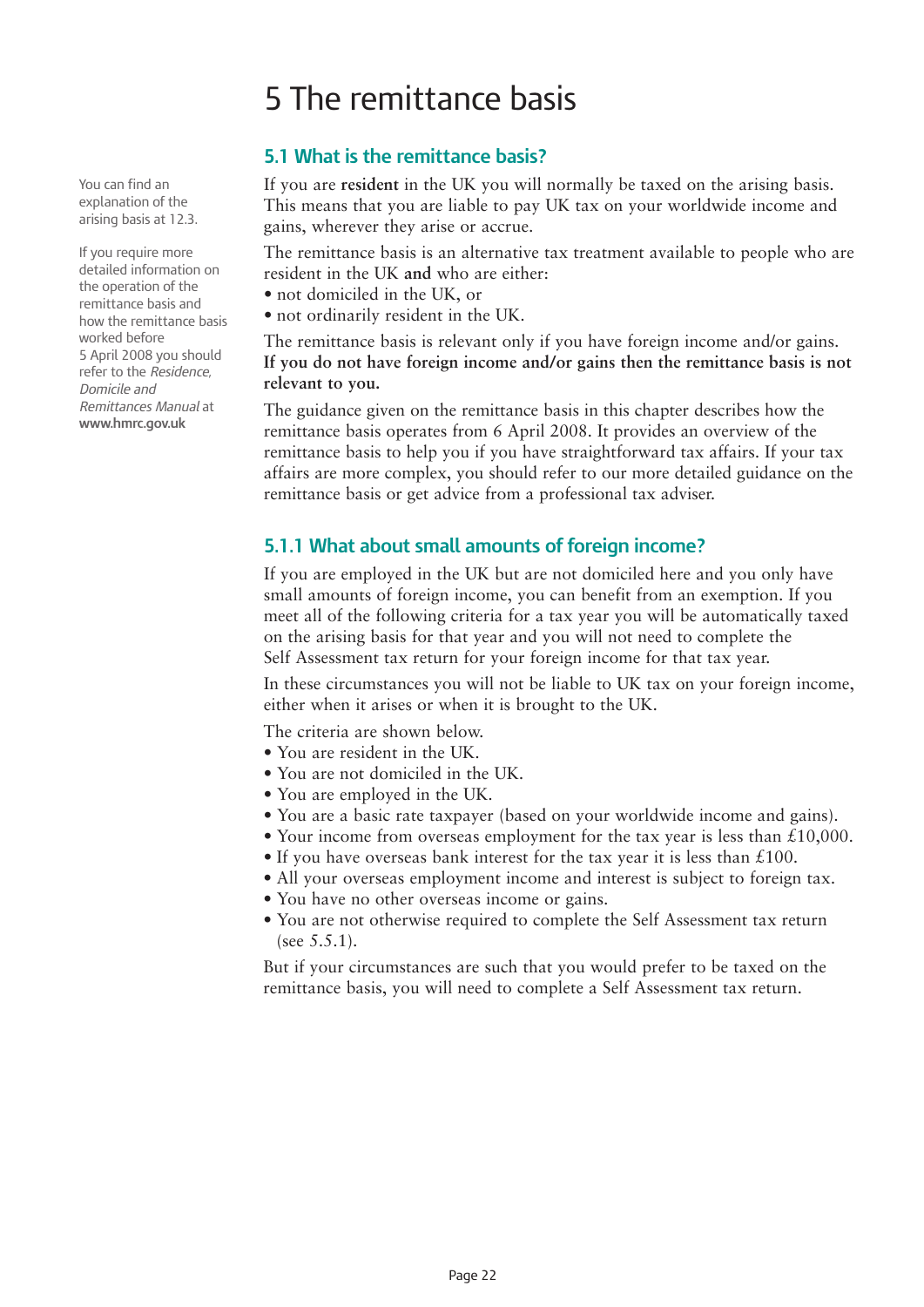# 5 The remittance basis

## 5.1 What is the remittance basis?

You can find an explanation of the arising basis at 12.3.

If you require more detailed information on the operation of the remittance basis and how the remittance basis worked before 5 April 2008 you should refer to the *Residence, Domicile and Remittances Manual* at **www.hmrc.gov.uk**

If you are **resident** in the UK you will normally be taxed on the arising basis. This means that you are liable to pay UK tax on your worldwide income and gains, wherever they arise or accrue.

The remittance basis is an alternative tax treatment available to people who are resident in the UK **and** who are either:

- not domiciled in the UK, or
- not ordinarily resident in the UK.

The remittance basis is relevant only if you have foreign income and/or gains. **If you do not have foreign income and/or gains then the remittance basis is not relevant to you.**

The guidance given on the remittance basis in this chapter describes how the remittance basis operates from 6 April 2008. It provides an overview of the remittance basis to help you if you have straightforward tax affairs. If your tax affairs are more complex, you should refer to our more detailed guidance on the remittance basis or get advice from a professional tax adviser.

### 5.1.1 What about small amounts of foreign income?

If you are employed in the UK but are not domiciled here and you only have small amounts of foreign income, you can benefit from an exemption. If you meet all of the following criteria for a tax year you will be automatically taxed on the arising basis for that year and you will not need to complete the Self Assessment tax return for your foreign income for that tax year.

In these circumstances you will not be liable to UK tax on your foreign income, either when it arises or when it is brought to the UK.

The criteria are shown below.

- You are resident in the UK.
- You are not domiciled in the UK.
- You are employed in the UK.
- You are a basic rate taxpayer (based on your worldwide income and gains).
- Your income from overseas employment for the tax year is less than £10,000.
- If you have overseas bank interest for the tax year it is less than £100.
- All your overseas employment income and interest is subject to foreign tax.
- You have no other overseas income or gains.
- You are not otherwise required to complete the Self Assessment tax return (see 5.5.1).

But if your circumstances are such that you would prefer to be taxed on the remittance basis, you will need to complete a Self Assessment tax return.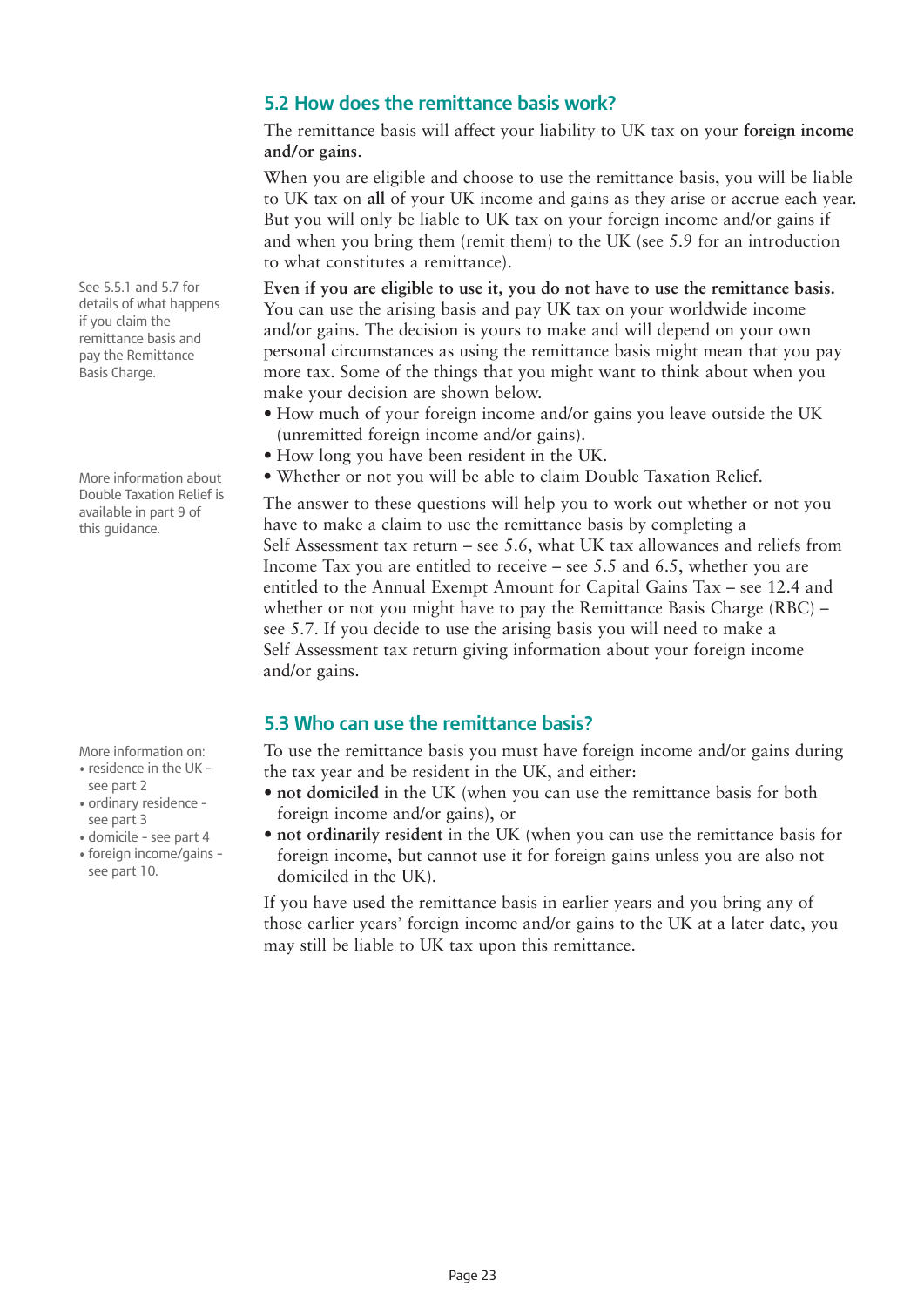## 5.2 How does the remittance basis work?

The remittance basis will affect your liability to UK tax on your **foreign income and/or gains**.

When you are eligible and choose to use the remittance basis, you will be liable to UK tax on **all** of your UK income and gains as they arise or accrue each year. But you will only be liable to UK tax on your foreign income and/or gains if and when you bring them (remit them) to the UK (see 5.9 for an introduction to what constitutes a remittance).

See 5.5.1 and 5.7 for details of what happens if you claim the remittance basis and pay the Remittance Basis Charge.

**Even if you are eligible to use it, you do not have to use the remittance basis.** You can use the arising basis and pay UK tax on your worldwide income and/or gains. The decision is yours to make and will depend on your own personal circumstances as using the remittance basis might mean that you pay more tax. Some of the things that you might want to think about when you make your decision are shown below.

- How much of your foreign income and/or gains you leave outside the UK (unremitted foreign income and/or gains).
- How long you have been resident in the UK.
- Whether or not you will be able to claim Double Taxation Relief.

More information about Double Taxation Relief is available in part 9 of this guidance.

The answer to these questions will help you to work out whether or not you have to make a claim to use the remittance basis by completing a Self Assessment tax return – see 5.6, what UK tax allowances and reliefs from Income Tax you are entitled to receive – see 5.5 and 6.5, whether you are entitled to the Annual Exempt Amount for Capital Gains Tax – see 12.4 and whether or not you might have to pay the Remittance Basis Charge (RBC) – see 5.7. If you decide to use the arising basis you will need to make a Self Assessment tax return giving information about your foreign income and/or gains.

## 5.3 Who can use the remittance basis?

More information on:
- residence in the UK - see part 2
- ordinary residence - see part 3
- domicile - see part 4
- foreign income/gains - see part 10.

To use the remittance basis you must have foreign income and/or gains during the tax year and be resident in the UK, and either:

- **not domiciled** in the UK (when you can use the remittance basis for both foreign income and/or gains), or
- **not ordinarily resident** in the UK (when you can use the remittance basis for foreign income, but cannot use it for foreign gains unless you are also not domiciled in the UK).

If you have used the remittance basis in earlier years and you bring any of those earlier years' foreign income and/or gains to the UK at a later date, you may still be liable to UK tax upon this remittance.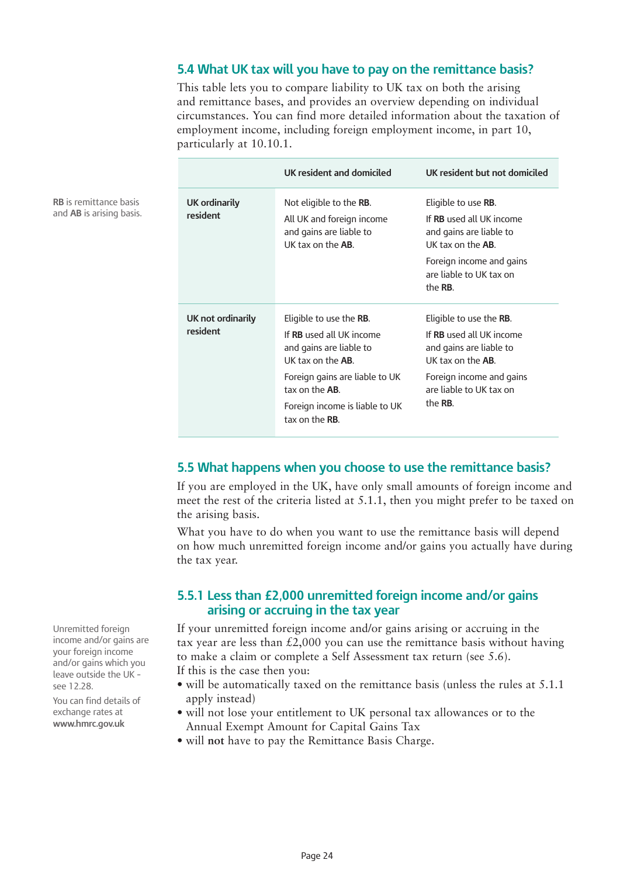## 5.4 What UK tax will you have to pay on the remittance basis?

This table lets you compare liability to UK tax on both the arising and remittance bases, and provides an overview depending on individual circumstances. You can find more detailed information about the taxation of employment income, including foreign employment income, in part 10, particularly at 10.10.1.

**RB** is remittance basis and **AB** is arising basis.

| | UK resident and domiciled | UK resident but not domiciled |
|---|---|---|
| **UK ordinarily resident** | Not eligible to the **RB**.<br>All UK and foreign income and gains are liable to UK tax on the **AB**. | Eligible to use **RB**.<br>If **RB** used all UK income and gains are liable to UK tax on the **AB**.<br>Foreign income and gains are liable to UK tax on the **RB**. |
| **UK not ordinarily resident** | Eligible to use the **RB**.<br>If **RB** used all UK income and gains are liable to UK tax on the **AB**.<br>Foreign gains are liable to UK tax on the **AB**.<br>Foreign income is liable to UK tax on the **RB**. | Eligible to use the **RB**.<br>If **RB** used all UK income and gains are liable to UK tax on the **AB**.<br>Foreign income and gains are liable to UK tax on the **RB**. |

## 5.5 What happens when you choose to use the remittance basis?

If you are employed in the UK, have only small amounts of foreign income and meet the rest of the criteria listed at 5.1.1, then you might prefer to be taxed on the arising basis.

What you have to do when you want to use the remittance basis will depend on how much unremitted foreign income and/or gains you actually have during the tax year.

### 5.5.1 Less than £2,000 unremitted foreign income and/or gains arising or accruing in the tax year

Unremitted foreign income and/or gains are your foreign income and/or gains which you leave outside the UK - see 12.28.

You can find details of exchange rates at **www.hmrc.gov.uk**

If your unremitted foreign income and/or gains arising or accruing in the tax year are less than £2,000 you can use the remittance basis without having to make a claim or complete a Self Assessment tax return (see 5.6).

If this is the case then you:

- will be automatically taxed on the remittance basis (unless the rules at 5.1.1 apply instead)
- will not lose your entitlement to UK personal tax allowances or to the Annual Exempt Amount for Capital Gains Tax
- will **not** have to pay the Remittance Basis Charge.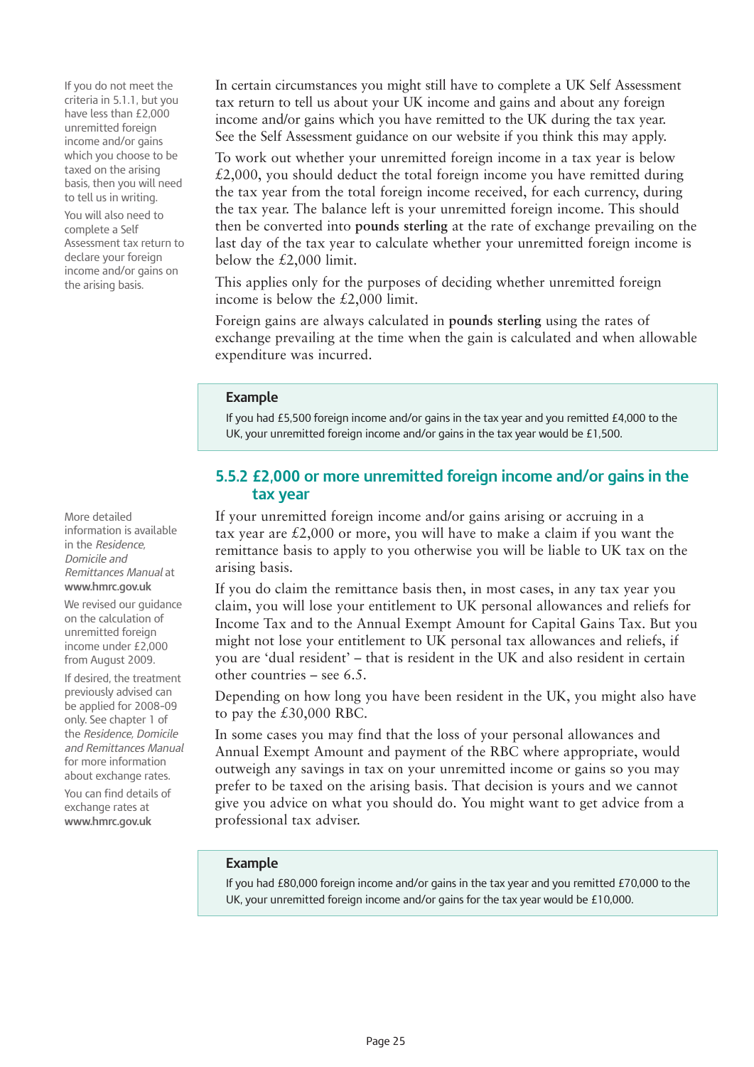If you do not meet the criteria in 5.1.1, but you have less than £2,000 unremitted foreign income and/or gains which you choose to be taxed on the arising basis, then you will need to tell us in writing.

You will also need to complete a Self Assessment tax return to declare your foreign income and/or gains on the arising basis.

In certain circumstances you might still have to complete a UK Self Assessment tax return to tell us about your UK income and gains and about any foreign income and/or gains which you have remitted to the UK during the tax year. See the Self Assessment guidance on our website if you think this may apply.

To work out whether your unremitted foreign income in a tax year is below £2,000, you should deduct the total foreign income you have remitted during the tax year from the total foreign income received, for each currency, during the tax year. The balance left is your unremitted foreign income. This should then be converted into **pounds sterling** at the rate of exchange prevailing on the last day of the tax year to calculate whether your unremitted foreign income is below the £2,000 limit.

This applies only for the purposes of deciding whether unremitted foreign income is below the £2,000 limit.

Foreign gains are always calculated in **pounds sterling** using the rates of exchange prevailing at the time when the gain is calculated and when allowable expenditure was incurred.

> **Example**
>
> If you had £5,500 foreign income and/or gains in the tax year and you remitted £4,000 to the UK, your unremitted foreign income and/or gains in the tax year would be £1,500.

### 5.5.2 £2,000 or more unremitted foreign income and/or gains in the tax year

More detailed information is available in the *Residence, Domicile and Remittances Manual* at **www.hmrc.gov.uk**

We revised our guidance on the calculation of unremitted foreign income under £2,000 from August 2009.

If desired, the treatment previously advised can be applied for 2008-09 only. See chapter 1 of the *Residence, Domicile and Remittances Manual* for more information about exchange rates.

You can find details of exchange rates at **www.hmrc.gov.uk**

If your unremitted foreign income and/or gains arising or accruing in a tax year are £2,000 or more, you will have to make a claim if you want the remittance basis to apply to you otherwise you will be liable to UK tax on the arising basis.

If you do claim the remittance basis then, in most cases, in any tax year you claim, you will lose your entitlement to UK personal allowances and reliefs for Income Tax and to the Annual Exempt Amount for Capital Gains Tax. But you might not lose your entitlement to UK personal tax allowances and reliefs, if you are 'dual resident' – that is resident in the UK and also resident in certain other countries – see 6.5.

Depending on how long you have been resident in the UK, you might also have to pay the £30,000 RBC.

In some cases you may find that the loss of your personal allowances and Annual Exempt Amount and payment of the RBC where appropriate, would outweigh any savings in tax on your unremitted income or gains so you may prefer to be taxed on the arising basis. That decision is yours and we cannot give you advice on what you should do. You might want to get advice from a professional tax adviser.

> **Example**
>
> If you had £80,000 foreign income and/or gains in the tax year and you remitted £70,000 to the UK, your unremitted foreign income and/or gains for the tax year would be £10,000.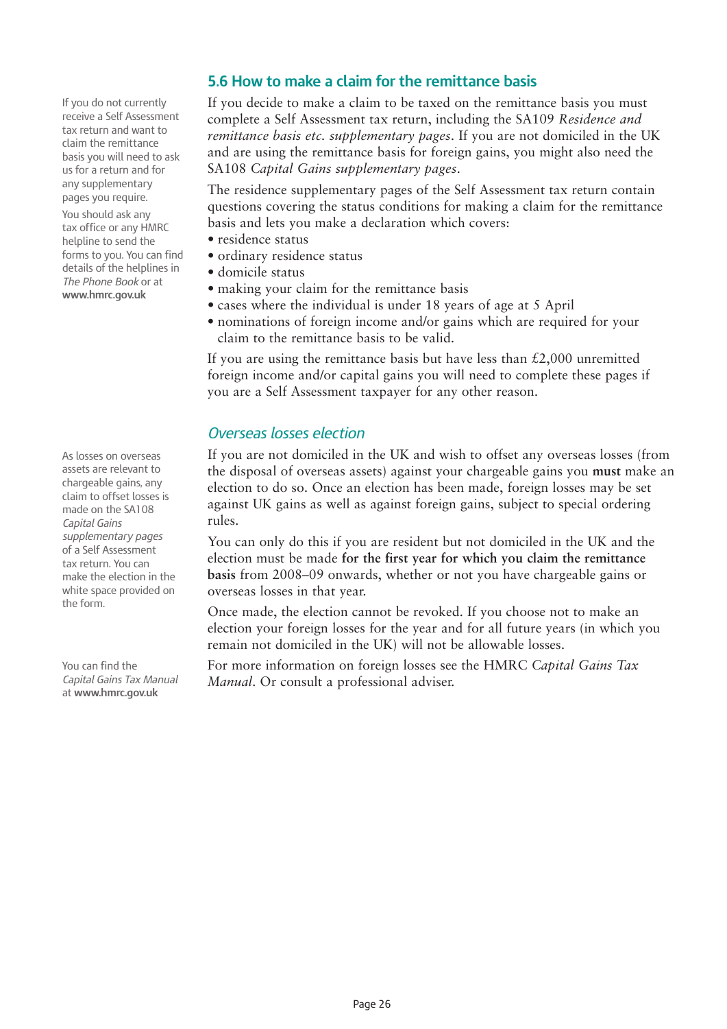## 5.6 How to make a claim for the remittance basis

If you do not currently receive a Self Assessment tax return and want to claim the remittance basis you will need to ask us for a return and for any supplementary pages you require.

You should ask any tax office or any HMRC helpline to send the forms to you. You can find details of the helplines in *The Phone Book* or at **www.hmrc.gov.uk**

If you decide to make a claim to be taxed on the remittance basis you must complete a Self Assessment tax return, including the SA109 *Residence and remittance basis etc. supplementary pages*. If you are not domiciled in the UK and are using the remittance basis for foreign gains, you might also need the SA108 *Capital Gains supplementary pages*.

The residence supplementary pages of the Self Assessment tax return contain questions covering the status conditions for making a claim for the remittance basis and lets you make a declaration which covers:

- residence status
- ordinary residence status
- domicile status
- making your claim for the remittance basis
- cases where the individual is under 18 years of age at 5 April
- nominations of foreign income and/or gains which are required for your claim to the remittance basis to be valid.

If you are using the remittance basis but have less than £2,000 unremitted foreign income and/or capital gains you will need to complete these pages if you are a Self Assessment taxpayer for any other reason.

### *Overseas losses election*

As losses on overseas assets are relevant to chargeable gains, any claim to offset losses is made on the SA108 *Capital Gains supplementary pages* of a Self Assessment tax return. You can make the election in the white space provided on the form.

If you are not domiciled in the UK and wish to offset any overseas losses (from the disposal of overseas assets) against your chargeable gains you **must** make an election to do so. Once an election has been made, foreign losses may be set against UK gains as well as against foreign gains, subject to special ordering rules.

You can only do this if you are resident but not domiciled in the UK and the election must be made **for the first year for which you claim the remittance basis** from 2008–09 onwards, whether or not you have chargeable gains or overseas losses in that year.

Once made, the election cannot be revoked. If you choose not to make an election your foreign losses for the year and for all future years (in which you remain not domiciled in the UK) will not be allowable losses.

You can find the *Capital Gains Tax Manual* at **www.hmrc.gov.uk**

For more information on foreign losses see the HMRC *Capital Gains Tax Manual*. Or consult a professional adviser.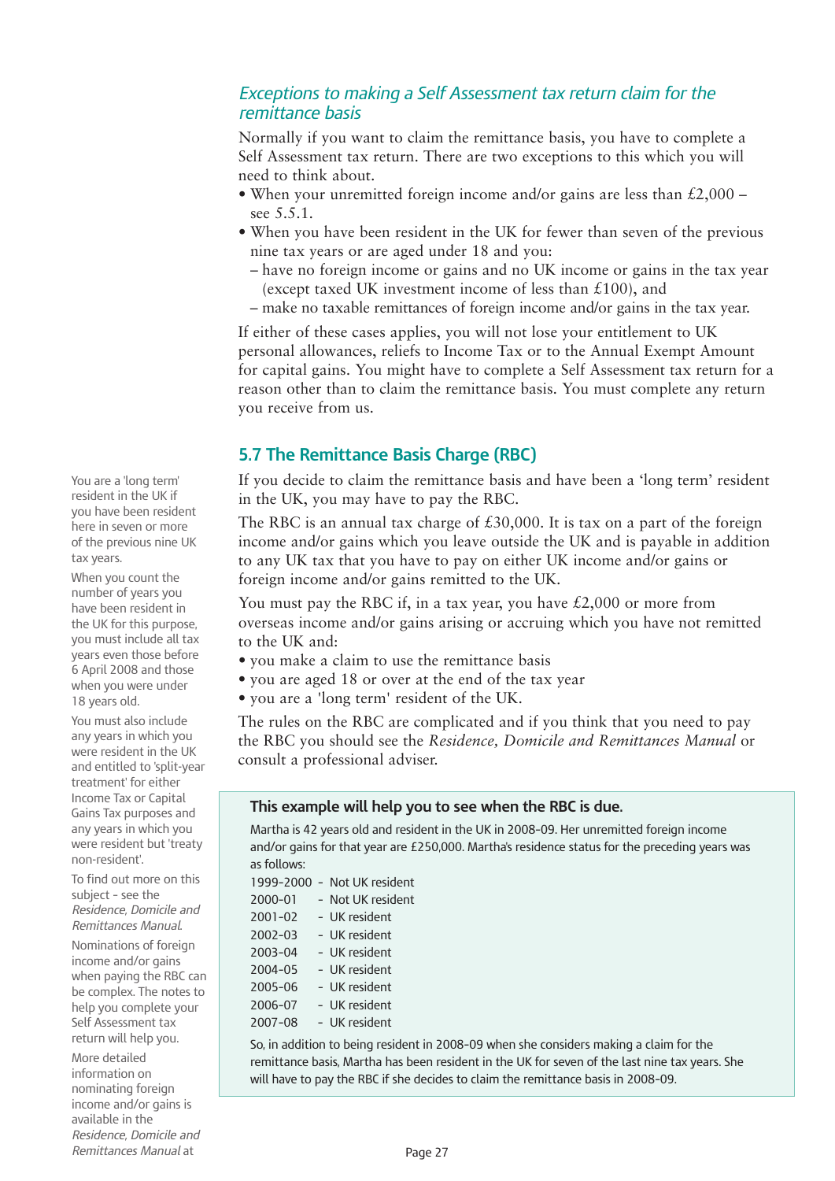### *Exceptions to making a Self Assessment tax return claim for the remittance basis*

Normally if you want to claim the remittance basis, you have to complete a Self Assessment tax return. There are two exceptions to this which you will need to think about.

- When your unremitted foreign income and/or gains are less than £2,000 – see 5.5.1.
- When you have been resident in the UK for fewer than seven of the previous nine tax years or are aged under 18 and you:
  - have no foreign income or gains and no UK income or gains in the tax year (except taxed UK investment income of less than £100), and
  - make no taxable remittances of foreign income and/or gains in the tax year.

If either of these cases applies, you will not lose your entitlement to UK personal allowances, reliefs to Income Tax or to the Annual Exempt Amount for capital gains. You might have to complete a Self Assessment tax return for a reason other than to claim the remittance basis. You must complete any return you receive from us.

## 5.7 The Remittance Basis Charge (RBC)

If you decide to claim the remittance basis and have been a 'long term' resident in the UK, you may have to pay the RBC.

The RBC is an annual tax charge of £30,000. It is tax on a part of the foreign income and/or gains which you leave outside the UK and is payable in addition to any UK tax that you have to pay on either UK income and/or gains or foreign income and/or gains remitted to the UK.

You must pay the RBC if, in a tax year, you have £2,000 or more from overseas income and/or gains arising or accruing which you have not remitted to the UK and:

- you make a claim to use the remittance basis
- you are aged 18 or over at the end of the tax year
- you are a 'long term' resident of the UK.

The rules on the RBC are complicated and if you think that you need to pay the RBC you should see the *Residence, Domicile and Remittances Manual* or consult a professional adviser.

**This example will help you to see when the RBC is due.**

Martha is 42 years old and resident in the UK in 2008-09. Her unremitted foreign income and/or gains for that year are £250,000. Martha's residence status for the preceding years was as follows:

| Year | Status |
|---|---|
| 1999-2000 | Not UK resident |
| 2000-01 | Not UK resident |
| 2001-02 | UK resident |
| 2002-03 | UK resident |
| 2003-04 | UK resident |
| 2004-05 | UK resident |
| 2005-06 | UK resident |
| 2006-07 | UK resident |
| 2007-08 | UK resident |

So, in addition to being resident in 2008-09 when she considers making a claim for the remittance basis, Martha has been resident in the UK for seven of the last nine tax years. She will have to pay the RBC if she decides to claim the remittance basis in 2008-09.

You are a 'long term' resident in the UK if you have been resident here in seven or more of the previous nine UK tax years.

When you count the number of years you have been resident in the UK for this purpose, you must include all tax years even those before 6 April 2008 and those when you were under 18 years old.

You must also include any years in which you were resident in the UK and entitled to 'split-year treatment' for either Income Tax or Capital Gains Tax purposes and any years in which you were resident but 'treaty non-resident'.

To find out more on this subject - see the *Residence, Domicile and Remittances Manual.*

Nominations of foreign income and/or gains when paying the RBC can be complex. The notes to help you complete your Self Assessment tax return will help you.

More detailed information on nominating foreign income and/or gains is available in the *Residence, Domicile and Remittances Manual* at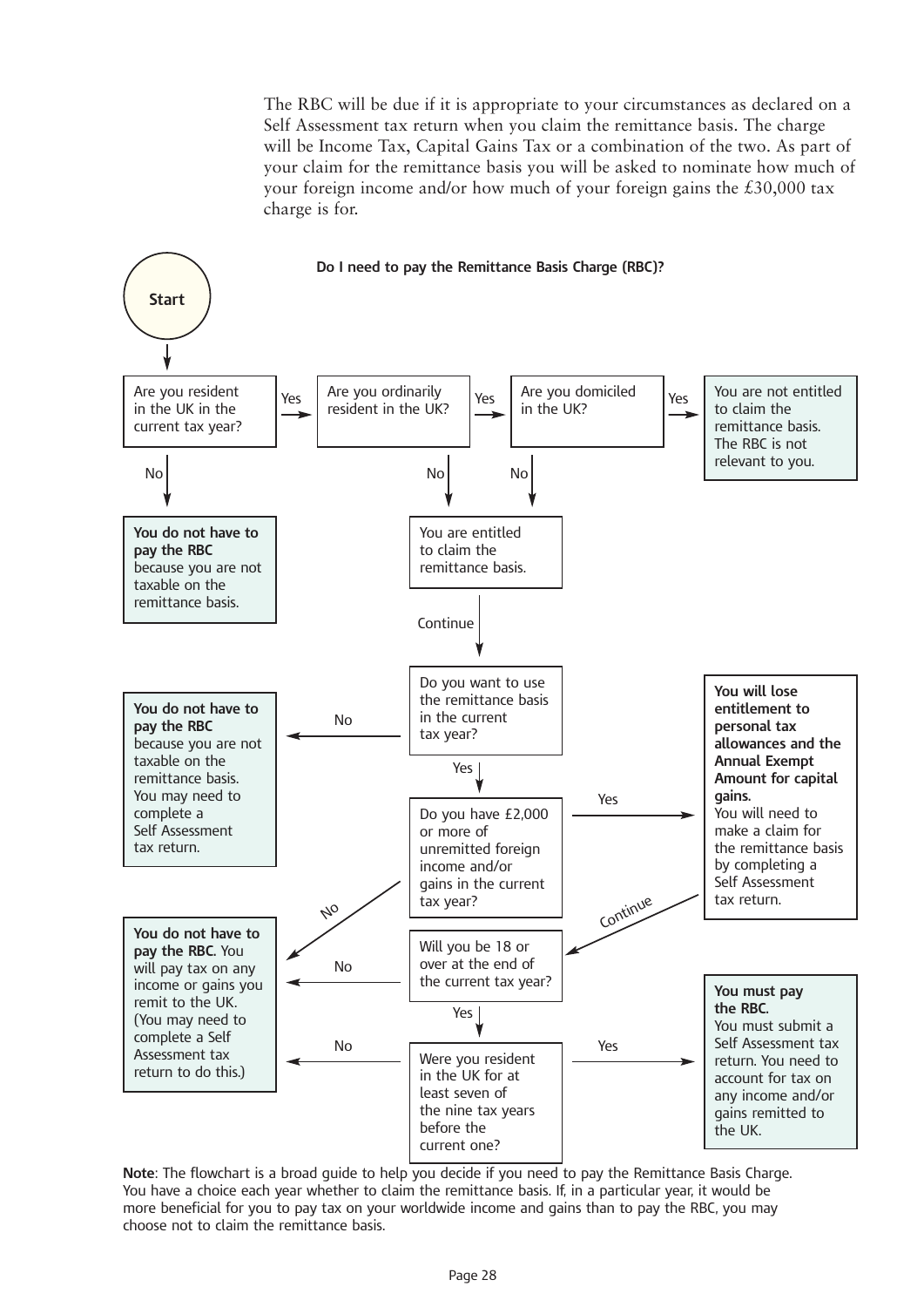The RBC will be due if it is appropriate to your circumstances as declared on a Self Assessment tax return when you claim the remittance basis. The charge will be Income Tax, Capital Gains Tax or a combination of the two. As part of your claim for the remittance basis you will be asked to nominate how much of your foreign income and/or how much of your foreign gains the £30,000 tax charge is for.

**Do I need to pay the Remittance Basis Charge (RBC)?**

**Start**

Are you resident in the UK in the current tax year?

- No → **You do not have to pay the RBC** because you are not taxable on the remittance basis.
- Yes → Are you ordinarily resident in the UK?
  - No → You are entitled to claim the remittance basis.
  - Yes → Are you domiciled in the UK?
    - No → You are entitled to claim the remittance basis.
    - Yes → You are not entitled to claim the remittance basis. The RBC is not relevant to you.

You are entitled to claim the remittance basis. → Continue

Do you want to use the remittance basis in the current tax year?

- No → **You do not have to pay the RBC** because you are not taxable on the remittance basis. You may need to complete a Self Assessment tax return.
- Yes → Do you have £2,000 or more of unremitted foreign income and/or gains in the current tax year?
  - No → **You do not have to pay the RBC.** You will pay tax on any income or gains you remit to the UK. (You may need to complete a Self Assessment tax return to do this.)
  - Yes → **You will lose entitlement to personal tax allowances and the Annual Exempt Amount for capital gains.** You will need to make a claim for the remittance basis by completing a Self Assessment tax return. → Continue

Will you be 18 or over at the end of the current tax year?

- No → **You do not have to pay the RBC.** You will pay tax on any income or gains you remit to the UK. (You may need to complete a Self Assessment tax return to do this.)
- Yes → Were you resident in the UK for at least seven of the nine tax years before the current one?
  - No → **You do not have to pay the RBC.** You will pay tax on any income or gains you remit to the UK. (You may need to complete a Self Assessment tax return to do this.)
  - Yes → **You must pay the RBC.** You must submit a Self Assessment tax return. You need to account for tax on any income and/or gains remitted to the UK.

**Note**: The flowchart is a broad guide to help you decide if you need to pay the Remittance Basis Charge. You have a choice each year whether to claim the remittance basis. If, in a particular year, it would be more beneficial for you to pay tax on your worldwide income and gains than to pay the RBC, you may choose not to claim the remittance basis.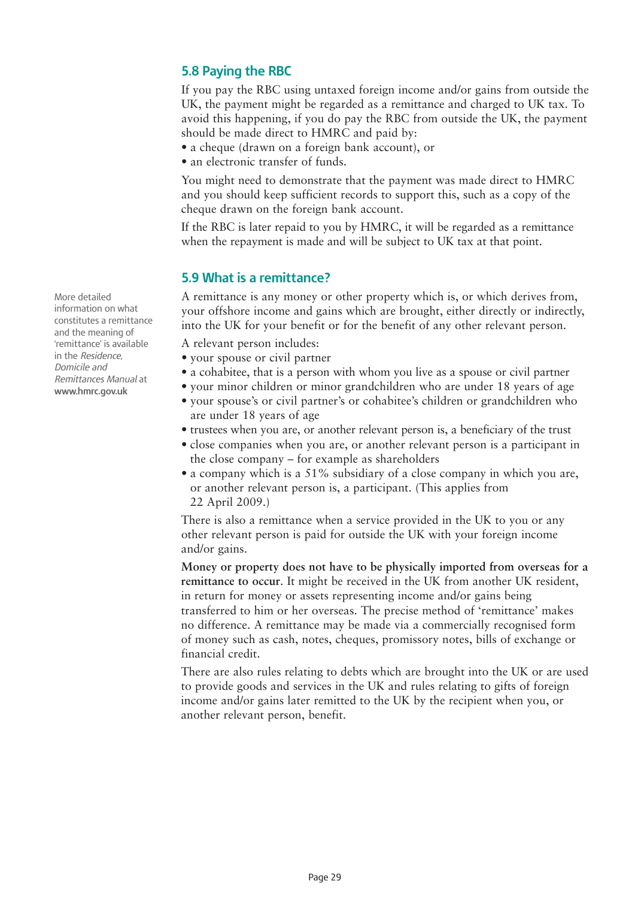## 5.8 Paying the RBC

If you pay the RBC using untaxed foreign income and/or gains from outside the UK, the payment might be regarded as a remittance and charged to UK tax. To avoid this happening, if you do pay the RBC from outside the UK, the payment should be made direct to HMRC and paid by:

- a cheque (drawn on a foreign bank account), or
- an electronic transfer of funds.

You might need to demonstrate that the payment was made direct to HMRC and you should keep sufficient records to support this, such as a copy of the cheque drawn on the foreign bank account.

If the RBC is later repaid to you by HMRC, it will be regarded as a remittance when the repayment is made and will be subject to UK tax at that point.

## 5.9 What is a remittance?

More detailed information on what constitutes a remittance and the meaning of 'remittance' is available in the *Residence, Domicile and Remittances Manual* at **www.hmrc.gov.uk**

A remittance is any money or other property which is, or which derives from, your offshore income and gains which are brought, either directly or indirectly, into the UK for your benefit or for the benefit of any other relevant person.

A relevant person includes:

- your spouse or civil partner
- a cohabitee, that is a person with whom you live as a spouse or civil partner
- your minor children or minor grandchildren who are under 18 years of age
- your spouse's or civil partner's or cohabitee's children or grandchildren who are under 18 years of age
- trustees when you are, or another relevant person is, a beneficiary of the trust
- close companies when you are, or another relevant person is a participant in the close company – for example as shareholders
- a company which is a 51% subsidiary of a close company in which you are, or another relevant person is, a participant. (This applies from 22 April 2009.)

There is also a remittance when a service provided in the UK to you or any other relevant person is paid for outside the UK with your foreign income and/or gains.

**Money or property does not have to be physically imported from overseas for a remittance to occur**. It might be received in the UK from another UK resident, in return for money or assets representing income and/or gains being transferred to him or her overseas. The precise method of 'remittance' makes no difference. A remittance may be made via a commercially recognised form of money such as cash, notes, cheques, promissory notes, bills of exchange or financial credit.

There are also rules relating to debts which are brought into the UK or are used to provide goods and services in the UK and rules relating to gifts of foreign income and/or gains later remitted to the UK by the recipient when you, or another relevant person, benefit.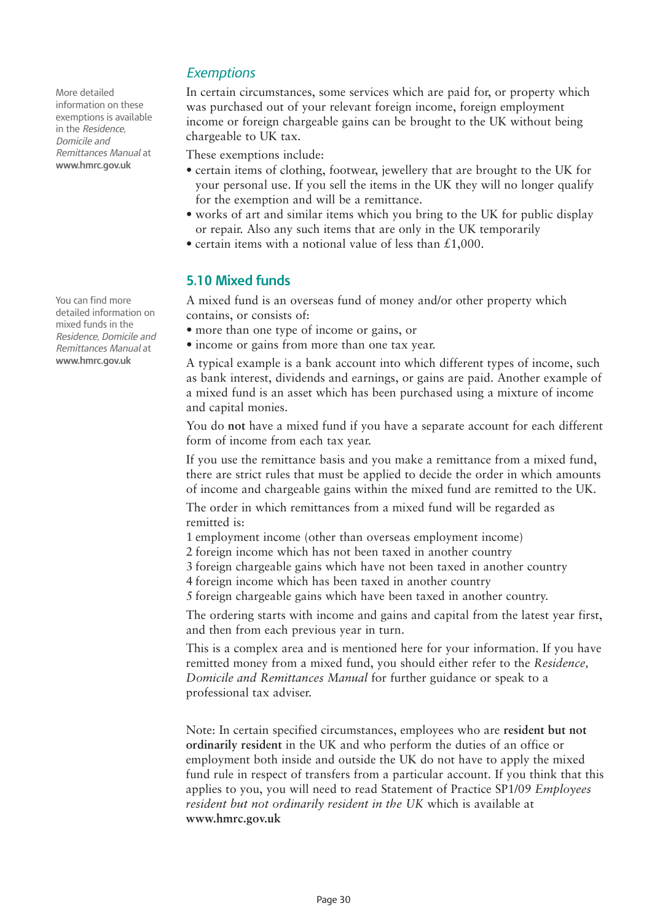### *Exemptions*

More detailed information on these exemptions is available in the *Residence, Domicile and Remittances Manual* at **www.hmrc.gov.uk**

In certain circumstances, some services which are paid for, or property which was purchased out of your relevant foreign income, foreign employment income or foreign chargeable gains can be brought to the UK without being chargeable to UK tax.

These exemptions include:

- certain items of clothing, footwear, jewellery that are brought to the UK for your personal use. If you sell the items in the UK they will no longer qualify for the exemption and will be a remittance.
- works of art and similar items which you bring to the UK for public display or repair. Also any such items that are only in the UK temporarily
- certain items with a notional value of less than £1,000.

## 5.10 Mixed funds

You can find more detailed information on mixed funds in the *Residence, Domicile and Remittances Manual* at **www.hmrc.gov.uk**

A mixed fund is an overseas fund of money and/or other property which contains, or consists of:

- more than one type of income or gains, or
- income or gains from more than one tax year.

A typical example is a bank account into which different types of income, such as bank interest, dividends and earnings, or gains are paid. Another example of a mixed fund is an asset which has been purchased using a mixture of income and capital monies.

You do **not** have a mixed fund if you have a separate account for each different form of income from each tax year.

If you use the remittance basis and you make a remittance from a mixed fund, there are strict rules that must be applied to decide the order in which amounts of income and chargeable gains within the mixed fund are remitted to the UK.

The order in which remittances from a mixed fund will be regarded as remitted is:

1. employment income (other than overseas employment income)
2. foreign income which has not been taxed in another country
3. foreign chargeable gains which have not been taxed in another country
4. foreign income which has been taxed in another country
5. foreign chargeable gains which have been taxed in another country.

The ordering starts with income and gains and capital from the latest year first, and then from each previous year in turn.

This is a complex area and is mentioned here for your information. If you have remitted money from a mixed fund, you should either refer to the *Residence, Domicile and Remittances Manual* for further guidance or speak to a professional tax adviser.

Note: In certain specified circumstances, employees who are **resident but not ordinarily resident** in the UK and who perform the duties of an office or employment both inside and outside the UK do not have to apply the mixed fund rule in respect of transfers from a particular account. If you think that this applies to you, you will need to read Statement of Practice SP1/09 *Employees resident but not ordinarily resident in the UK* which is available at **www.hmrc.gov.uk**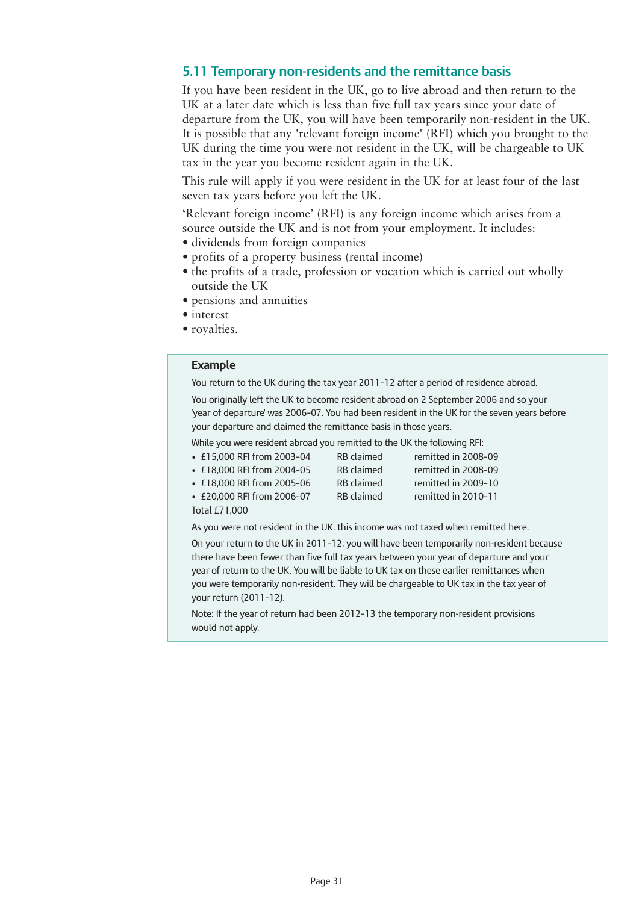## 5.11 Temporary non-residents and the remittance basis

If you have been resident in the UK, go to live abroad and then return to the UK at a later date which is less than five full tax years since your date of departure from the UK, you will have been temporarily non-resident in the UK. It is possible that any 'relevant foreign income' (RFI) which you brought to the UK during the time you were not resident in the UK, will be chargeable to UK tax in the year you become resident again in the UK.

This rule will apply if you were resident in the UK for at least four of the last seven tax years before you left the UK.

'Relevant foreign income' (RFI) is any foreign income which arises from a source outside the UK and is not from your employment. It includes:

- dividends from foreign companies
- profits of a property business (rental income)
- the profits of a trade, profession or vocation which is carried out wholly outside the UK
- pensions and annuities
- interest
- royalties.

**Example**

You return to the UK during the tax year 2011-12 after a period of residence abroad.

You originally left the UK to become resident abroad on 2 September 2006 and so your 'year of departure' was 2006-07. You had been resident in the UK for the seven years before your departure and claimed the remittance basis in those years.

While you were resident abroad you remitted to the UK the following RFI:

- £15,000 RFI from 2003-04 RB claimed remitted in 2008-09
- £18,000 RFI from 2004-05 RB claimed remitted in 2008-09
- £18,000 RFI from 2005-06 RB claimed remitted in 2009-10
- £20,000 RFI from 2006-07 RB claimed remitted in 2010-11

Total £71,000

As you were not resident in the UK, this income was not taxed when remitted here.

On your return to the UK in 2011-12, you will have been temporarily non-resident because there have been fewer than five full tax years between your year of departure and your year of return to the UK. You will be liable to UK tax on these earlier remittances when you were temporarily non-resident. They will be chargeable to UK tax in the tax year of your return (2011-12).

Note: If the year of return had been 2012-13 the temporary non-resident provisions would not apply.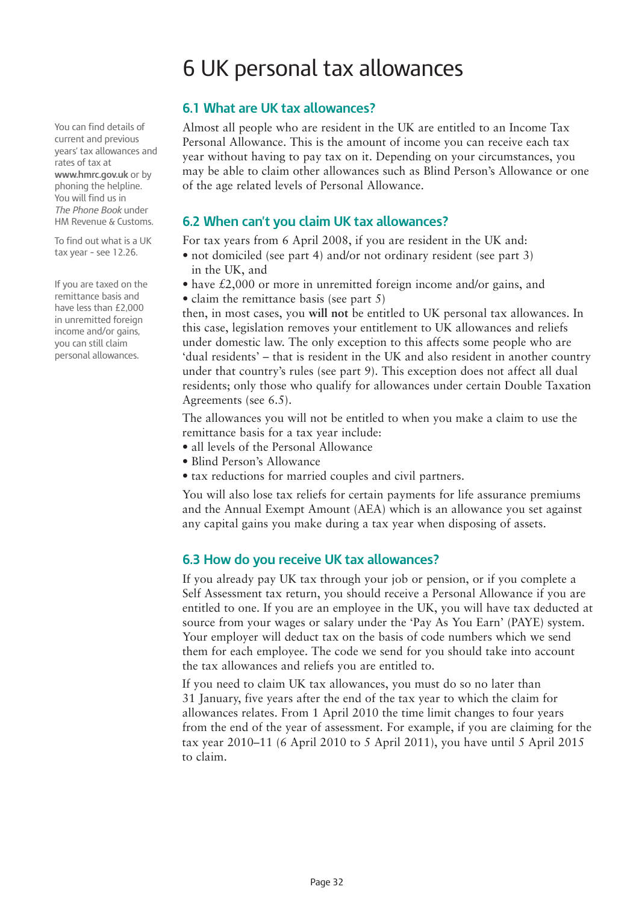# 6 UK personal tax allowances

## 6.1 What are UK tax allowances?

Almost all people who are resident in the UK are entitled to an Income Tax Personal Allowance. This is the amount of income you can receive each tax year without having to pay tax on it. Depending on your circumstances, you may be able to claim other allowances such as Blind Person's Allowance or one of the age related levels of Personal Allowance.

You can find details of current and previous years' tax allowances and rates of tax at **www.hmrc.gov.uk** or by phoning the helpline. You will find us in *The Phone Book* under HM Revenue & Customs.

To find out what is a UK tax year – see 12.26.

## 6.2 When can't you claim UK tax allowances?

For tax years from 6 April 2008, if you are resident in the UK and:

- not domiciled (see part 4) and/or not ordinary resident (see part 3) in the UK, and
- have £2,000 or more in unremitted foreign income and/or gains, and
- claim the remittance basis (see part 5)

then, in most cases, you **will not** be entitled to UK personal tax allowances. In this case, legislation removes your entitlement to UK allowances and reliefs under domestic law. The only exception to this affects some people who are 'dual residents' – that is resident in the UK and also resident in another country under that country's rules (see part 9). This exception does not affect all dual residents; only those who qualify for allowances under certain Double Taxation Agreements (see 6.5).

If you are taxed on the remittance basis and have less than £2,000 in unremitted foreign income and/or gains, you can still claim personal allowances.

The allowances you will not be entitled to when you make a claim to use the remittance basis for a tax year include:

- all levels of the Personal Allowance
- Blind Person's Allowance
- tax reductions for married couples and civil partners.

You will also lose tax reliefs for certain payments for life assurance premiums and the Annual Exempt Amount (AEA) which is an allowance you set against any capital gains you make during a tax year when disposing of assets.

## 6.3 How do you receive UK tax allowances?

If you already pay UK tax through your job or pension, or if you complete a Self Assessment tax return, you should receive a Personal Allowance if you are entitled to one. If you are an employee in the UK, you will have tax deducted at source from your wages or salary under the 'Pay As You Earn' (PAYE) system. Your employer will deduct tax on the basis of code numbers which we send them for each employee. The code we send for you should take into account the tax allowances and reliefs you are entitled to.

If you need to claim UK tax allowances, you must do so no later than 31 January, five years after the end of the tax year to which the claim for allowances relates. From 1 April 2010 the time limit changes to four years from the end of the year of assessment. For example, if you are claiming for the tax year 2010–11 (6 April 2010 to 5 April 2011), you have until 5 April 2015 to claim.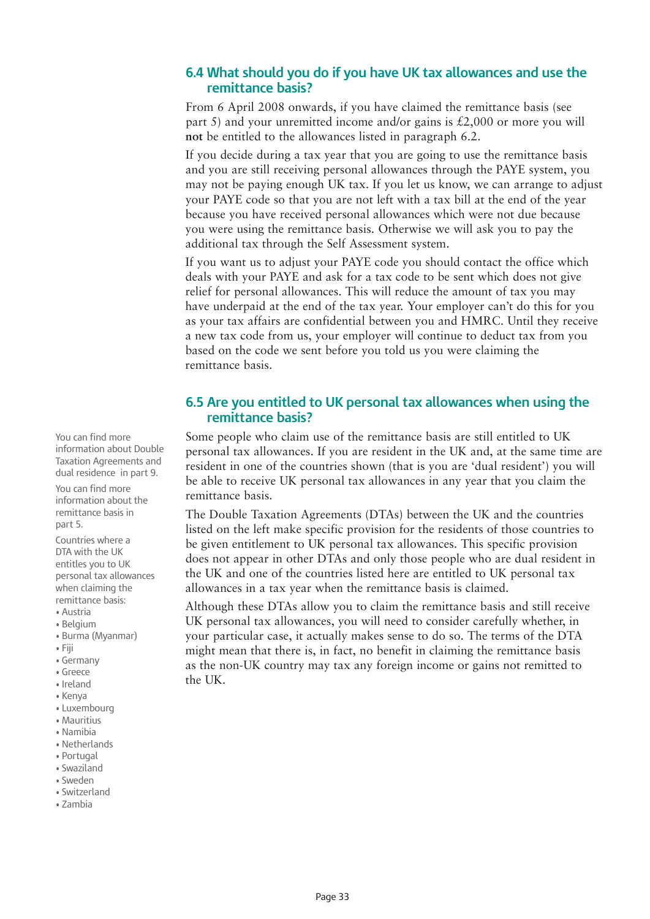## 6.4 What should you do if you have UK tax allowances and use the remittance basis?

From 6 April 2008 onwards, if you have claimed the remittance basis (see part 5) and your unremitted income and/or gains is £2,000 or more you will **not** be entitled to the allowances listed in paragraph 6.2.

If you decide during a tax year that you are going to use the remittance basis and you are still receiving personal allowances through the PAYE system, you may not be paying enough UK tax. If you let us know, we can arrange to adjust your PAYE code so that you are not left with a tax bill at the end of the year because you have received personal allowances which were not due because you were using the remittance basis. Otherwise we will ask you to pay the additional tax through the Self Assessment system.

If you want us to adjust your PAYE code you should contact the office which deals with your PAYE and ask for a tax code to be sent which does not give relief for personal allowances. This will reduce the amount of tax you may have underpaid at the end of the tax year. Your employer can't do this for you as your tax affairs are confidential between you and HMRC. Until they receive a new tax code from us, your employer will continue to deduct tax from you based on the code we sent before you told us you were claiming the remittance basis.

## 6.5 Are you entitled to UK personal tax allowances when using the remittance basis?

Some people who claim use of the remittance basis are still entitled to UK personal tax allowances. If you are resident in the UK and, at the same time are resident in one of the countries shown (that is you are 'dual resident') you will be able to receive UK personal tax allowances in any year that you claim the remittance basis.

The Double Taxation Agreements (DTAs) between the UK and the countries listed on the left make specific provision for the residents of those countries to be given entitlement to UK personal tax allowances. This specific provision does not appear in other DTAs and only those people who are dual resident in the UK and one of the countries listed here are entitled to UK personal tax allowances in a tax year when the remittance basis is claimed.

Although these DTAs allow you to claim the remittance basis and still receive UK personal tax allowances, you will need to consider carefully whether, in your particular case, it actually makes sense to do so. The terms of the DTA might mean that there is, in fact, no benefit in claiming the remittance basis as the non-UK country may tax any foreign income or gains not remitted to the UK.

You can find more information about Double Taxation Agreements and dual residence in part 9.

You can find more information about the remittance basis in part 5.

Countries where a DTA with the UK entitles you to UK personal tax allowances when claiming the remittance basis:

- Austria
- Belgium
- Burma (Myanmar)
- Fiji
- Germany
- Greece
- Ireland
- Kenya
- Luxembourg
- Mauritius
- Namibia
- Netherlands
- Portugal
- Swaziland
- Sweden
- Switzerland
- Zambia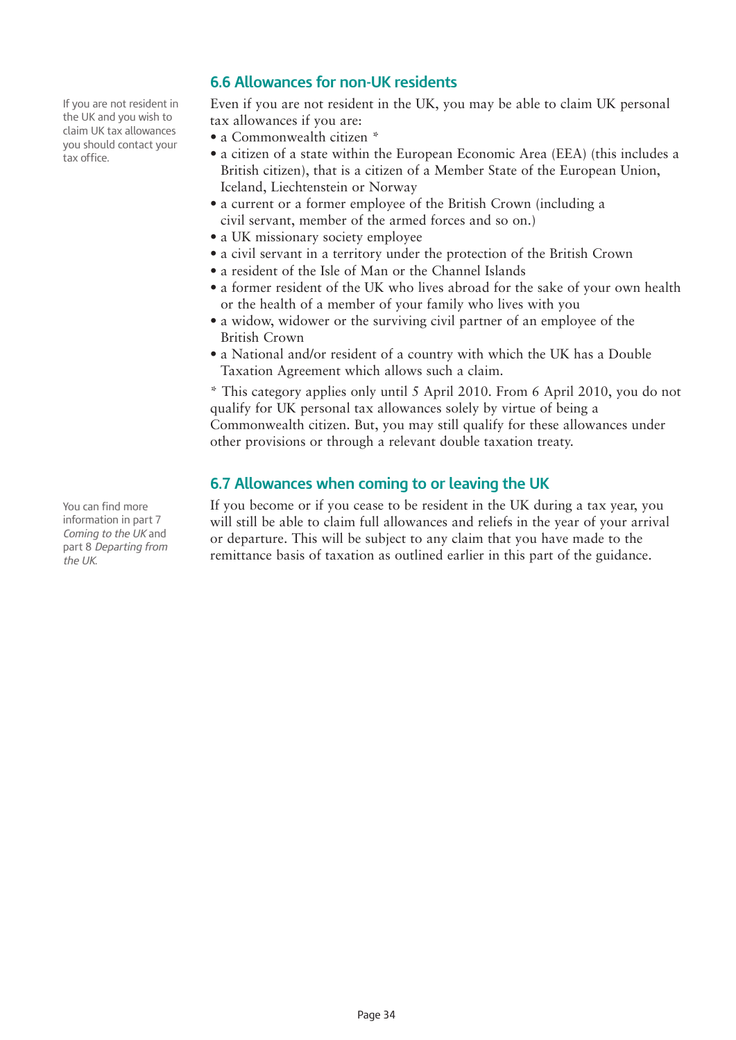## 6.6 Allowances for non-UK residents

If you are not resident in the UK and you wish to claim UK tax allowances you should contact your tax office.

Even if you are not resident in the UK, you may be able to claim UK personal tax allowances if you are:

- a Commonwealth citizen *
- a citizen of a state within the European Economic Area (EEA) (this includes a British citizen), that is a citizen of a Member State of the European Union, Iceland, Liechtenstein or Norway
- a current or a former employee of the British Crown (including a civil servant, member of the armed forces and so on.)
- a UK missionary society employee
- a civil servant in a territory under the protection of the British Crown
- a resident of the Isle of Man or the Channel Islands
- a former resident of the UK who lives abroad for the sake of your own health or the health of a member of your family who lives with you
- a widow, widower or the surviving civil partner of an employee of the British Crown
- a National and/or resident of a country with which the UK has a Double Taxation Agreement which allows such a claim.

* This category applies only until 5 April 2010. From 6 April 2010, you do not qualify for UK personal tax allowances solely by virtue of being a Commonwealth citizen. But, you may still qualify for these allowances under other provisions or through a relevant double taxation treaty.

## 6.7 Allowances when coming to or leaving the UK

You can find more information in part 7 *Coming to the UK* and part 8 *Departing from the UK.*

If you become or if you cease to be resident in the UK during a tax year, you will still be able to claim full allowances and reliefs in the year of your arrival or departure. This will be subject to any claim that you have made to the remittance basis of taxation as outlined earlier in this part of the guidance.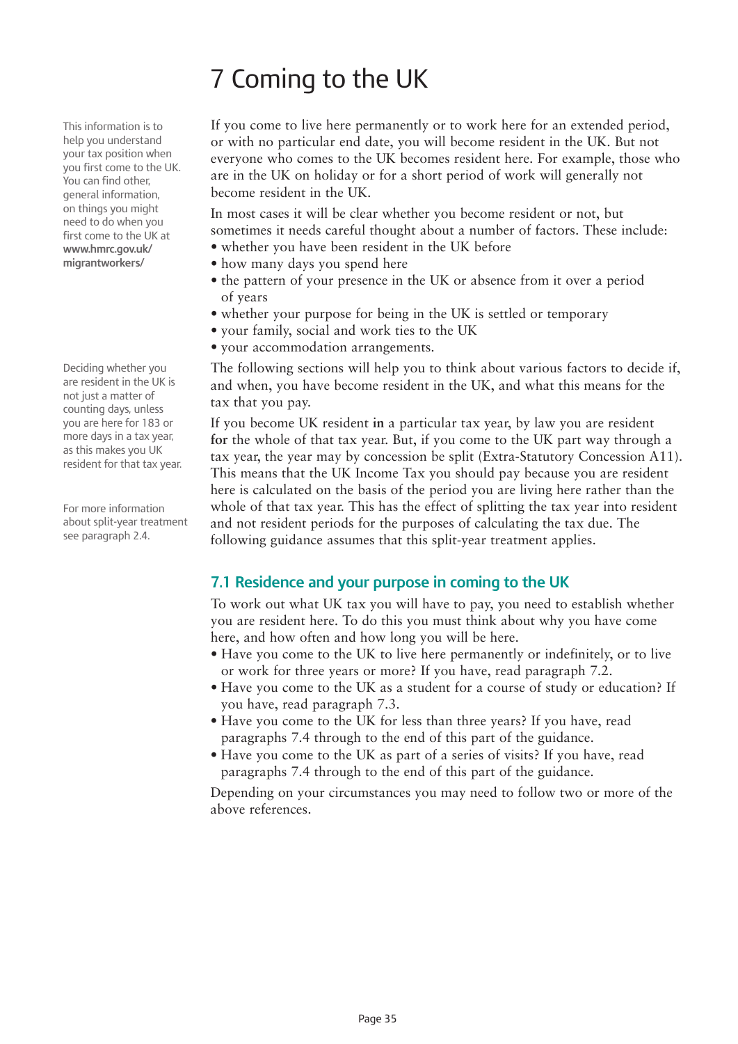# 7 Coming to the UK

This information is to help you understand your tax position when you first come to the UK. You can find other, general information, on things you might need to do when you first come to the UK at **www.hmrc.gov.uk/migrantworkers/**

If you come to live here permanently or to work here for an extended period, or with no particular end date, you will become resident in the UK. But not everyone who comes to the UK becomes resident here. For example, those who are in the UK on holiday or for a short period of work will generally not become resident in the UK.

In most cases it will be clear whether you become resident or not, but sometimes it needs careful thought about a number of factors. These include:

- whether you have been resident in the UK before
- how many days you spend here
- the pattern of your presence in the UK or absence from it over a period of years
- whether your purpose for being in the UK is settled or temporary
- your family, social and work ties to the UK
- your accommodation arrangements.

Deciding whether you are resident in the UK is not just a matter of counting days, unless you are here for 183 or more days in a tax year, as this makes you UK resident for that tax year.

The following sections will help you to think about various factors to decide if, and when, you have become resident in the UK, and what this means for the tax that you pay.

For more information about split-year treatment see paragraph 2.4.

If you become UK resident **in** a particular tax year, by law you are resident **for** the whole of that tax year. But, if you come to the UK part way through a tax year, the year may by concession be split (Extra-Statutory Concession A11). This means that the UK Income Tax you should pay because you are resident here is calculated on the basis of the period you are living here rather than the whole of that tax year. This has the effect of splitting the tax year into resident and not resident periods for the purposes of calculating the tax due. The following guidance assumes that this split-year treatment applies.

## 7.1 Residence and your purpose in coming to the UK

To work out what UK tax you will have to pay, you need to establish whether you are resident here. To do this you must think about why you have come here, and how often and how long you will be here.

- Have you come to the UK to live here permanently or indefinitely, or to live or work for three years or more? If you have, read paragraph 7.2.
- Have you come to the UK as a student for a course of study or education? If you have, read paragraph 7.3.
- Have you come to the UK for less than three years? If you have, read paragraphs 7.4 through to the end of this part of the guidance.
- Have you come to the UK as part of a series of visits? If you have, read paragraphs 7.4 through to the end of this part of the guidance.

Depending on your circumstances you may need to follow two or more of the above references.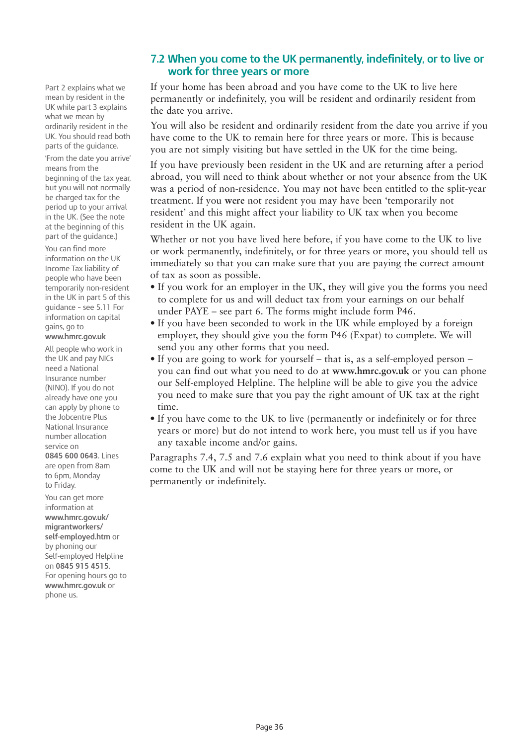## 7.2 When you come to the UK permanently, indefinitely, or to live or work for three years or more

If your home has been abroad and you have come to the UK to live here permanently or indefinitely, you will be resident and ordinarily resident from the date you arrive.

You will also be resident and ordinarily resident from the date you arrive if you have come to the UK to remain here for three years or more. This is because you are not simply visiting but have settled in the UK for the time being.

If you have previously been resident in the UK and are returning after a period abroad, you will need to think about whether or not your absence from the UK was a period of non-residence. You may not have been entitled to the split-year treatment. If you **were** not resident you may have been 'temporarily not resident' and this might affect your liability to UK tax when you become resident in the UK again.

Whether or not you have lived here before, if you have come to the UK to live or work permanently, indefinitely, or for three years or more, you should tell us immediately so that you can make sure that you are paying the correct amount of tax as soon as possible.

- If you work for an employer in the UK, they will give you the forms you need to complete for us and will deduct tax from your earnings on our behalf under PAYE – see part 6. The forms might include form P46.
- If you have been seconded to work in the UK while employed by a foreign employer, they should give you the form P46 (Expat) to complete. We will send you any other forms that you need.
- If you are going to work for yourself – that is, as a self-employed person – you can find out what you need to do at **www.hmrc.gov.uk** or you can phone our Self-employed Helpline. The helpline will be able to give you the advice you need to make sure that you pay the right amount of UK tax at the right time.
- If you have come to the UK to live (permanently or indefinitely or for three years or more) but do not intend to work here, you must tell us if you have any taxable income and/or gains.

Paragraphs 7.4, 7.5 and 7.6 explain what you need to think about if you have come to the UK and will not be staying here for three years or more, or permanently or indefinitely.

Part 2 explains what we mean by resident in the UK while part 3 explains what we mean by ordinarily resident in the UK. You should read both parts of the guidance.

'From the date you arrive' means from the beginning of the tax year, but you will not normally be charged tax for the period up to your arrival in the UK. (See the note at the beginning of this part of the guidance.)

You can find more information on the UK Income Tax liability of people who have been temporarily non-resident in the UK in part 5 of this guidance - see 5.11 For information on capital gains, go to **www.hmrc.gov.uk**

All people who work in the UK and pay NICs need a National Insurance number (NINO). If you do not already have one you can apply by phone to the Jobcentre Plus National Insurance number allocation service on **0845 600 0643**. Lines are open from 8am to 6pm, Monday to Friday.

You can get more information at **www.hmrc.gov.uk/migrantworkers/self-employed.htm** or by phoning our Self-employed Helpline on **0845 915 4515**. For opening hours go to **www.hmrc.gov.uk** or phone us.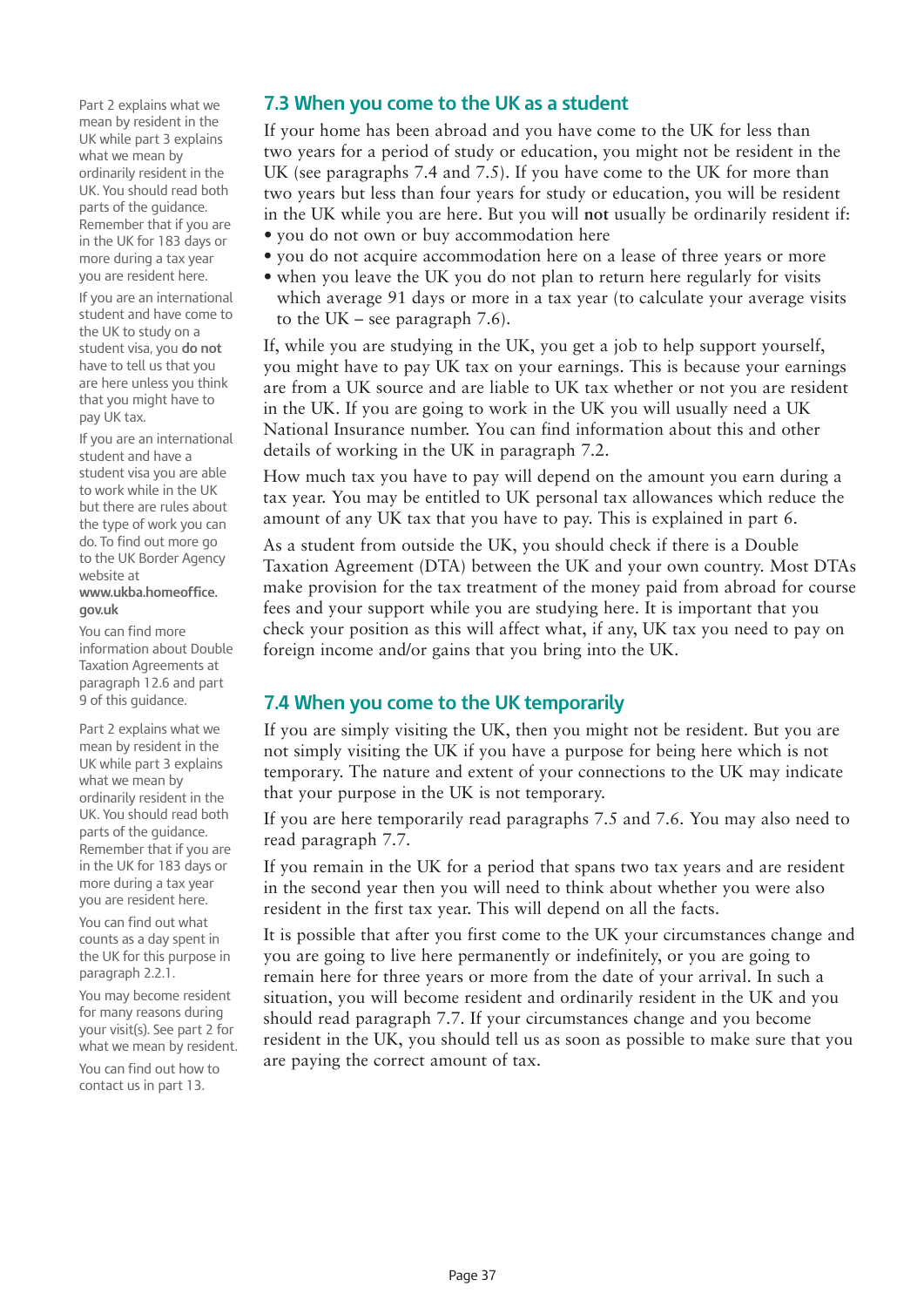Part 2 explains what we mean by resident in the UK while part 3 explains what we mean by ordinarily resident in the UK. You should read both parts of the guidance. Remember that if you are in the UK for 183 days or more during a tax year you are resident here.

If you are an international student and have come to the UK to study on a student visa, you **do not** have to tell us that you are here unless you think that you might have to pay UK tax.

If you are an international student and have a student visa you are able to work while in the UK but there are rules about the type of work you can do. To find out more go to the UK Border Agency website at **www.ukba.homeoffice.gov.uk**

You can find more information about Double Taxation Agreements at paragraph 12.6 and part 9 of this guidance.

## 7.3 When you come to the UK as a student

If your home has been abroad and you have come to the UK for less than two years for a period of study or education, you might not be resident in the UK (see paragraphs 7.4 and 7.5). If you have come to the UK for more than two years but less than four years for study or education, you will be resident in the UK while you are here. But you will **not** usually be ordinarily resident if:

- you do not own or buy accommodation here
- you do not acquire accommodation here on a lease of three years or more
- when you leave the UK you do not plan to return here regularly for visits which average 91 days or more in a tax year (to calculate your average visits to the UK – see paragraph 7.6).

If, while you are studying in the UK, you get a job to help support yourself, you might have to pay UK tax on your earnings. This is because your earnings are from a UK source and are liable to UK tax whether or not you are resident in the UK. If you are going to work in the UK you will usually need a UK National Insurance number. You can find information about this and other details of working in the UK in paragraph 7.2.

How much tax you have to pay will depend on the amount you earn during a tax year. You may be entitled to UK personal tax allowances which reduce the amount of any UK tax that you have to pay. This is explained in part 6.

As a student from outside the UK, you should check if there is a Double Taxation Agreement (DTA) between the UK and your own country. Most DTAs make provision for the tax treatment of the money paid from abroad for course fees and your support while you are studying here. It is important that you check your position as this will affect what, if any, UK tax you need to pay on foreign income and/or gains that you bring into the UK.

Part 2 explains what we mean by resident in the UK while part 3 explains what we mean by ordinarily resident in the UK. You should read both parts of the guidance. Remember that if you are in the UK for 183 days or more during a tax year you are resident here.

You can find out what counts as a day spent in the UK for this purpose in paragraph 2.2.1.

You may become resident for many reasons during your visit(s). See part 2 for what we mean by resident.

You can find out how to contact us in part 13.

## 7.4 When you come to the UK temporarily

If you are simply visiting the UK, then you might not be resident. But you are not simply visiting the UK if you have a purpose for being here which is not temporary. The nature and extent of your connections to the UK may indicate that your purpose in the UK is not temporary.

If you are here temporarily read paragraphs 7.5 and 7.6. You may also need to read paragraph 7.7.

If you remain in the UK for a period that spans two tax years and are resident in the second year then you will need to think about whether you were also resident in the first tax year. This will depend on all the facts.

It is possible that after you first come to the UK your circumstances change and you are going to live here permanently or indefinitely, or you are going to remain here for three years or more from the date of your arrival. In such a situation, you will become resident and ordinarily resident in the UK and you should read paragraph 7.7. If your circumstances change and you become resident in the UK, you should tell us as soon as possible to make sure that you are paying the correct amount of tax.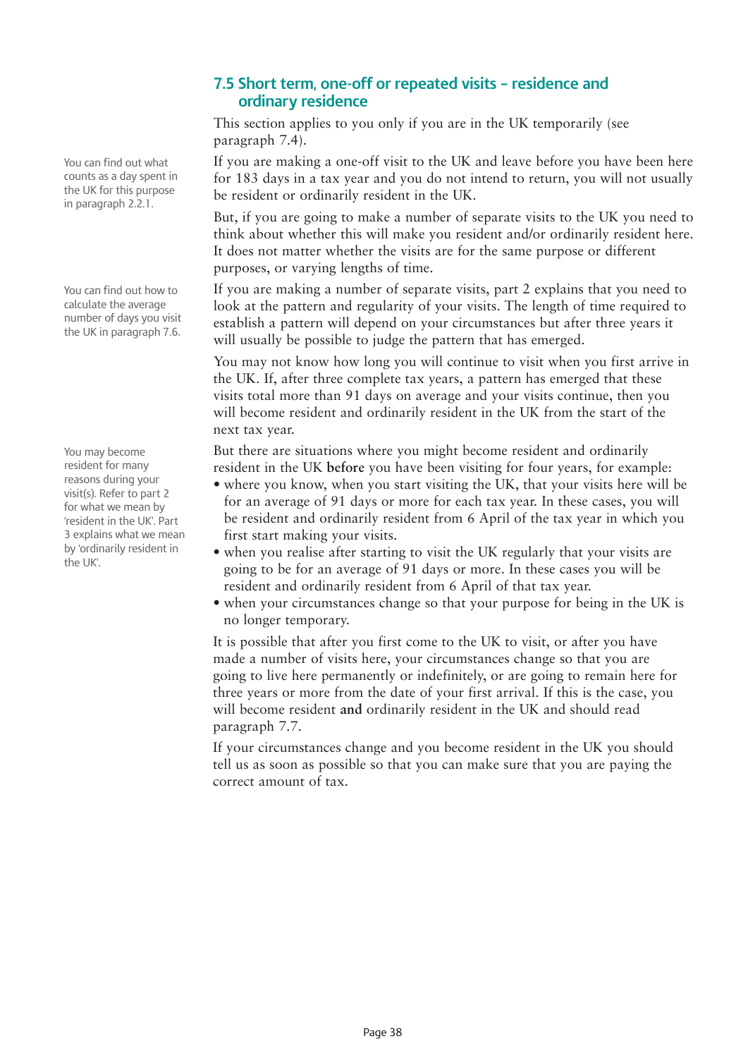## 7.5 Short term, one-off or repeated visits – residence and ordinary residence

This section applies to you only if you are in the UK temporarily (see paragraph 7.4).

You can find out what counts as a day spent in the UK for this purpose in paragraph 2.2.1.

If you are making a one-off visit to the UK and leave before you have been here for 183 days in a tax year and you do not intend to return, you will not usually be resident or ordinarily resident in the UK.

But, if you are going to make a number of separate visits to the UK you need to think about whether this will make you resident and/or ordinarily resident here. It does not matter whether the visits are for the same purpose or different purposes, or varying lengths of time.

You can find out how to calculate the average number of days you visit the UK in paragraph 7.6.

If you are making a number of separate visits, part 2 explains that you need to look at the pattern and regularity of your visits. The length of time required to establish a pattern will depend on your circumstances but after three years it will usually be possible to judge the pattern that has emerged.

You may not know how long you will continue to visit when you first arrive in the UK. If, after three complete tax years, a pattern has emerged that these visits total more than 91 days on average and your visits continue, then you will become resident and ordinarily resident in the UK from the start of the next tax year.

You may become resident for many reasons during your visit(s). Refer to part 2 for what we mean by 'resident in the UK'. Part 3 explains what we mean by 'ordinarily resident in the UK'.

But there are situations where you might become resident and ordinarily resident in the UK **before** you have been visiting for four years, for example:

- where you know, when you start visiting the UK, that your visits here will be for an average of 91 days or more for each tax year. In these cases, you will be resident and ordinarily resident from 6 April of the tax year in which you first start making your visits.
- when you realise after starting to visit the UK regularly that your visits are going to be for an average of 91 days or more. In these cases you will be resident and ordinarily resident from 6 April of that tax year.
- when your circumstances change so that your purpose for being in the UK is no longer temporary.

It is possible that after you first come to the UK to visit, or after you have made a number of visits here, your circumstances change so that you are going to live here permanently or indefinitely, or are going to remain here for three years or more from the date of your first arrival. If this is the case, you will become resident **and** ordinarily resident in the UK and should read paragraph 7.7.

If your circumstances change and you become resident in the UK you should tell us as soon as possible so that you can make sure that you are paying the correct amount of tax.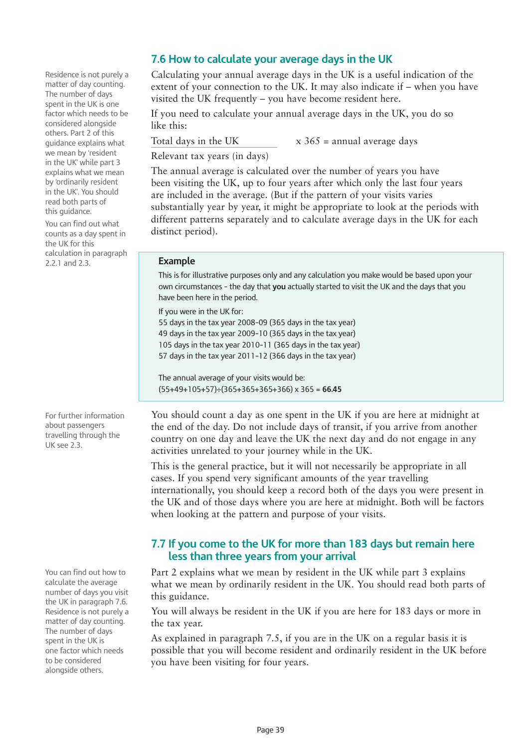## 7.6 How to calculate your average days in the UK

Residence is not purely a matter of day counting. The number of days spent in the UK is one factor which needs to be considered alongside others. Part 2 of this guidance explains what we mean by 'resident in the UK' while part 3 explains what we mean by 'ordinarily resident in the UK'. You should read both parts of this guidance.

You can find out what counts as a day spent in the UK for this calculation in paragraph 2.2.1 and 2.3.

Calculating your annual average days in the UK is a useful indication of the extent of your connection to the UK. It may also indicate if – when you have visited the UK frequently – you have become resident here.

If you need to calculate your annual average days in the UK, you do so like this:

$$\frac{\text{Total days in the UK}}{\text{Relevant tax years (in days)}} \times 365 = \text{annual average days}$$

The annual average is calculated over the number of years you have been visiting the UK, up to four years after which only the last four years are included in the average. (But if the pattern of your visits varies substantially year by year, it might be appropriate to look at the periods with different patterns separately and to calculate average days in the UK for each distinct period).

**Example**

This is for illustrative purposes only and any calculation you make would be based upon your own circumstances - the day that **you** actually started to visit the UK and the days that you have been here in the period.

If you were in the UK for:
55 days in the tax year 2008-09 (365 days in the tax year)
49 days in the tax year 2009-10 (365 days in the tax year)
105 days in the tax year 2010-11 (365 days in the tax year)
57 days in the tax year 2011-12 (366 days in the tax year)

The annual average of your visits would be:
(55+49+105+57)÷(365+365+365+366) x 365 = **66.45**

For further information about passengers travelling through the UK see 2.3.

You should count a day as one spent in the UK if you are here at midnight at the end of the day. Do not include days of transit, if you arrive from another country on one day and leave the UK the next day and do not engage in any activities unrelated to your journey while in the UK.

This is the general practice, but it will not necessarily be appropriate in all cases. If you spend very significant amounts of the year travelling internationally, you should keep a record both of the days you were present in the UK and of those days where you are here at midnight. Both will be factors when looking at the pattern and purpose of your visits.

## 7.7 If you come to the UK for more than 183 days but remain here less than three years from your arrival

You can find out how to calculate the average number of days you visit the UK in paragraph 7.6. Residence is not purely a matter of day counting. The number of days spent in the UK is one factor which needs to be considered alongside others.

Part 2 explains what we mean by resident in the UK while part 3 explains what we mean by ordinarily resident in the UK. You should read both parts of this guidance.

You will always be resident in the UK if you are here for 183 days or more in the tax year.

As explained in paragraph 7.5, if you are in the UK on a regular basis it is possible that you will become resident and ordinarily resident in the UK before you have been visiting for four years.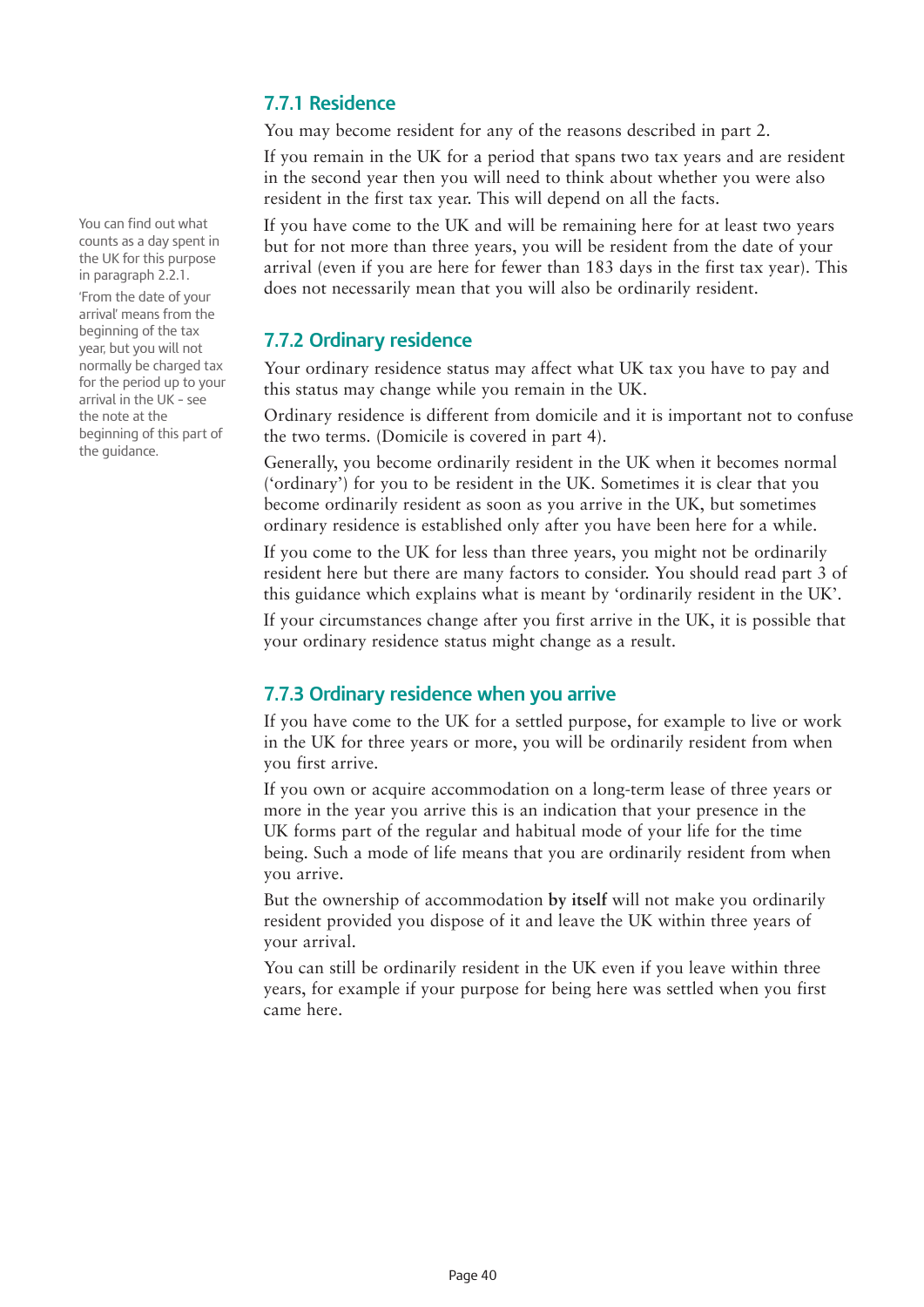### 7.7.1 Residence

You may become resident for any of the reasons described in part 2.

If you remain in the UK for a period that spans two tax years and are resident in the second year then you will need to think about whether you were also resident in the first tax year. This will depend on all the facts.

If you have come to the UK and will be remaining here for at least two years but for not more than three years, you will be resident from the date of your arrival (even if you are here for fewer than 183 days in the first tax year). This does not necessarily mean that you will also be ordinarily resident.

You can find out what counts as a day spent in the UK for this purpose in paragraph 2.2.1.

'From the date of your arrival' means from the beginning of the tax year, but you will not normally be charged tax for the period up to your arrival in the UK - see the note at the beginning of this part of the guidance.

### 7.7.2 Ordinary residence

Your ordinary residence status may affect what UK tax you have to pay and this status may change while you remain in the UK.

Ordinary residence is different from domicile and it is important not to confuse the two terms. (Domicile is covered in part 4).

Generally, you become ordinarily resident in the UK when it becomes normal ('ordinary') for you to be resident in the UK. Sometimes it is clear that you become ordinarily resident as soon as you arrive in the UK, but sometimes ordinary residence is established only after you have been here for a while.

If you come to the UK for less than three years, you might not be ordinarily resident here but there are many factors to consider. You should read part 3 of this guidance which explains what is meant by 'ordinarily resident in the UK'.

If your circumstances change after you first arrive in the UK, it is possible that your ordinary residence status might change as a result.

### 7.7.3 Ordinary residence when you arrive

If you have come to the UK for a settled purpose, for example to live or work in the UK for three years or more, you will be ordinarily resident from when you first arrive.

If you own or acquire accommodation on a long-term lease of three years or more in the year you arrive this is an indication that your presence in the UK forms part of the regular and habitual mode of your life for the time being. Such a mode of life means that you are ordinarily resident from when you arrive.

But the ownership of accommodation **by itself** will not make you ordinarily resident provided you dispose of it and leave the UK within three years of your arrival.

You can still be ordinarily resident in the UK even if you leave within three years, for example if your purpose for being here was settled when you first came here.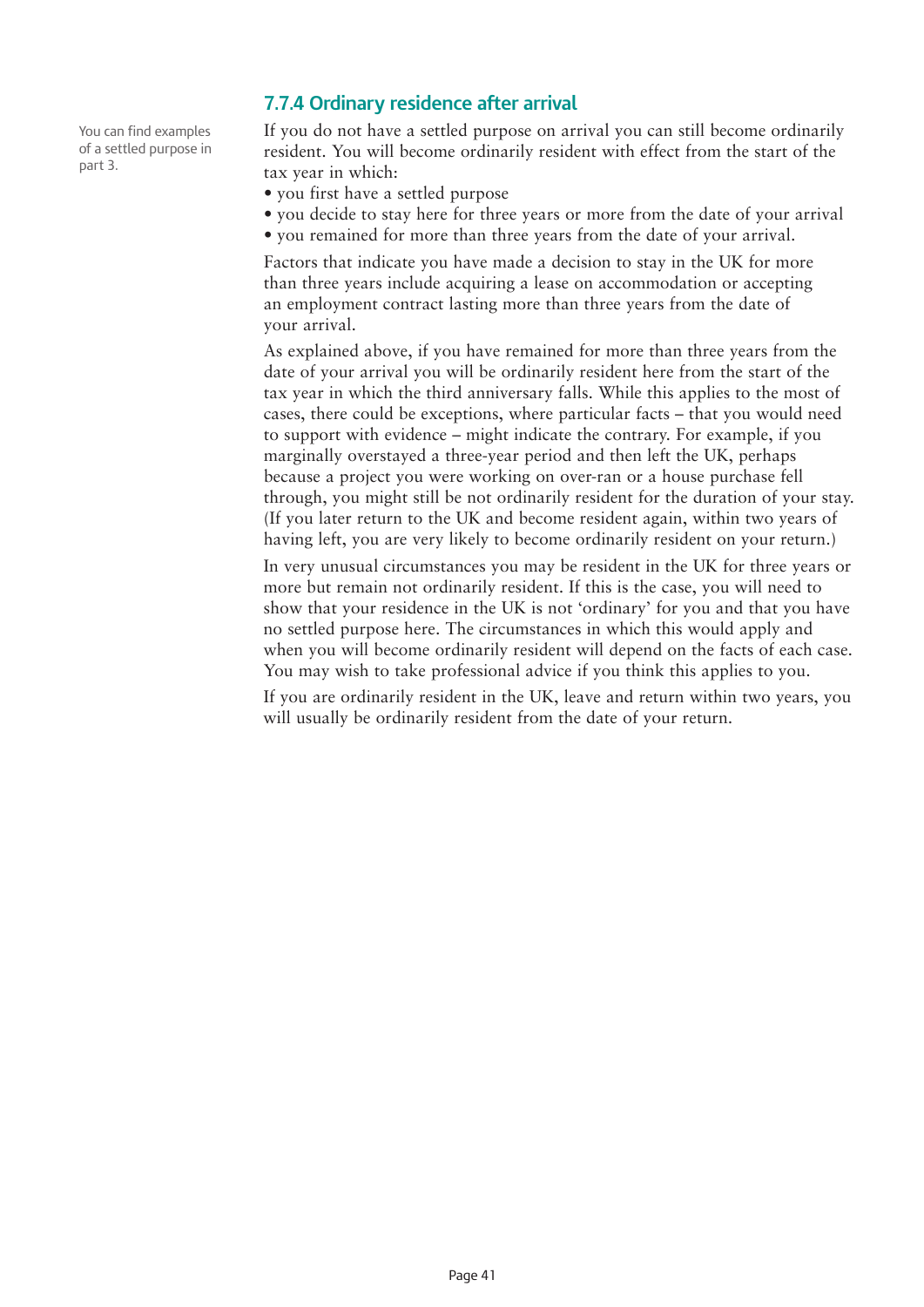### 7.7.4 Ordinary residence after arrival

You can find examples of a settled purpose in part 3.

If you do not have a settled purpose on arrival you can still become ordinarily resident. You will become ordinarily resident with effect from the start of the tax year in which:

- you first have a settled purpose
- you decide to stay here for three years or more from the date of your arrival
- you remained for more than three years from the date of your arrival.

Factors that indicate you have made a decision to stay in the UK for more than three years include acquiring a lease on accommodation or accepting an employment contract lasting more than three years from the date of your arrival.

As explained above, if you have remained for more than three years from the date of your arrival you will be ordinarily resident here from the start of the tax year in which the third anniversary falls. While this applies to the most of cases, there could be exceptions, where particular facts – that you would need to support with evidence – might indicate the contrary. For example, if you marginally overstayed a three-year period and then left the UK, perhaps because a project you were working on over-ran or a house purchase fell through, you might still be not ordinarily resident for the duration of your stay. (If you later return to the UK and become resident again, within two years of having left, you are very likely to become ordinarily resident on your return.)

In very unusual circumstances you may be resident in the UK for three years or more but remain not ordinarily resident. If this is the case, you will need to show that your residence in the UK is not 'ordinary' for you and that you have no settled purpose here. The circumstances in which this would apply and when you will become ordinarily resident will depend on the facts of each case. You may wish to take professional advice if you think this applies to you.

If you are ordinarily resident in the UK, leave and return within two years, you will usually be ordinarily resident from the date of your return.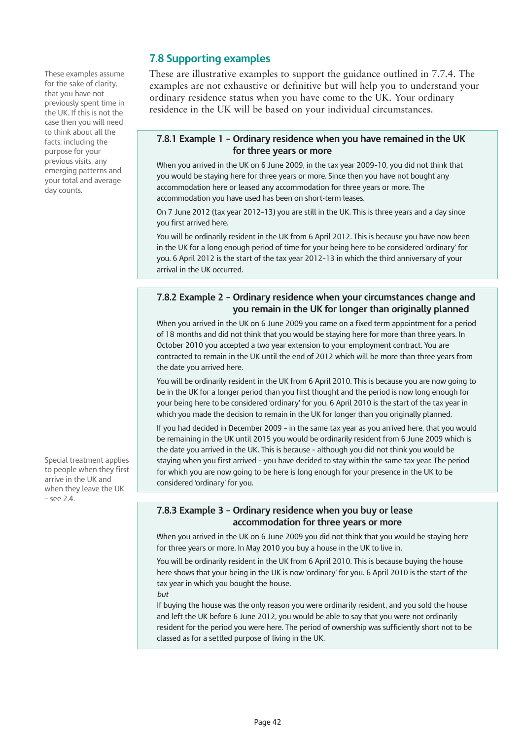## 7.8 Supporting examples

These examples assume for the sake of clarity, that you have not previously spent time in the UK. If this is not the case then you will need to think about all the facts, including the purpose for your previous visits, any emerging patterns and your total and average day counts.

These are illustrative examples to support the guidance outlined in 7.7.4. The examples are not exhaustive or definitive but will help you to understand your ordinary residence status when you have come to the UK. Your ordinary residence in the UK will be based on your individual circumstances.

### 7.8.1 Example 1 – Ordinary residence when you have remained in the UK for three years or more

When you arrived in the UK on 6 June 2009, in the tax year 2009-10, you did not think that you would be staying here for three years or more. Since then you have not bought any accommodation here or leased any accommodation for three years or more. The accommodation you have used has been on short-term leases.

On 7 June 2012 (tax year 2012-13) you are still in the UK. This is three years and a day since you first arrived here.

You will be ordinarily resident in the UK from 6 April 2012. This is because you have now been in the UK for a long enough period of time for your being here to be considered 'ordinary' for you. 6 April 2012 is the start of the tax year 2012-13 in which the third anniversary of your arrival in the UK occurred.

### 7.8.2 Example 2 – Ordinary residence when your circumstances change and you remain in the UK for longer than originally planned

When you arrived in the UK on 6 June 2009 you came on a fixed term appointment for a period of 18 months and did not think that you would be staying here for more than three years. In October 2010 you accepted a two year extension to your employment contract. You are contracted to remain in the UK until the end of 2012 which will be more than three years from the date you arrived here.

You will be ordinarily resident in the UK from 6 April 2010. This is because you are now going to be in the UK for a longer period than you first thought and the period is now long enough for your being here to be considered 'ordinary' for you. 6 April 2010 is the start of the tax year in which you made the decision to remain in the UK for longer than you originally planned.

If you had decided in December 2009 - in the same tax year as you arrived here, that you would be remaining in the UK until 2015 you would be ordinarily resident from 6 June 2009 which is the date you arrived in the UK. This is because - although you did not think you would be staying when you first arrived - you have decided to stay within the same tax year. The period for which you are now going to be here is long enough for your presence in the UK to be considered 'ordinary' for you.

Special treatment applies to people when they first arrive in the UK and when they leave the UK - see 2.4.

### 7.8.3 Example 3 – Ordinary residence when you buy or lease accommodation for three years or more

When you arrived in the UK on 6 June 2009 you did not think that you would be staying here for three years or more. In May 2010 you buy a house in the UK to live in.

You will be ordinarily resident in the UK from 6 April 2010. This is because buying the house here shows that your being in the UK is now 'ordinary' for you. 6 April 2010 is the start of the tax year in which you bought the house.

*but*

If buying the house was the only reason you were ordinarily resident, and you sold the house and left the UK before 6 June 2012, you would be able to say that you were not ordinarily resident for the period you were here. The period of ownership was sufficiently short not to be classed as for a settled purpose of living in the UK.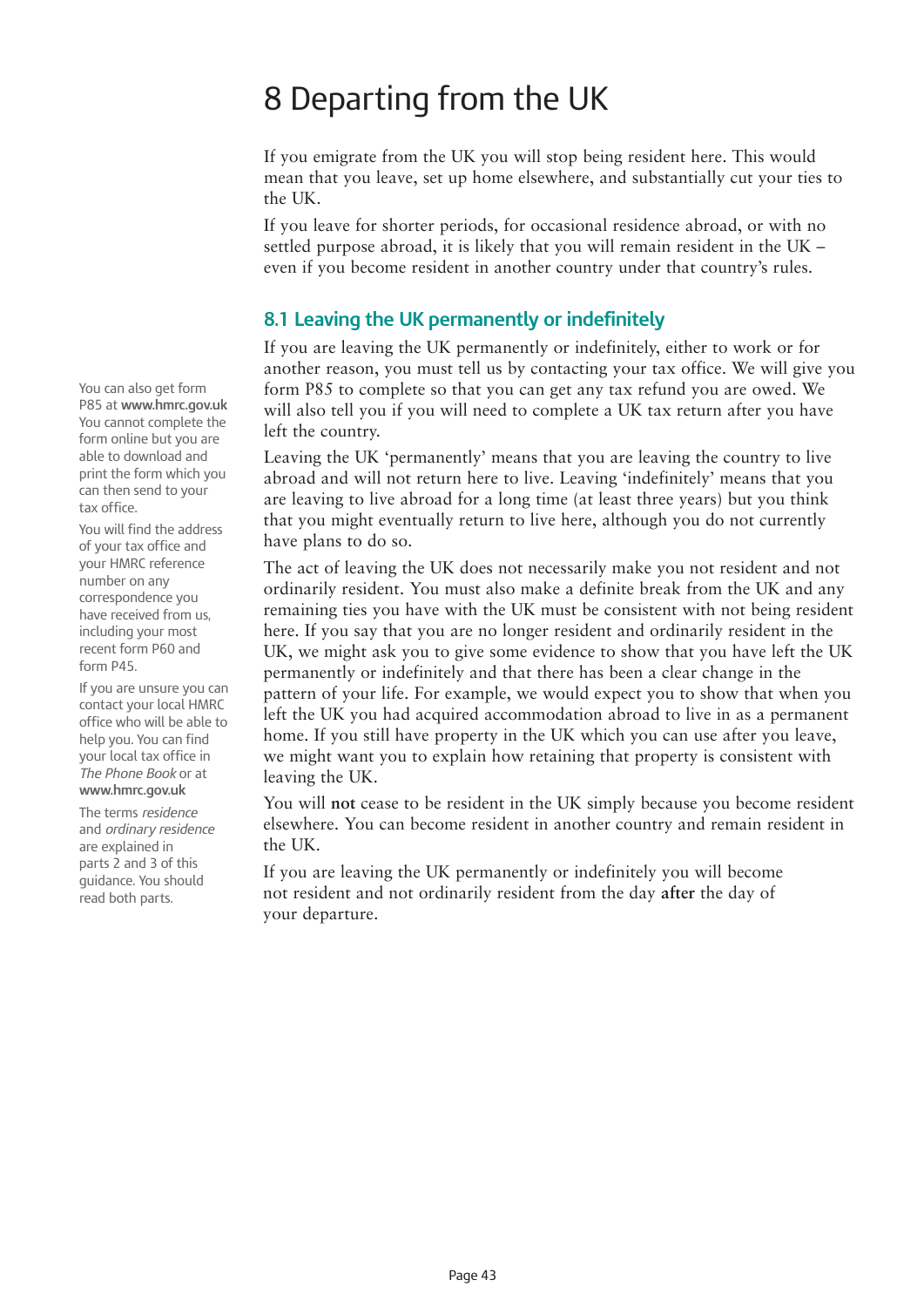# 8 Departing from the UK

If you emigrate from the UK you will stop being resident here. This would mean that you leave, set up home elsewhere, and substantially cut your ties to the UK.

If you leave for shorter periods, for occasional residence abroad, or with no settled purpose abroad, it is likely that you will remain resident in the UK – even if you become resident in another country under that country's rules.

## 8.1 Leaving the UK permanently or indefinitely

If you are leaving the UK permanently or indefinitely, either to work or for another reason, you must tell us by contacting your tax office. We will give you form P85 to complete so that you can get any tax refund you are owed. We will also tell you if you will need to complete a UK tax return after you have left the country.

Leaving the UK 'permanently' means that you are leaving the country to live abroad and will not return here to live. Leaving 'indefinitely' means that you are leaving to live abroad for a long time (at least three years) but you think that you might eventually return to live here, although you do not currently have plans to do so.

The act of leaving the UK does not necessarily make you not resident and not ordinarily resident. You must also make a definite break from the UK and any remaining ties you have with the UK must be consistent with not being resident here. If you say that you are no longer resident and ordinarily resident in the UK, we might ask you to give some evidence to show that you have left the UK permanently or indefinitely and that there has been a clear change in the pattern of your life. For example, we would expect you to show that when you left the UK you had acquired accommodation abroad to live in as a permanent home. If you still have property in the UK which you can use after you leave, we might want you to explain how retaining that property is consistent with leaving the UK.

You will **not** cease to be resident in the UK simply because you become resident elsewhere. You can become resident in another country and remain resident in the UK.

If you are leaving the UK permanently or indefinitely you will become not resident and not ordinarily resident from the day **after** the day of your departure.

You can also get form P85 at **www.hmrc.gov.uk** You cannot complete the form online but you are able to download and print the form which you can then send to your tax office.

You will find the address of your tax office and your HMRC reference number on any correspondence you have received from us, including your most recent form P60 and form P45.

If you are unsure you can contact your local HMRC office who will be able to help you. You can find your local tax office in *The Phone Book* or at **www.hmrc.gov.uk**

The terms *residence* and *ordinary residence* are explained in parts 2 and 3 of this guidance. You should read both parts.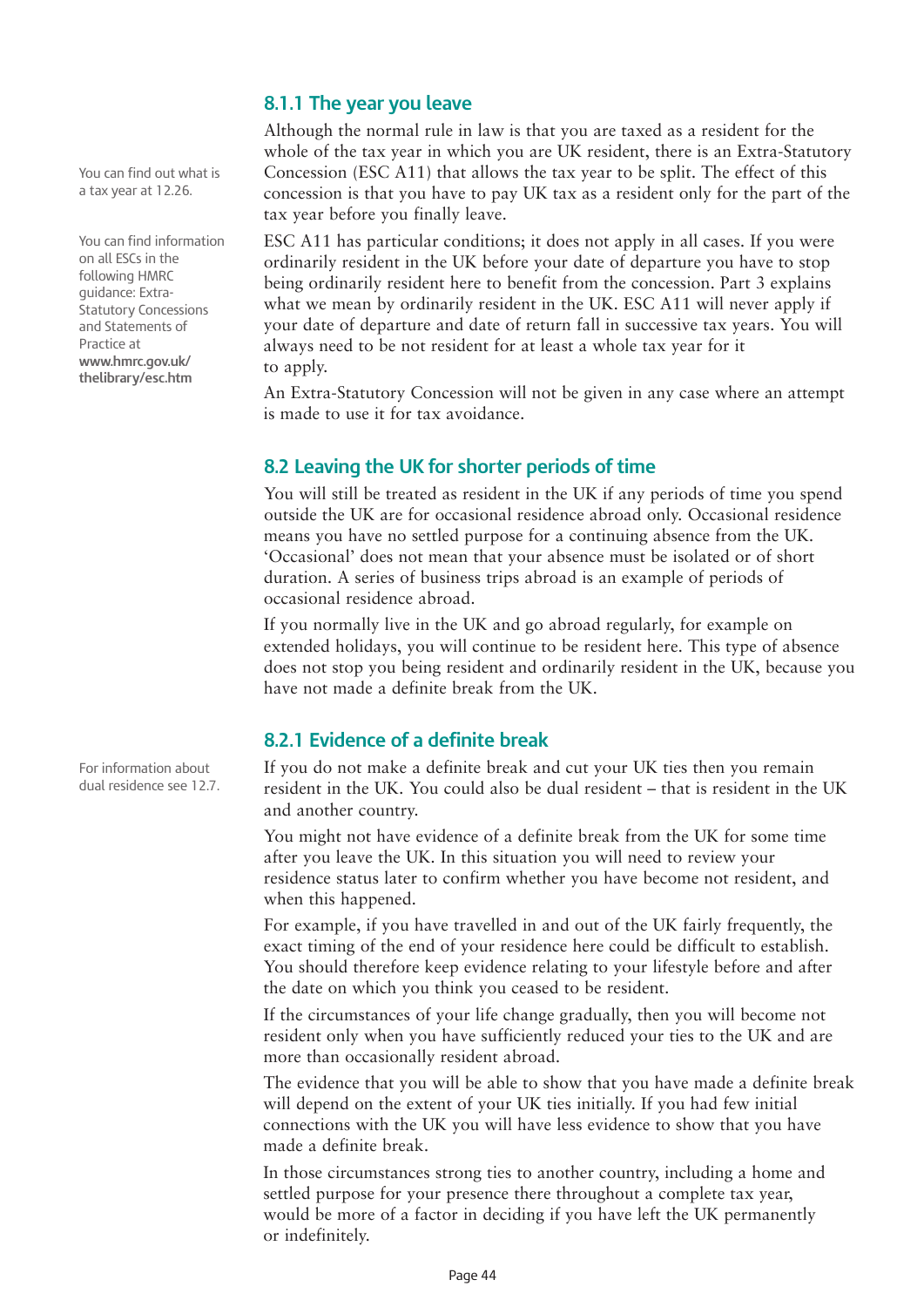### 8.1.1 The year you leave

You can find out what is a tax year at 12.26.

Although the normal rule in law is that you are taxed as a resident for the whole of the tax year in which you are UK resident, there is an Extra-Statutory Concession (ESC A11) that allows the tax year to be split. The effect of this concession is that you have to pay UK tax as a resident only for the part of the tax year before you finally leave.

You can find information on all ESCs in the following HMRC guidance: Extra-Statutory Concessions and Statements of Practice at **www.hmrc.gov.uk/thelibrary/esc.htm**

ESC A11 has particular conditions; it does not apply in all cases. If you were ordinarily resident in the UK before your date of departure you have to stop being ordinarily resident here to benefit from the concession. Part 3 explains what we mean by ordinarily resident in the UK. ESC A11 will never apply if your date of departure and date of return fall in successive tax years. You will always need to be not resident for at least a whole tax year for it to apply.

An Extra-Statutory Concession will not be given in any case where an attempt is made to use it for tax avoidance.

## 8.2 Leaving the UK for shorter periods of time

You will still be treated as resident in the UK if any periods of time you spend outside the UK are for occasional residence abroad only. Occasional residence means you have no settled purpose for a continuing absence from the UK. 'Occasional' does not mean that your absence must be isolated or of short duration. A series of business trips abroad is an example of periods of occasional residence abroad.

If you normally live in the UK and go abroad regularly, for example on extended holidays, you will continue to be resident here. This type of absence does not stop you being resident and ordinarily resident in the UK, because you have not made a definite break from the UK.

### 8.2.1 Evidence of a definite break

For information about dual residence see 12.7.

If you do not make a definite break and cut your UK ties then you remain resident in the UK. You could also be dual resident – that is resident in the UK and another country.

You might not have evidence of a definite break from the UK for some time after you leave the UK. In this situation you will need to review your residence status later to confirm whether you have become not resident, and when this happened.

For example, if you have travelled in and out of the UK fairly frequently, the exact timing of the end of your residence here could be difficult to establish. You should therefore keep evidence relating to your lifestyle before and after the date on which you think you ceased to be resident.

If the circumstances of your life change gradually, then you will become not resident only when you have sufficiently reduced your ties to the UK and are more than occasionally resident abroad.

The evidence that you will be able to show that you have made a definite break will depend on the extent of your UK ties initially. If you had few initial connections with the UK you will have less evidence to show that you have made a definite break.

In those circumstances strong ties to another country, including a home and settled purpose for your presence there throughout a complete tax year, would be more of a factor in deciding if you have left the UK permanently or indefinitely.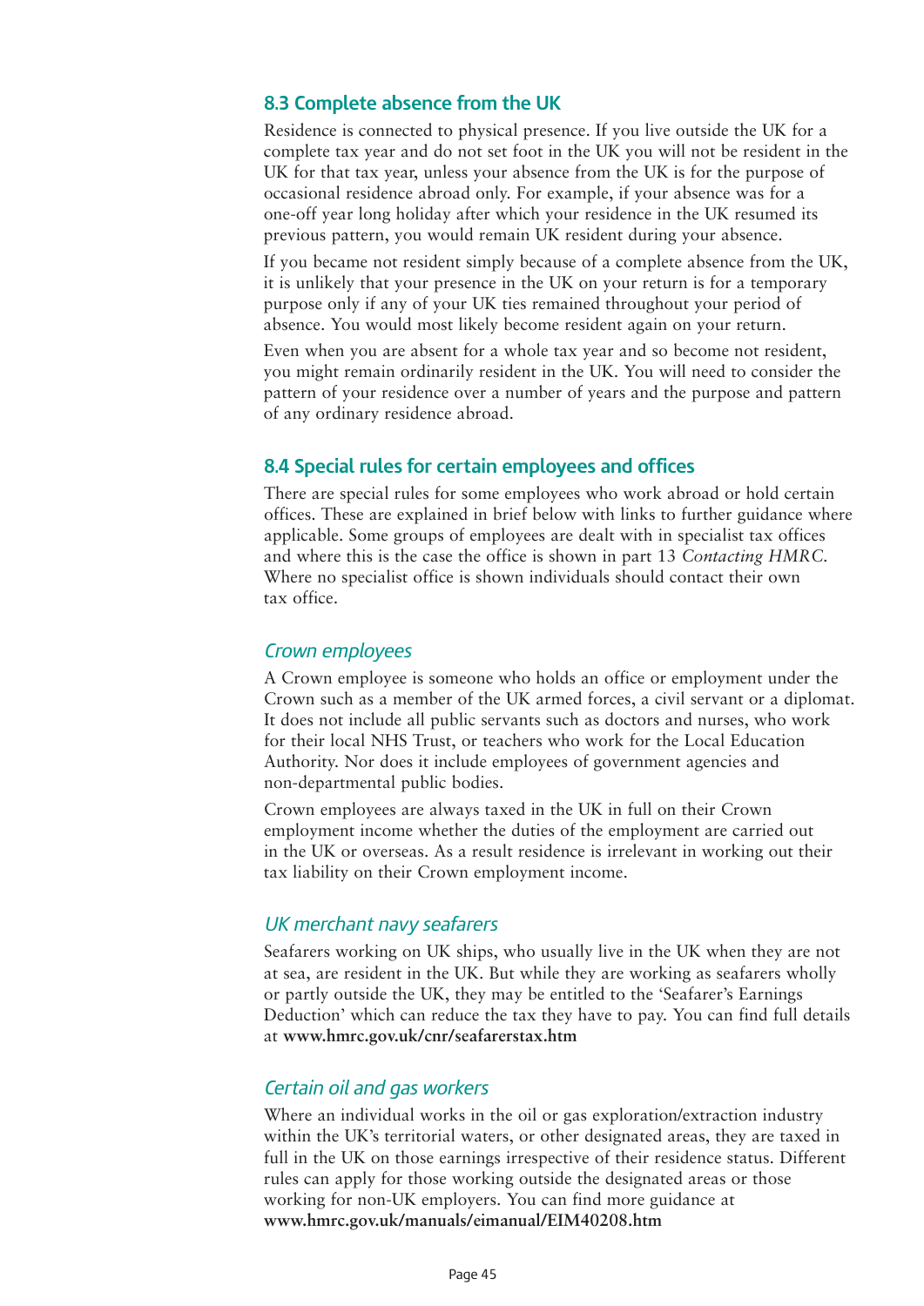## 8.3 Complete absence from the UK

Residence is connected to physical presence. If you live outside the UK for a complete tax year and do not set foot in the UK you will not be resident in the UK for that tax year, unless your absence from the UK is for the purpose of occasional residence abroad only. For example, if your absence was for a one-off year long holiday after which your residence in the UK resumed its previous pattern, you would remain UK resident during your absence.

If you became not resident simply because of a complete absence from the UK, it is unlikely that your presence in the UK on your return is for a temporary purpose only if any of your UK ties remained throughout your period of absence. You would most likely become resident again on your return.

Even when you are absent for a whole tax year and so become not resident, you might remain ordinarily resident in the UK. You will need to consider the pattern of your residence over a number of years and the purpose and pattern of any ordinary residence abroad.

## 8.4 Special rules for certain employees and offices

There are special rules for some employees who work abroad or hold certain offices. These are explained in brief below with links to further guidance where applicable. Some groups of employees are dealt with in specialist tax offices and where this is the case the office is shown in part 13 *Contacting HMRC*. Where no specialist office is shown individuals should contact their own tax office.

### *Crown employees*

A Crown employee is someone who holds an office or employment under the Crown such as a member of the UK armed forces, a civil servant or a diplomat. It does not include all public servants such as doctors and nurses, who work for their local NHS Trust, or teachers who work for the Local Education Authority. Nor does it include employees of government agencies and non-departmental public bodies.

Crown employees are always taxed in the UK in full on their Crown employment income whether the duties of the employment are carried out in the UK or overseas. As a result residence is irrelevant in working out their tax liability on their Crown employment income.

### *UK merchant navy seafarers*

Seafarers working on UK ships, who usually live in the UK when they are not at sea, are resident in the UK. But while they are working as seafarers wholly or partly outside the UK, they may be entitled to the 'Seafarer's Earnings Deduction' which can reduce the tax they have to pay. You can find full details at **www.hmrc.gov.uk/cnr/seafarerstax.htm**

### *Certain oil and gas workers*

Where an individual works in the oil or gas exploration/extraction industry within the UK's territorial waters, or other designated areas, they are taxed in full in the UK on those earnings irrespective of their residence status. Different rules can apply for those working outside the designated areas or those working for non-UK employers. You can find more guidance at **www.hmrc.gov.uk/manuals/eimanual/EIM40208.htm**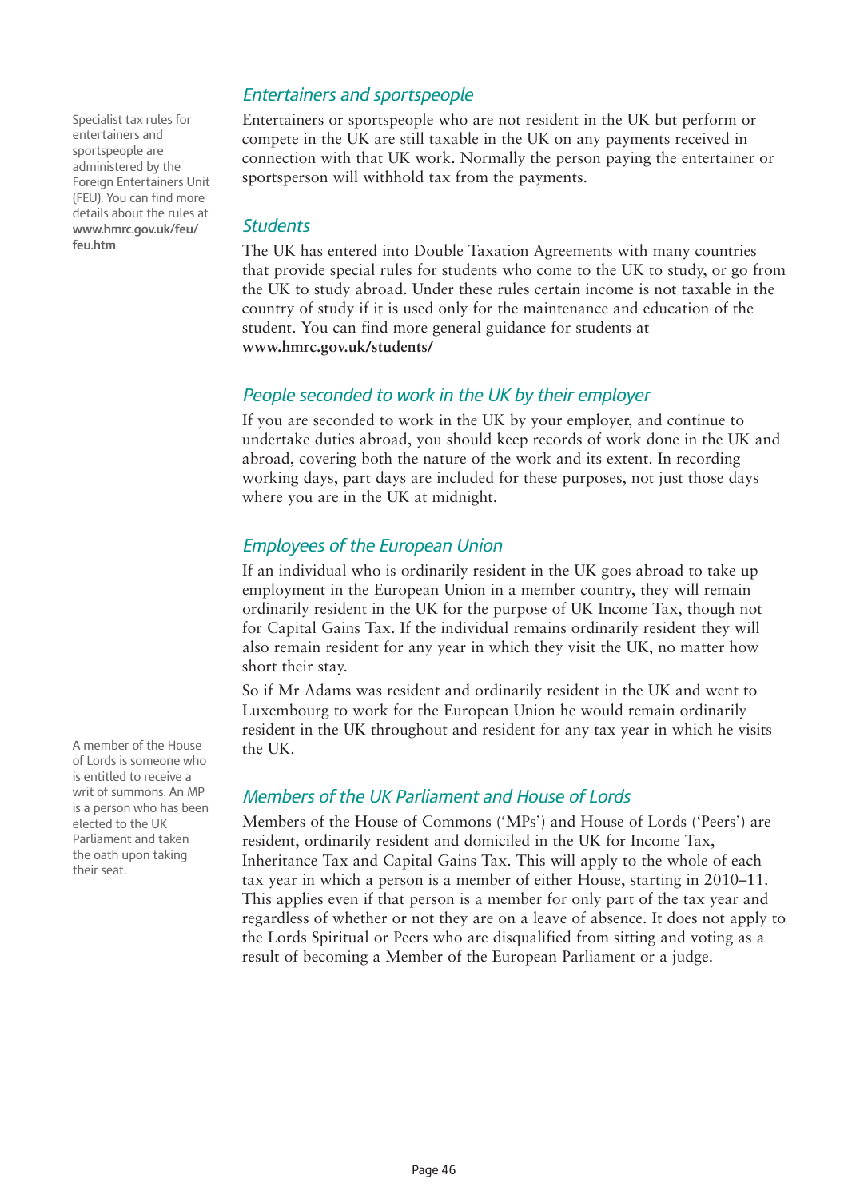### *Entertainers and sportspeople*

Specialist tax rules for entertainers and sportspeople are administered by the Foreign Entertainers Unit (FEU). You can find more details about the rules at **www.hmrc.gov.uk/feu/feu.htm**

Entertainers or sportspeople who are not resident in the UK but perform or compete in the UK are still taxable in the UK on any payments received in connection with that UK work. Normally the person paying the entertainer or sportsperson will withhold tax from the payments.

### *Students*

The UK has entered into Double Taxation Agreements with many countries that provide special rules for students who come to the UK to study, or go from the UK to study abroad. Under these rules certain income is not taxable in the country of study if it is used only for the maintenance and education of the student. You can find more general guidance for students at **www.hmrc.gov.uk/students/**

### *People seconded to work in the UK by their employer*

If you are seconded to work in the UK by your employer, and continue to undertake duties abroad, you should keep records of work done in the UK and abroad, covering both the nature of the work and its extent. In recording working days, part days are included for these purposes, not just those days where you are in the UK at midnight.

### *Employees of the European Union*

If an individual who is ordinarily resident in the UK goes abroad to take up employment in the European Union in a member country, they will remain ordinarily resident in the UK for the purpose of UK Income Tax, though not for Capital Gains Tax. If the individual remains ordinarily resident they will also remain resident for any year in which they visit the UK, no matter how short their stay.

So if Mr Adams was resident and ordinarily resident in the UK and went to Luxembourg to work for the European Union he would remain ordinarily resident in the UK throughout and resident for any tax year in which he visits the UK.

### *Members of the UK Parliament and House of Lords*

A member of the House of Lords is someone who is entitled to receive a writ of summons. An MP is a person who has been elected to the UK Parliament and taken the oath upon taking their seat.

Members of the House of Commons ('MPs') and House of Lords ('Peers') are resident, ordinarily resident and domiciled in the UK for Income Tax, Inheritance Tax and Capital Gains Tax. This will apply to the whole of each tax year in which a person is a member of either House, starting in 2010–11. This applies even if that person is a member for only part of the tax year and regardless of whether or not they are on a leave of absence. It does not apply to the Lords Spiritual or Peers who are disqualified from sitting and voting as a result of becoming a Member of the European Parliament or a judge.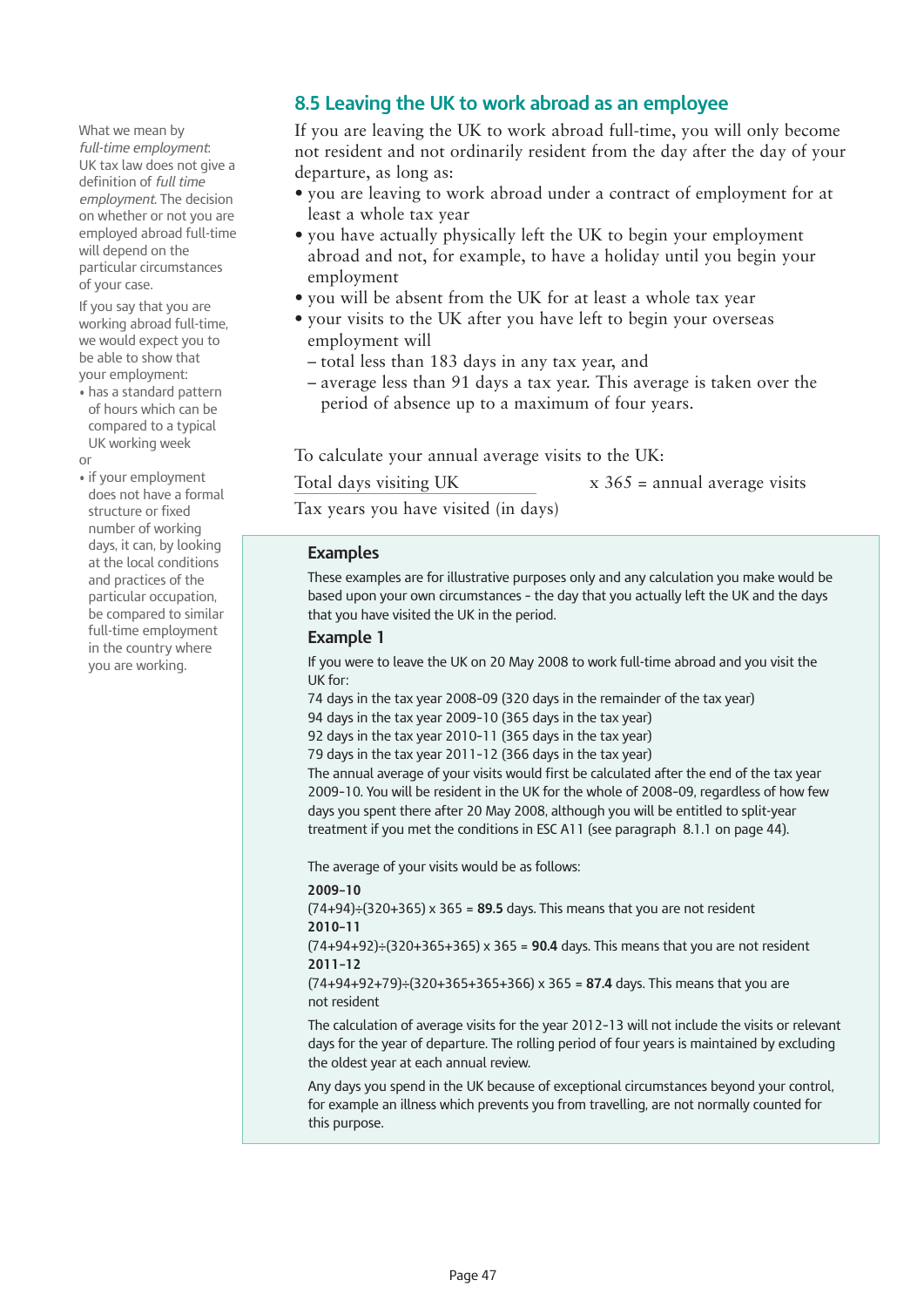## 8.5 Leaving the UK to work abroad as an employee

What we mean by *full-time employment*: UK tax law does not give a definition of *full time employment*. The decision on whether or not you are employed abroad full-time will depend on the particular circumstances of your case.

If you say that you are working abroad full-time, we would expect you to be able to show that your employment:

- has a standard pattern of hours which can be compared to a typical UK working week

or

- if your employment does not have a formal structure or fixed number of working days, it can, by looking at the local conditions and practices of the particular occupation, be compared to similar full-time employment in the country where you are working.

If you are leaving the UK to work abroad full-time, you will only become not resident and not ordinarily resident from the day after the day of your departure, as long as:

- you are leaving to work abroad under a contract of employment for at least a whole tax year
- you have actually physically left the UK to begin your employment abroad and not, for example, to have a holiday until you begin your employment
- you will be absent from the UK for at least a whole tax year
- your visits to the UK after you have left to begin your overseas employment will
  - total less than 183 days in any tax year, and
  - average less than 91 days a tax year. This average is taken over the period of absence up to a maximum of four years.

To calculate your annual average visits to the UK:

$$\frac{\text{Total days visiting UK}}{\text{Tax years you have visited (in days)}} \times 365 = \text{annual average visits}$$

### Examples

These examples are for illustrative purposes only and any calculation you make would be based upon your own circumstances - the day that you actually left the UK and the days that you have visited the UK in the period.

### Example 1

If you were to leave the UK on 20 May 2008 to work full-time abroad and you visit the UK for:

74 days in the tax year 2008-09 (320 days in the remainder of the tax year)
94 days in the tax year 2009-10 (365 days in the tax year)
92 days in the tax year 2010-11 (365 days in the tax year)
79 days in the tax year 2011-12 (366 days in the tax year)

The annual average of your visits would first be calculated after the end of the tax year 2009-10. You will be resident in the UK for the whole of 2008-09, regardless of how few days you spent there after 20 May 2008, although you will be entitled to split-year treatment if you met the conditions in ESC A11 (see paragraph 8.1.1 on page 44).

The average of your visits would be as follows:

**2009–10**
(74+94)÷(320+365) x 365 = **89.5** days. This means that you are not resident

**2010–11**
(74+94+92)÷(320+365+365) x 365 = **90.4** days. This means that you are not resident

**2011–12**
(74+94+92+79)÷(320+365+365+366) x 365 = **87.4** days. This means that you are not resident

The calculation of average visits for the year 2012-13 will not include the visits or relevant days for the year of departure. The rolling period of four years is maintained by excluding the oldest year at each annual review.

Any days you spend in the UK because of exceptional circumstances beyond your control, for example an illness which prevents you from travelling, are not normally counted for this purpose.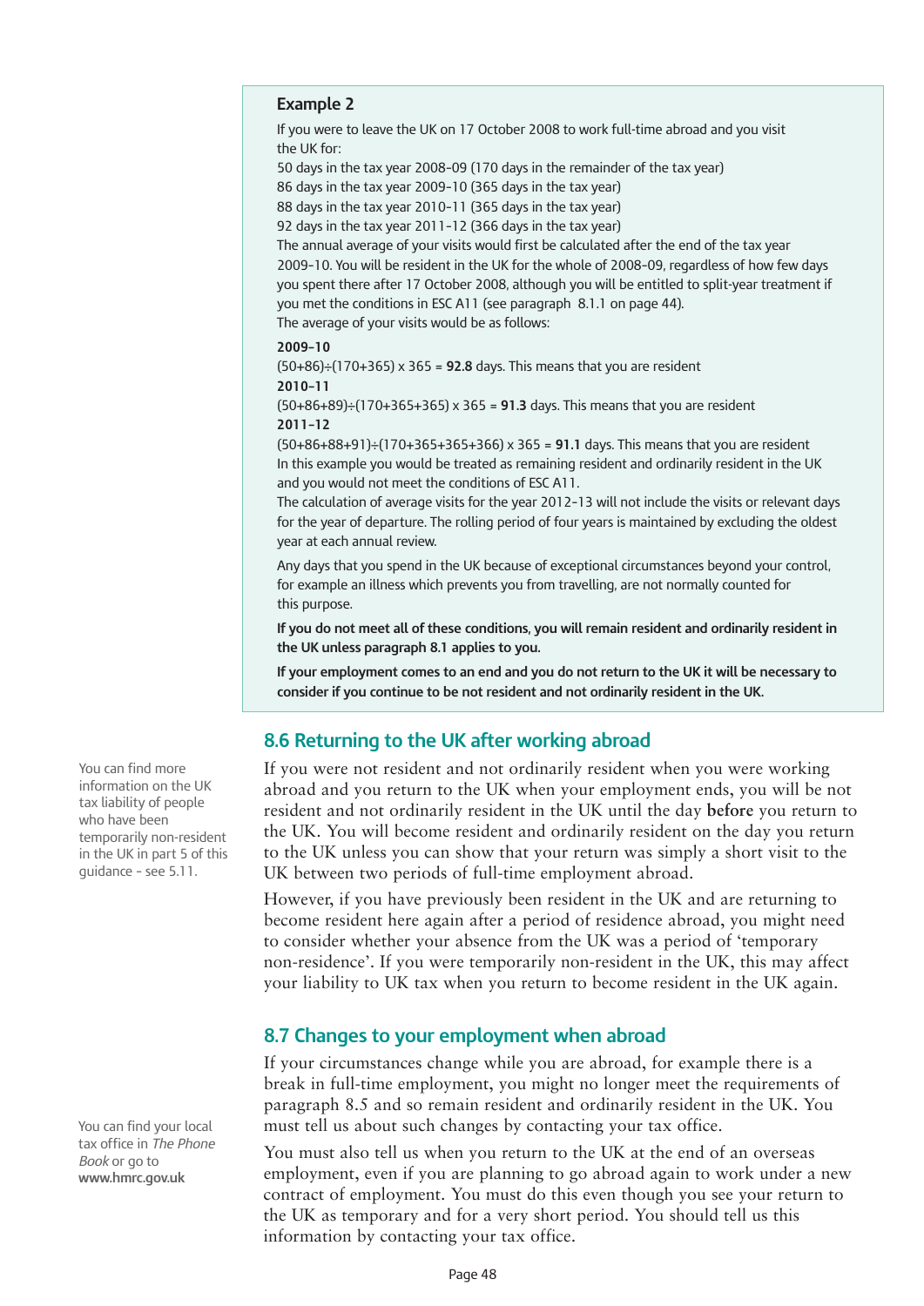**Example 2**

If you were to leave the UK on 17 October 2008 to work full-time abroad and you visit the UK for:

50 days in the tax year 2008-09 (170 days in the remainder of the tax year)

86 days in the tax year 2009-10 (365 days in the tax year)

88 days in the tax year 2010-11 (365 days in the tax year)

92 days in the tax year 2011-12 (366 days in the tax year)

The annual average of your visits would first be calculated after the end of the tax year 2009-10. You will be resident in the UK for the whole of 2008-09, regardless of how few days you spent there after 17 October 2008, although you will be entitled to split-year treatment if you met the conditions in ESC A11 (see paragraph 8.1.1 on page 44).

The average of your visits would be as follows:

**2009–10**

(50+86)÷(170+365) x 365 = **92.8** days. This means that you are resident

**2010–11**

(50+86+89)÷(170+365+365) x 365 = **91.3** days. This means that you are resident

**2011–12**

(50+86+88+91)÷(170+365+365+366) x 365 = **91.1** days. This means that you are resident

In this example you would be treated as remaining resident and ordinarily resident in the UK and you would not meet the conditions of ESC A11.

The calculation of average visits for the year 2012-13 will not include the visits or relevant days for the year of departure. The rolling period of four years is maintained by excluding the oldest year at each annual review.

Any days that you spend in the UK because of exceptional circumstances beyond your control, for example an illness which prevents you from travelling, are not normally counted for this purpose.

**If you do not meet all of these conditions, you will remain resident and ordinarily resident in the UK unless paragraph 8.1 applies to you.**

**If your employment comes to an end and you do not return to the UK it will be necessary to consider if you continue to be not resident and not ordinarily resident in the UK.**

## 8.6 Returning to the UK after working abroad

If you were not resident and not ordinarily resident when you were working abroad and you return to the UK when your employment ends, you will be not resident and not ordinarily resident in the UK until the day **before** you return to the UK. You will become resident and ordinarily resident on the day you return to the UK unless you can show that your return was simply a short visit to the UK between two periods of full-time employment abroad.

However, if you have previously been resident in the UK and are returning to become resident here again after a period of residence abroad, you might need to consider whether your absence from the UK was a period of 'temporary non-residence'. If you were temporarily non-resident in the UK, this may affect your liability to UK tax when you return to become resident in the UK again.

You can find more information on the UK tax liability of people who have been temporarily non-resident in the UK in part 5 of this guidance - see 5.11.

## 8.7 Changes to your employment when abroad

If your circumstances change while you are abroad, for example there is a break in full-time employment, you might no longer meet the requirements of paragraph 8.5 and so remain resident and ordinarily resident in the UK. You must tell us about such changes by contacting your tax office.

You must also tell us when you return to the UK at the end of an overseas employment, even if you are planning to go abroad again to work under a new contract of employment. You must do this even though you see your return to the UK as temporary and for a very short period. You should tell us this information by contacting your tax office.

You can find your local tax office in *The Phone Book* or go to **www.hmrc.gov.uk**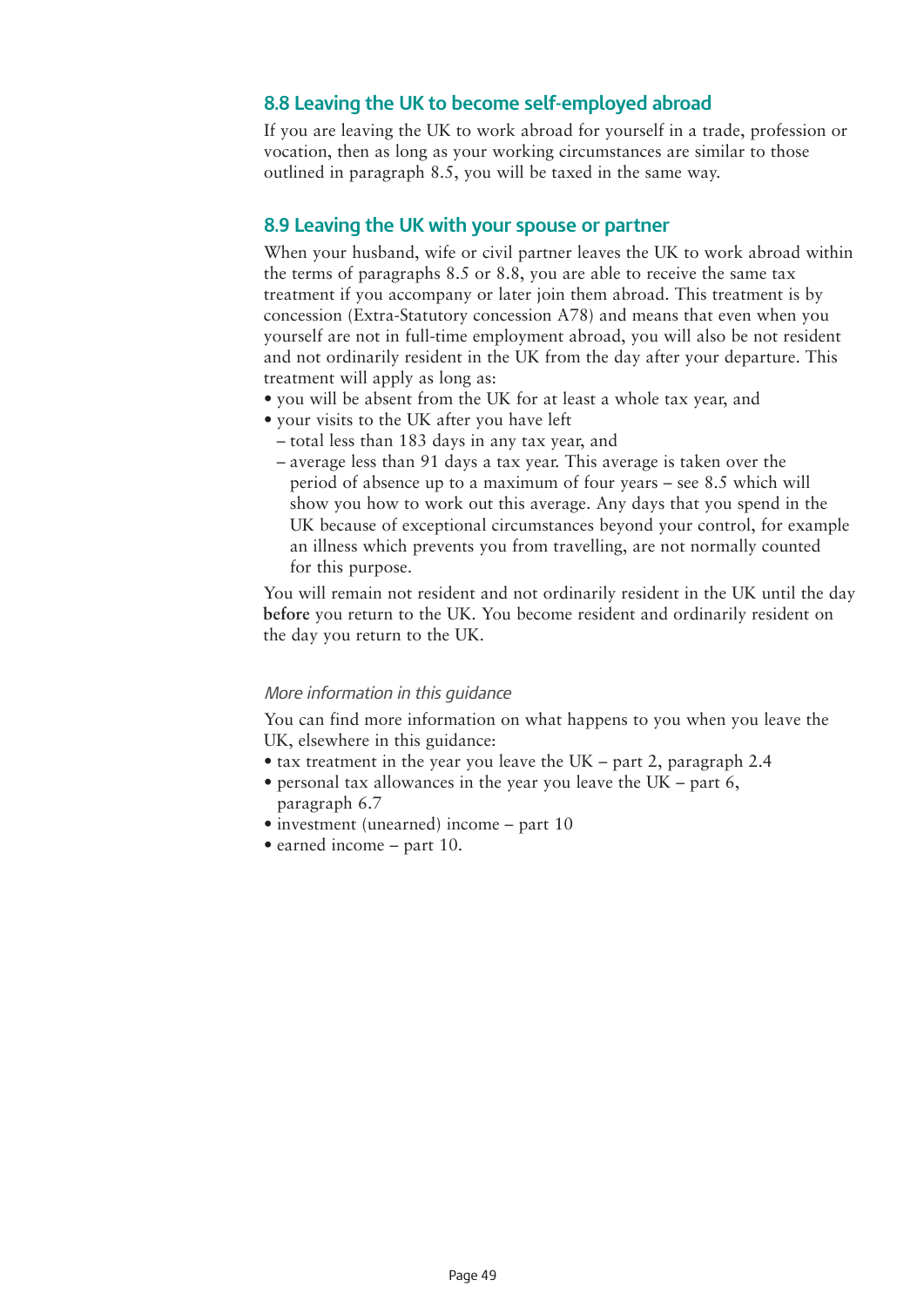## 8.8 Leaving the UK to become self-employed abroad

If you are leaving the UK to work abroad for yourself in a trade, profession or vocation, then as long as your working circumstances are similar to those outlined in paragraph 8.5, you will be taxed in the same way.

## 8.9 Leaving the UK with your spouse or partner

When your husband, wife or civil partner leaves the UK to work abroad within the terms of paragraphs 8.5 or 8.8, you are able to receive the same tax treatment if you accompany or later join them abroad. This treatment is by concession (Extra-Statutory concession A78) and means that even when you yourself are not in full-time employment abroad, you will also be not resident and not ordinarily resident in the UK from the day after your departure. This treatment will apply as long as:

- you will be absent from the UK for at least a whole tax year, and
- your visits to the UK after you have left
  - total less than 183 days in any tax year, and
  - average less than 91 days a tax year. This average is taken over the period of absence up to a maximum of four years – see 8.5 which will show you how to work out this average. Any days that you spend in the UK because of exceptional circumstances beyond your control, for example an illness which prevents you from travelling, are not normally counted for this purpose.

You will remain not resident and not ordinarily resident in the UK until the day **before** you return to the UK. You become resident and ordinarily resident on the day you return to the UK.

*More information in this guidance*

You can find more information on what happens to you when you leave the UK, elsewhere in this guidance:

- tax treatment in the year you leave the UK – part 2, paragraph 2.4
- personal tax allowances in the year you leave the UK – part 6, paragraph 6.7
- investment (unearned) income – part 10
- earned income – part 10.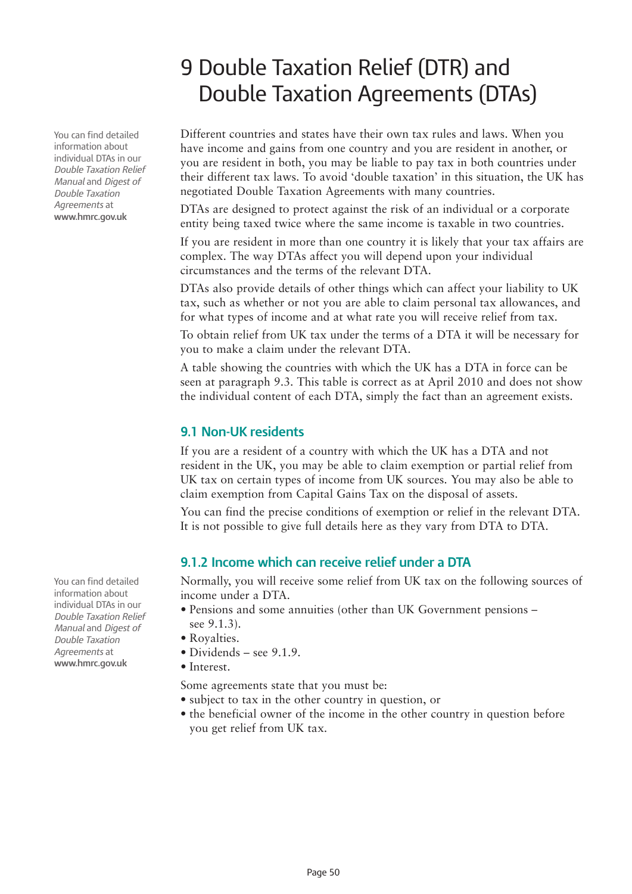# 9 Double Taxation Relief (DTR) and Double Taxation Agreements (DTAs)

You can find detailed information about individual DTAs in our *Double Taxation Relief Manual* and *Digest of Double Taxation Agreements* at **www.hmrc.gov.uk**

Different countries and states have their own tax rules and laws. When you have income and gains from one country and you are resident in another, or you are resident in both, you may be liable to pay tax in both countries under their different tax laws. To avoid 'double taxation' in this situation, the UK has negotiated Double Taxation Agreements with many countries.

DTAs are designed to protect against the risk of an individual or a corporate entity being taxed twice where the same income is taxable in two countries.

If you are resident in more than one country it is likely that your tax affairs are complex. The way DTAs affect you will depend upon your individual circumstances and the terms of the relevant DTA.

DTAs also provide details of other things which can affect your liability to UK tax, such as whether or not you are able to claim personal tax allowances, and for what types of income and at what rate you will receive relief from tax.

To obtain relief from UK tax under the terms of a DTA it will be necessary for you to make a claim under the relevant DTA.

A table showing the countries with which the UK has a DTA in force can be seen at paragraph 9.3. This table is correct as at April 2010 and does not show the individual content of each DTA, simply the fact than an agreement exists.

## 9.1 Non-UK residents

If you are a resident of a country with which the UK has a DTA and not resident in the UK, you may be able to claim exemption or partial relief from UK tax on certain types of income from UK sources. You may also be able to claim exemption from Capital Gains Tax on the disposal of assets.

You can find the precise conditions of exemption or relief in the relevant DTA. It is not possible to give full details here as they vary from DTA to DTA.

### 9.1.2 Income which can receive relief under a DTA

You can find detailed information about individual DTAs in our *Double Taxation Relief Manual* and *Digest of Double Taxation Agreements* at **www.hmrc.gov.uk**

Normally, you will receive some relief from UK tax on the following sources of income under a DTA.

- Pensions and some annuities (other than UK Government pensions – see 9.1.3).
- Royalties.
- Dividends – see 9.1.9.
- Interest.

Some agreements state that you must be:

- subject to tax in the other country in question, or
- the beneficial owner of the income in the other country in question before you get relief from UK tax.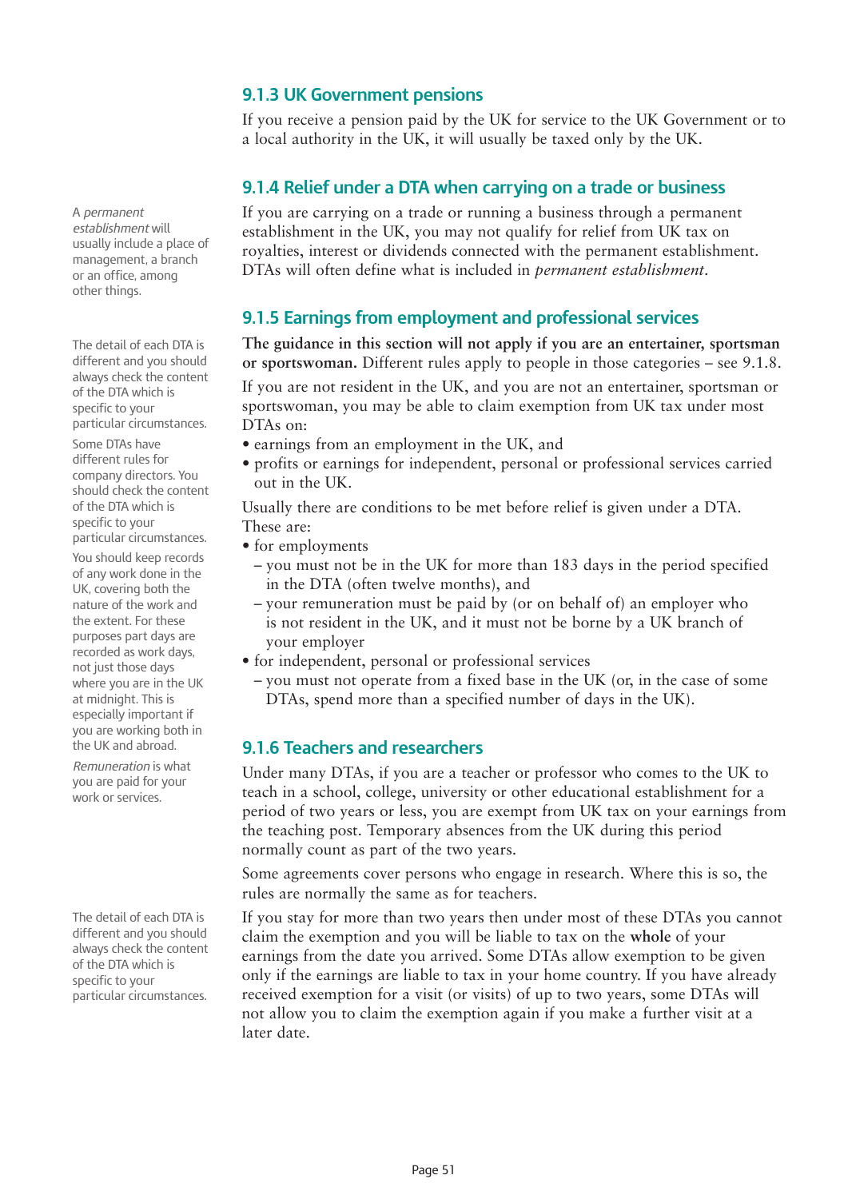### 9.1.3 UK Government pensions

If you receive a pension paid by the UK for service to the UK Government or to a local authority in the UK, it will usually be taxed only by the UK.

### 9.1.4 Relief under a DTA when carrying on a trade or business

A *permanent establishment* will usually include a place of management, a branch or an office, among other things.

If you are carrying on a trade or running a business through a permanent establishment in the UK, you may not qualify for relief from UK tax on royalties, interest or dividends connected with the permanent establishment. DTAs will often define what is included in *permanent establishment*.

### 9.1.5 Earnings from employment and professional services

The detail of each DTA is different and you should always check the content of the DTA which is specific to your particular circumstances.

Some DTAs have different rules for company directors. You should check the content of the DTA which is specific to your particular circumstances.

You should keep records of any work done in the UK, covering both the nature of the work and the extent. For these purposes part days are recorded as work days, not just those days where you are in the UK at midnight. This is especially important if you are working both in the UK and abroad.

*Remuneration* is what you are paid for your work or services.

**The guidance in this section will not apply if you are an entertainer, sportsman or sportswoman.** Different rules apply to people in those categories – see 9.1.8.

If you are not resident in the UK, and you are not an entertainer, sportsman or sportswoman, you may be able to claim exemption from UK tax under most DTAs on:

- earnings from an employment in the UK, and
- profits or earnings for independent, personal or professional services carried out in the UK.

Usually there are conditions to be met before relief is given under a DTA. These are:

- for employments
  - you must not be in the UK for more than 183 days in the period specified in the DTA (often twelve months), and
  - your remuneration must be paid by (or on behalf of) an employer who is not resident in the UK, and it must not be borne by a UK branch of your employer
- for independent, personal or professional services
  - you must not operate from a fixed base in the UK (or, in the case of some DTAs, spend more than a specified number of days in the UK).

### 9.1.6 Teachers and researchers

The detail of each DTA is different and you should always check the content of the DTA which is specific to your particular circumstances.

Under many DTAs, if you are a teacher or professor who comes to the UK to teach in a school, college, university or other educational establishment for a period of two years or less, you are exempt from UK tax on your earnings from the teaching post. Temporary absences from the UK during this period normally count as part of the two years.

Some agreements cover persons who engage in research. Where this is so, the rules are normally the same as for teachers.

If you stay for more than two years then under most of these DTAs you cannot claim the exemption and you will be liable to tax on the **whole** of your earnings from the date you arrived. Some DTAs allow exemption to be given only if the earnings are liable to tax in your home country. If you have already received exemption for a visit (or visits) of up to two years, some DTAs will not allow you to claim the exemption again if you make a further visit at a later date.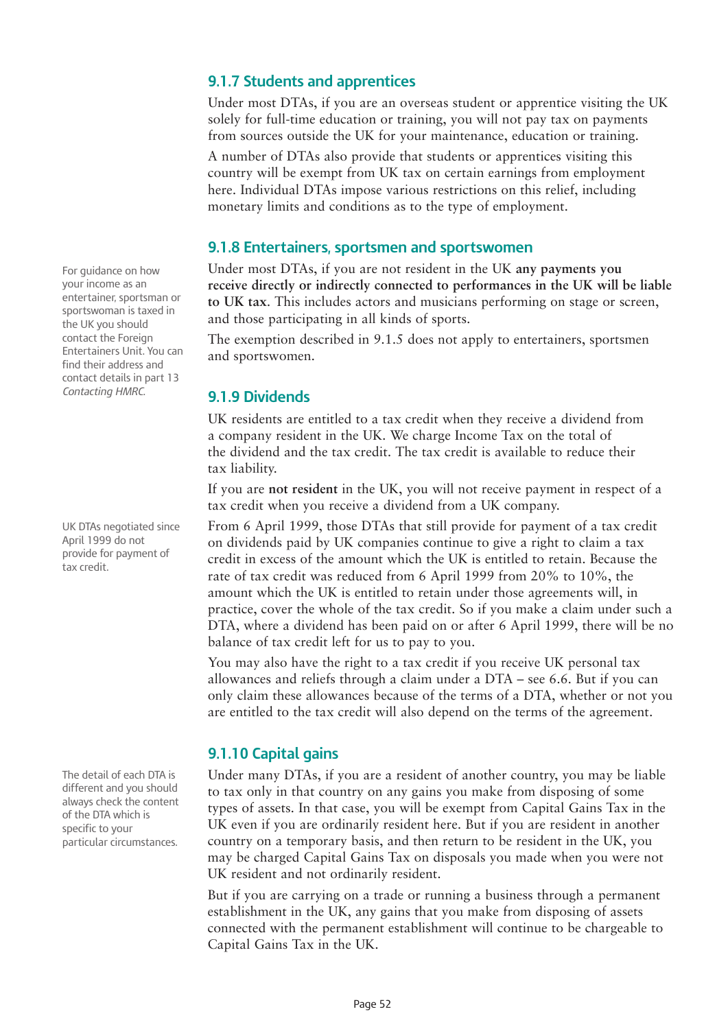### 9.1.7 Students and apprentices

Under most DTAs, if you are an overseas student or apprentice visiting the UK solely for full-time education or training, you will not pay tax on payments from sources outside the UK for your maintenance, education or training.

A number of DTAs also provide that students or apprentices visiting this country will be exempt from UK tax on certain earnings from employment here. Individual DTAs impose various restrictions on this relief, including monetary limits and conditions as to the type of employment.

### 9.1.8 Entertainers, sportsmen and sportswomen

For guidance on how your income as an entertainer, sportsman or sportswoman is taxed in the UK you should contact the Foreign Entertainers Unit. You can find their address and contact details in part 13 *Contacting HMRC.*

Under most DTAs, if you are not resident in the UK **any payments you receive directly or indirectly connected to performances in the UK will be liable to UK tax**. This includes actors and musicians performing on stage or screen, and those participating in all kinds of sports.

The exemption described in 9.1.5 does not apply to entertainers, sportsmen and sportswomen.

### 9.1.9 Dividends

UK residents are entitled to a tax credit when they receive a dividend from a company resident in the UK. We charge Income Tax on the total of the dividend and the tax credit. The tax credit is available to reduce their tax liability.

If you are **not resident** in the UK, you will not receive payment in respect of a tax credit when you receive a dividend from a UK company.

UK DTAs negotiated since April 1999 do not provide for payment of tax credit.

From 6 April 1999, those DTAs that still provide for payment of a tax credit on dividends paid by UK companies continue to give a right to claim a tax credit in excess of the amount which the UK is entitled to retain. Because the rate of tax credit was reduced from 6 April 1999 from 20% to 10%, the amount which the UK is entitled to retain under those agreements will, in practice, cover the whole of the tax credit. So if you make a claim under such a DTA, where a dividend has been paid on or after 6 April 1999, there will be no balance of tax credit left for us to pay to you.

You may also have the right to a tax credit if you receive UK personal tax allowances and reliefs through a claim under a DTA – see 6.6. But if you can only claim these allowances because of the terms of a DTA, whether or not you are entitled to the tax credit will also depend on the terms of the agreement.

### 9.1.10 Capital gains

The detail of each DTA is different and you should always check the content of the DTA which is specific to your particular circumstances.

Under many DTAs, if you are a resident of another country, you may be liable to tax only in that country on any gains you make from disposing of some types of assets. In that case, you will be exempt from Capital Gains Tax in the UK even if you are ordinarily resident here. But if you are resident in another country on a temporary basis, and then return to be resident in the UK, you may be charged Capital Gains Tax on disposals you made when you were not UK resident and not ordinarily resident.

But if you are carrying on a trade or running a business through a permanent establishment in the UK, any gains that you make from disposing of assets connected with the permanent establishment will continue to be chargeable to Capital Gains Tax in the UK.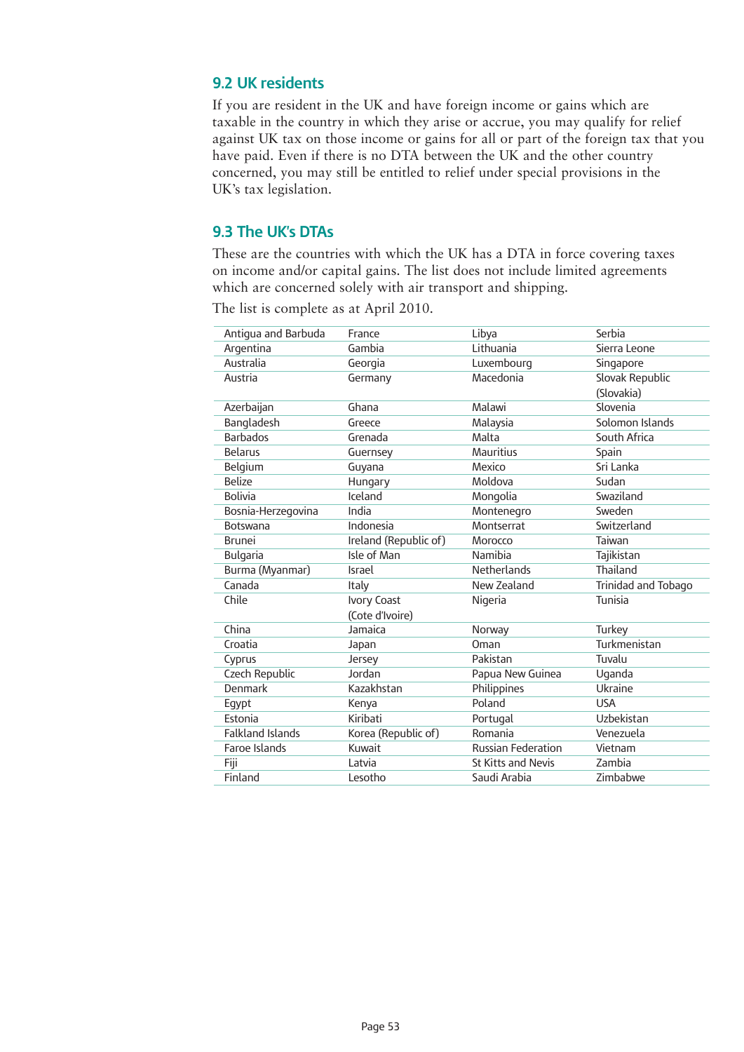## 9.2 UK residents

If you are resident in the UK and have foreign income or gains which are taxable in the country in which they arise or accrue, you may qualify for relief against UK tax on those income or gains for all or part of the foreign tax that you have paid. Even if there is no DTA between the UK and the other country concerned, you may still be entitled to relief under special provisions in the UK's tax legislation.

## 9.3 The UK's DTAs

These are the countries with which the UK has a DTA in force covering taxes on income and/or capital gains. The list does not include limited agreements which are concerned solely with air transport and shipping.

The list is complete as at April 2010.

| | | | |
|---|---|---|---|
| Antigua and Barbuda | France | Libya | Serbia |
| Argentina | Gambia | Lithuania | Sierra Leone |
| Australia | Georgia | Luxembourg | Singapore |
| Austria | Germany | Macedonia | Slovak Republic (Slovakia) |
| Azerbaijan | Ghana | Malawi | Slovenia |
| Bangladesh | Greece | Malaysia | Solomon Islands |
| Barbados | Grenada | Malta | South Africa |
| Belarus | Guernsey | Mauritius | Spain |
| Belgium | Guyana | Mexico | Sri Lanka |
| Belize | Hungary | Moldova | Sudan |
| Bolivia | Iceland | Mongolia | Swaziland |
| Bosnia-Herzegovina | India | Montenegro | Sweden |
| Botswana | Indonesia | Montserrat | Switzerland |
| Brunei | Ireland (Republic of) | Morocco | Taiwan |
| Bulgaria | Isle of Man | Namibia | Tajikistan |
| Burma (Myanmar) | Israel | Netherlands | Thailand |
| Canada | Italy | New Zealand | Trinidad and Tobago |
| Chile | Ivory Coast (Cote d'Ivoire) | Nigeria | Tunisia |
| China | Jamaica | Norway | Turkey |
| Croatia | Japan | Oman | Turkmenistan |
| Cyprus | Jersey | Pakistan | Tuvalu |
| Czech Republic | Jordan | Papua New Guinea | Uganda |
| Denmark | Kazakhstan | Philippines | Ukraine |
| Egypt | Kenya | Poland | USA |
| Estonia | Kiribati | Portugal | Uzbekistan |
| Falkland Islands | Korea (Republic of) | Romania | Venezuela |
| Faroe Islands | Kuwait | Russian Federation | Vietnam |
| Fiji | Latvia | St Kitts and Nevis | Zambia |
| Finland | Lesotho | Saudi Arabia | Zimbabwe |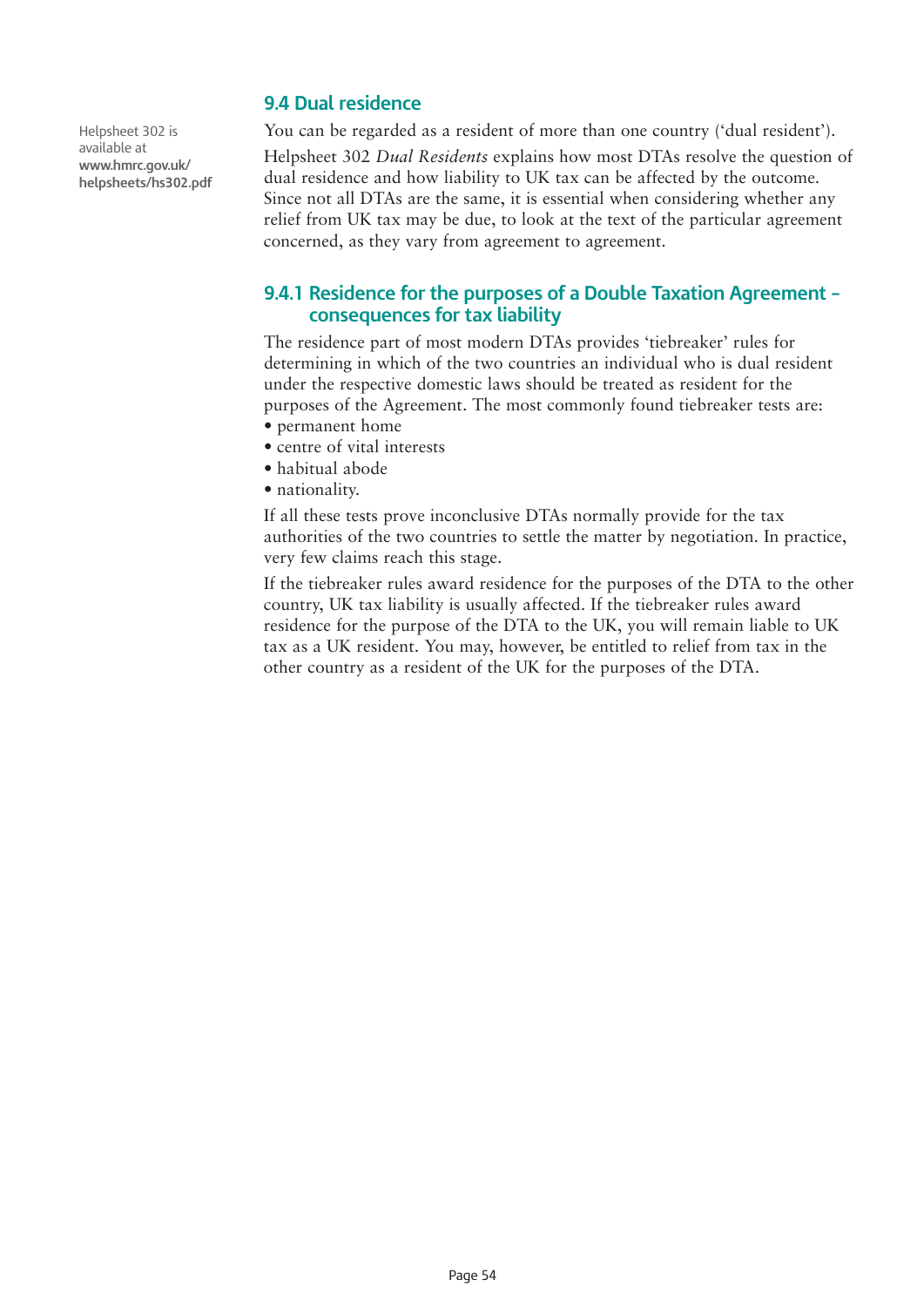## 9.4 Dual residence

Helpsheet 302 is available at **www.hmrc.gov.uk/helpsheets/hs302.pdf**

You can be regarded as a resident of more than one country ('dual resident').

Helpsheet 302 *Dual Residents* explains how most DTAs resolve the question of dual residence and how liability to UK tax can be affected by the outcome. Since not all DTAs are the same, it is essential when considering whether any relief from UK tax may be due, to look at the text of the particular agreement concerned, as they vary from agreement to agreement.

### 9.4.1 Residence for the purposes of a Double Taxation Agreement – consequences for tax liability

The residence part of most modern DTAs provides 'tiebreaker' rules for determining in which of the two countries an individual who is dual resident under the respective domestic laws should be treated as resident for the purposes of the Agreement. The most commonly found tiebreaker tests are:

- permanent home
- centre of vital interests
- habitual abode
- nationality.

If all these tests prove inconclusive DTAs normally provide for the tax authorities of the two countries to settle the matter by negotiation. In practice, very few claims reach this stage.

If the tiebreaker rules award residence for the purposes of the DTA to the other country, UK tax liability is usually affected. If the tiebreaker rules award residence for the purpose of the DTA to the UK, you will remain liable to UK tax as a UK resident. You may, however, be entitled to relief from tax in the other country as a resident of the UK for the purposes of the DTA.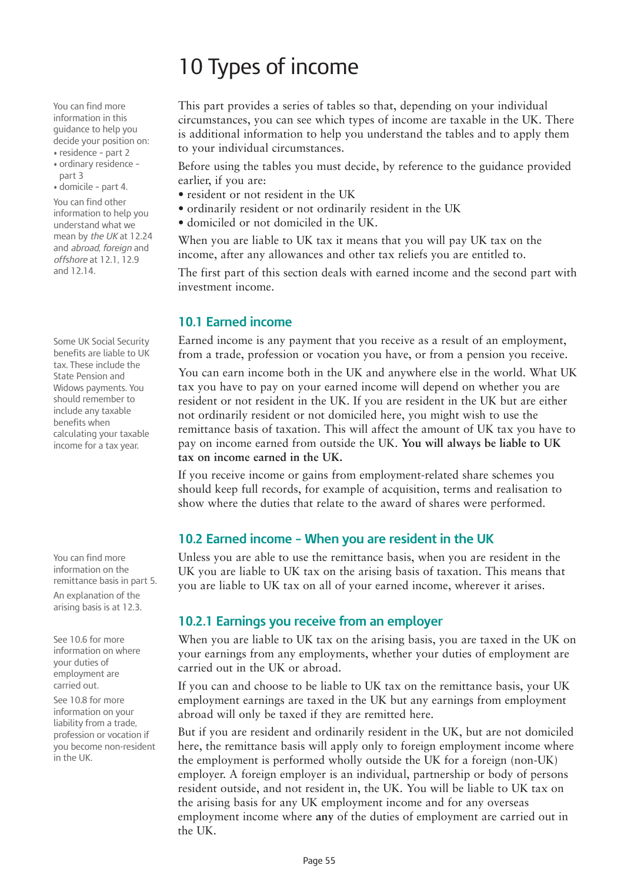# 10 Types of income

You can find more information in this guidance to help you decide your position on:
- residence - part 2
- ordinary residence - part 3
- domicile - part 4.

You can find other information to help you understand what we mean by *the UK* at 12.24 and *abroad*, *foreign* and *offshore* at 12.1, 12.9 and 12.14.

This part provides a series of tables so that, depending on your individual circumstances, you can see which types of income are taxable in the UK. There is additional information to help you understand the tables and to apply them to your individual circumstances.

Before using the tables you must decide, by reference to the guidance provided earlier, if you are:
- resident or not resident in the UK
- ordinarily resident or not ordinarily resident in the UK
- domiciled or not domiciled in the UK.

When you are liable to UK tax it means that you will pay UK tax on the income, after any allowances and other tax reliefs you are entitled to.

The first part of this section deals with earned income and the second part with investment income.

## 10.1 Earned income

Some UK Social Security benefits are liable to UK tax. These include the State Pension and Widows payments. You should remember to include any taxable benefits when calculating your taxable income for a tax year.

Earned income is any payment that you receive as a result of an employment, from a trade, profession or vocation you have, or from a pension you receive.

You can earn income both in the UK and anywhere else in the world. What UK tax you have to pay on your earned income will depend on whether you are resident or not resident in the UK. If you are resident in the UK but are either not ordinarily resident or not domiciled here, you might wish to use the remittance basis of taxation. This will affect the amount of UK tax you have to pay on income earned from outside the UK. **You will always be liable to UK tax on income earned in the UK.**

If you receive income or gains from employment-related share schemes you should keep full records, for example of acquisition, terms and realisation to show where the duties that relate to the award of shares were performed.

## 10.2 Earned income – When you are resident in the UK

You can find more information on the remittance basis in part 5.

An explanation of the arising basis is at 12.3.

Unless you are able to use the remittance basis, when you are resident in the UK you are liable to UK tax on the arising basis of taxation. This means that you are liable to UK tax on all of your earned income, wherever it arises.

### 10.2.1 Earnings you receive from an employer

See 10.6 for more information on where your duties of employment are carried out.

See 10.8 for more information on your liability from a trade, profession or vocation if you become non-resident in the UK.

When you are liable to UK tax on the arising basis, you are taxed in the UK on your earnings from any employments, whether your duties of employment are carried out in the UK or abroad.

If you can and choose to be liable to UK tax on the remittance basis, your UK employment earnings are taxed in the UK but any earnings from employment abroad will only be taxed if they are remitted here.

But if you are resident and ordinarily resident in the UK, but are not domiciled here, the remittance basis will apply only to foreign employment income where the employment is performed wholly outside the UK for a foreign (non-UK) employer. A foreign employer is an individual, partnership or body of persons resident outside, and not resident in, the UK. You will be liable to UK tax on the arising basis for any UK employment income and for any overseas employment income where **any** of the duties of employment are carried out in the UK.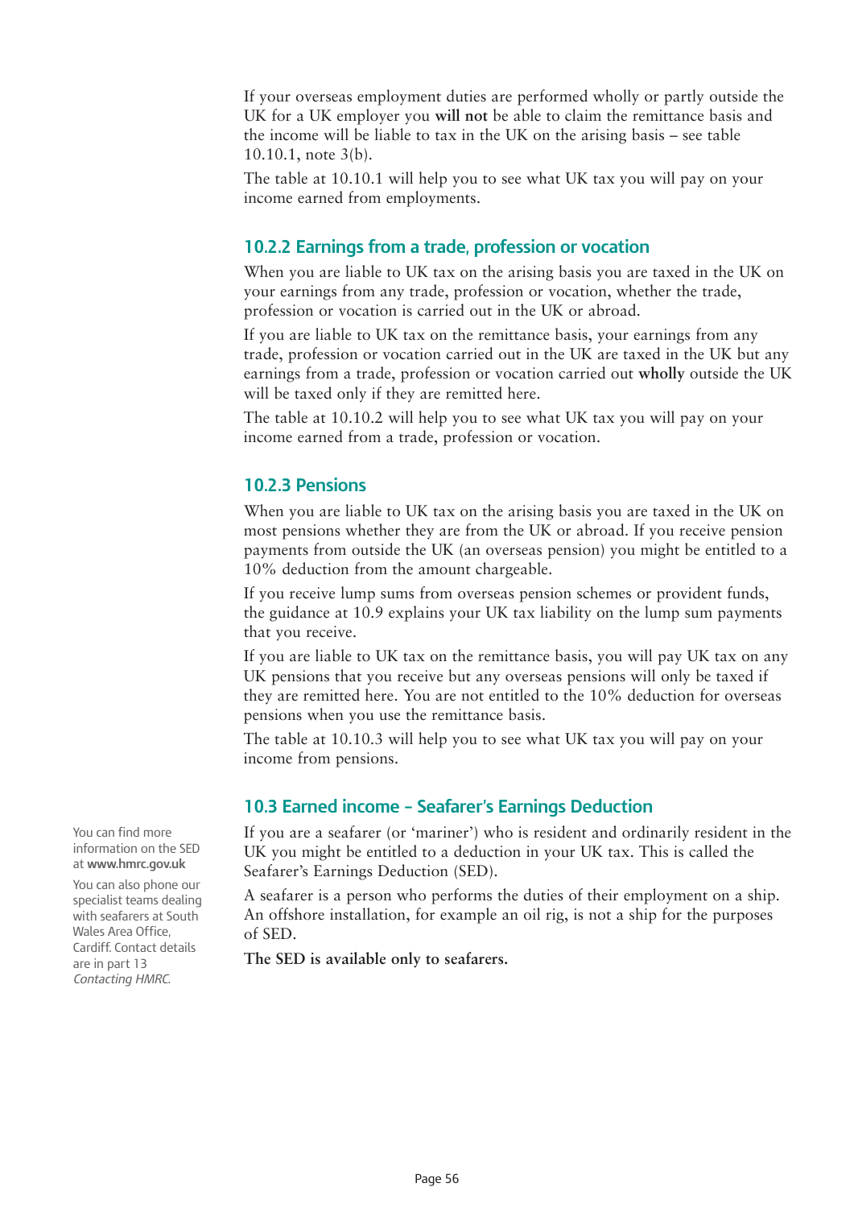If your overseas employment duties are performed wholly or partly outside the UK for a UK employer you **will not** be able to claim the remittance basis and the income will be liable to tax in the UK on the arising basis – see table 10.10.1, note 3(b).

The table at 10.10.1 will help you to see what UK tax you will pay on your income earned from employments.

### 10.2.2 Earnings from a trade, profession or vocation

When you are liable to UK tax on the arising basis you are taxed in the UK on your earnings from any trade, profession or vocation, whether the trade, profession or vocation is carried out in the UK or abroad.

If you are liable to UK tax on the remittance basis, your earnings from any trade, profession or vocation carried out in the UK are taxed in the UK but any earnings from a trade, profession or vocation carried out **wholly** outside the UK will be taxed only if they are remitted here.

The table at 10.10.2 will help you to see what UK tax you will pay on your income earned from a trade, profession or vocation.

### 10.2.3 Pensions

When you are liable to UK tax on the arising basis you are taxed in the UK on most pensions whether they are from the UK or abroad. If you receive pension payments from outside the UK (an overseas pension) you might be entitled to a 10% deduction from the amount chargeable.

If you receive lump sums from overseas pension schemes or provident funds, the guidance at 10.9 explains your UK tax liability on the lump sum payments that you receive.

If you are liable to UK tax on the remittance basis, you will pay UK tax on any UK pensions that you receive but any overseas pensions will only be taxed if they are remitted here. You are not entitled to the 10% deduction for overseas pensions when you use the remittance basis.

The table at 10.10.3 will help you to see what UK tax you will pay on your income from pensions.

## 10.3 Earned income – Seafarer's Earnings Deduction

If you are a seafarer (or 'mariner') who is resident and ordinarily resident in the UK you might be entitled to a deduction in your UK tax. This is called the Seafarer's Earnings Deduction (SED).

A seafarer is a person who performs the duties of their employment on a ship. An offshore installation, for example an oil rig, is not a ship for the purposes of SED.

**The SED is available only to seafarers.**

You can find more information on the SED at **www.hmrc.gov.uk**

You can also phone our specialist teams dealing with seafarers at South Wales Area Office, Cardiff. Contact details are in part 13 *Contacting HMRC.*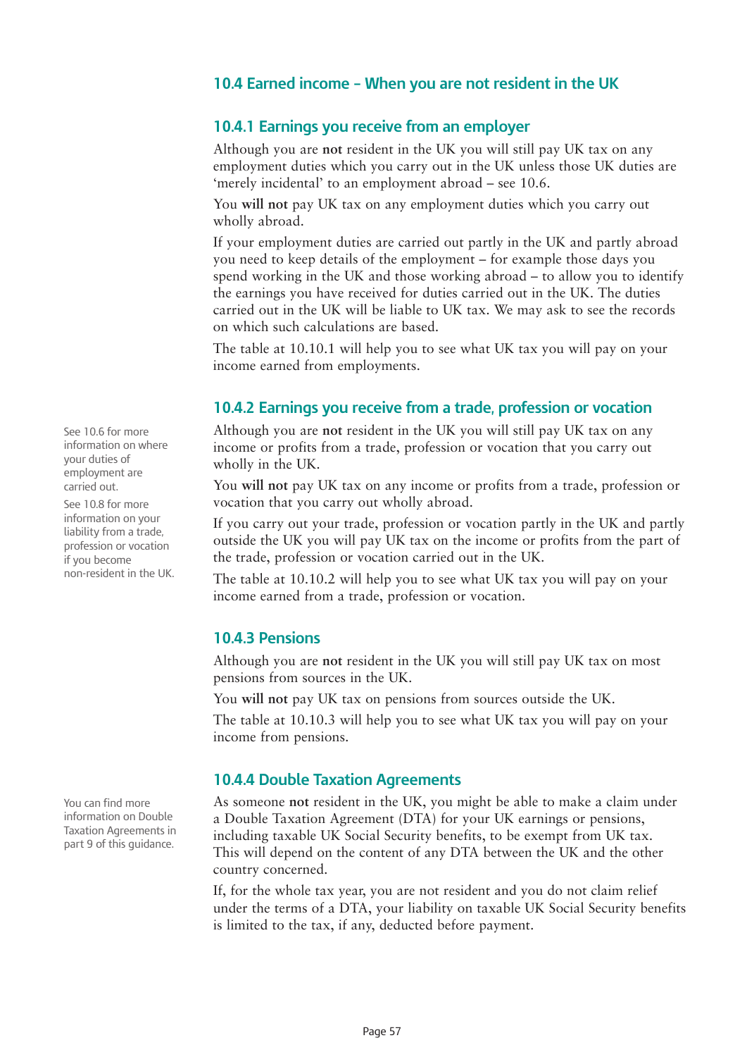## 10.4 Earned income – When you are not resident in the UK

### 10.4.1 Earnings you receive from an employer

Although you are **not** resident in the UK you will still pay UK tax on any employment duties which you carry out in the UK unless those UK duties are 'merely incidental' to an employment abroad – see 10.6.

You **will not** pay UK tax on any employment duties which you carry out wholly abroad.

If your employment duties are carried out partly in the UK and partly abroad you need to keep details of the employment – for example those days you spend working in the UK and those working abroad – to allow you to identify the earnings you have received for duties carried out in the UK. The duties carried out in the UK will be liable to UK tax. We may ask to see the records on which such calculations are based.

The table at 10.10.1 will help you to see what UK tax you will pay on your income earned from employments.

### 10.4.2 Earnings you receive from a trade, profession or vocation

See 10.6 for more information on where your duties of employment are carried out.

See 10.8 for more information on your liability from a trade, profession or vocation if you become non-resident in the UK.

Although you are **not** resident in the UK you will still pay UK tax on any income or profits from a trade, profession or vocation that you carry out wholly in the UK.

You **will not** pay UK tax on any income or profits from a trade, profession or vocation that you carry out wholly abroad.

If you carry out your trade, profession or vocation partly in the UK and partly outside the UK you will pay UK tax on the income or profits from the part of the trade, profession or vocation carried out in the UK.

The table at 10.10.2 will help you to see what UK tax you will pay on your income earned from a trade, profession or vocation.

### 10.4.3 Pensions

Although you are **not** resident in the UK you will still pay UK tax on most pensions from sources in the UK.

You **will not** pay UK tax on pensions from sources outside the UK.

The table at 10.10.3 will help you to see what UK tax you will pay on your income from pensions.

### 10.4.4 Double Taxation Agreements

You can find more information on Double Taxation Agreements in part 9 of this guidance.

As someone **not** resident in the UK, you might be able to make a claim under a Double Taxation Agreement (DTA) for your UK earnings or pensions, including taxable UK Social Security benefits, to be exempt from UK tax. This will depend on the content of any DTA between the UK and the other country concerned.

If, for the whole tax year, you are not resident and you do not claim relief under the terms of a DTA, your liability on taxable UK Social Security benefits is limited to the tax, if any, deducted before payment.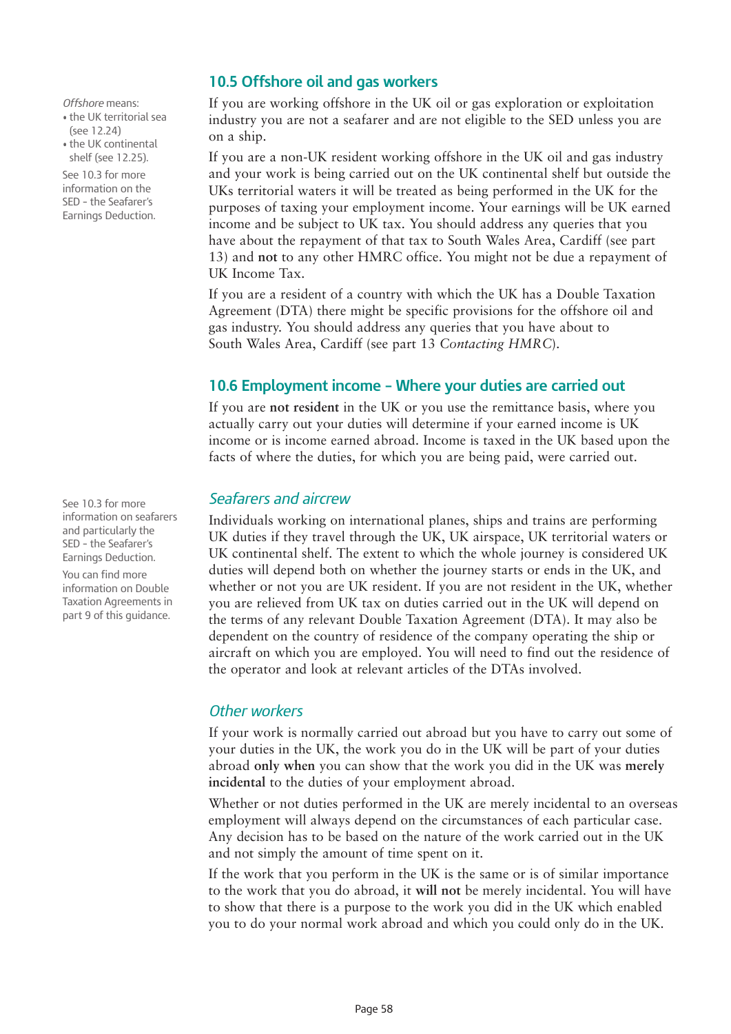## 10.5 Offshore oil and gas workers

*Offshore* means:

- the UK territorial sea (see 12.24)
- the UK continental shelf (see 12.25).

See 10.3 for more information on the SED - the Seafarer's Earnings Deduction.

If you are working offshore in the UK oil or gas exploration or exploitation industry you are not a seafarer and are not eligible to the SED unless you are on a ship.

If you are a non-UK resident working offshore in the UK oil and gas industry and your work is being carried out on the UK continental shelf but outside the UKs territorial waters it will be treated as being performed in the UK for the purposes of taxing your employment income. Your earnings will be UK earned income and be subject to UK tax. You should address any queries that you have about the repayment of that tax to South Wales Area, Cardiff (see part 13) and **not** to any other HMRC office. You might not be due a repayment of UK Income Tax.

If you are a resident of a country with which the UK has a Double Taxation Agreement (DTA) there might be specific provisions for the offshore oil and gas industry. You should address any queries that you have about to South Wales Area, Cardiff (see part 13 *Contacting HMRC*).

## 10.6 Employment income – Where your duties are carried out

If you are **not resident** in the UK or you use the remittance basis, where you actually carry out your duties will determine if your earned income is UK income or is income earned abroad. Income is taxed in the UK based upon the facts of where the duties, for which you are being paid, were carried out.

### *Seafarers and aircrew*

See 10.3 for more information on seafarers and particularly the SED - the Seafarer's Earnings Deduction.

You can find more information on Double Taxation Agreements in part 9 of this guidance.

Individuals working on international planes, ships and trains are performing UK duties if they travel through the UK, UK airspace, UK territorial waters or UK continental shelf. The extent to which the whole journey is considered UK duties will depend both on whether the journey starts or ends in the UK, and whether or not you are UK resident. If you are not resident in the UK, whether you are relieved from UK tax on duties carried out in the UK will depend on the terms of any relevant Double Taxation Agreement (DTA). It may also be dependent on the country of residence of the company operating the ship or aircraft on which you are employed. You will need to find out the residence of the operator and look at relevant articles of the DTAs involved.

### *Other workers*

If your work is normally carried out abroad but you have to carry out some of your duties in the UK, the work you do in the UK will be part of your duties abroad **only when** you can show that the work you did in the UK was **merely incidental** to the duties of your employment abroad.

Whether or not duties performed in the UK are merely incidental to an overseas employment will always depend on the circumstances of each particular case. Any decision has to be based on the nature of the work carried out in the UK and not simply the amount of time spent on it.

If the work that you perform in the UK is the same or is of similar importance to the work that you do abroad, it **will not** be merely incidental. You will have to show that there is a purpose to the work you did in the UK which enabled you to do your normal work abroad and which you could only do in the UK.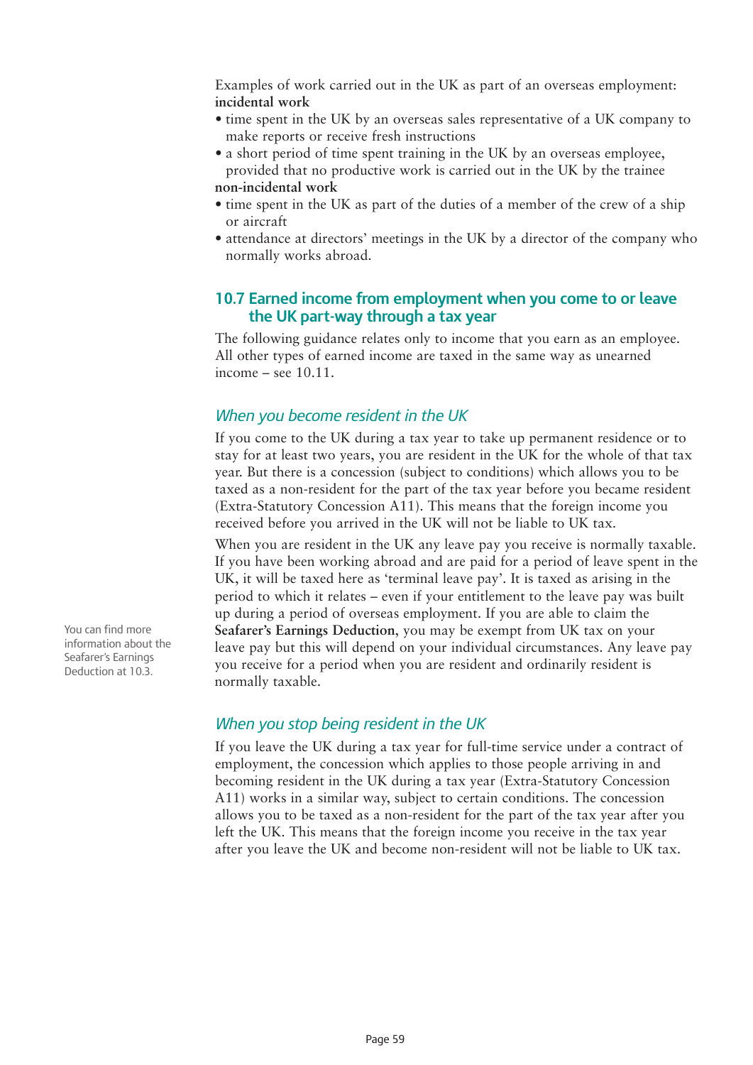Examples of work carried out in the UK as part of an overseas employment:

**incidental work**

- time spent in the UK by an overseas sales representative of a UK company to make reports or receive fresh instructions
- a short period of time spent training in the UK by an overseas employee, provided that no productive work is carried out in the UK by the trainee

**non-incidental work**

- time spent in the UK as part of the duties of a member of the crew of a ship or aircraft
- attendance at directors' meetings in the UK by a director of the company who normally works abroad.

## 10.7 Earned income from employment when you come to or leave the UK part-way through a tax year

The following guidance relates only to income that you earn as an employee. All other types of earned income are taxed in the same way as unearned income – see 10.11.

### *When you become resident in the UK*

If you come to the UK during a tax year to take up permanent residence or to stay for at least two years, you are resident in the UK for the whole of that tax year. But there is a concession (subject to conditions) which allows you to be taxed as a non-resident for the part of the tax year before you became resident (Extra-Statutory Concession A11). This means that the foreign income you received before you arrived in the UK will not be liable to UK tax.

When you are resident in the UK any leave pay you receive is normally taxable. If you have been working abroad and are paid for a period of leave spent in the UK, it will be taxed here as 'terminal leave pay'. It is taxed as arising in the period to which it relates – even if your entitlement to the leave pay was built up during a period of overseas employment. If you are able to claim the **Seafarer's Earnings Deduction**, you may be exempt from UK tax on your leave pay but this will depend on your individual circumstances. Any leave pay you receive for a period when you are resident and ordinarily resident is normally taxable.

You can find more information about the Seafarer's Earnings Deduction at 10.3.

### *When you stop being resident in the UK*

If you leave the UK during a tax year for full-time service under a contract of employment, the concession which applies to those people arriving in and becoming resident in the UK during a tax year (Extra-Statutory Concession A11) works in a similar way, subject to certain conditions. The concession allows you to be taxed as a non-resident for the part of the tax year after you left the UK. This means that the foreign income you receive in the tax year after you leave the UK and become non-resident will not be liable to UK tax.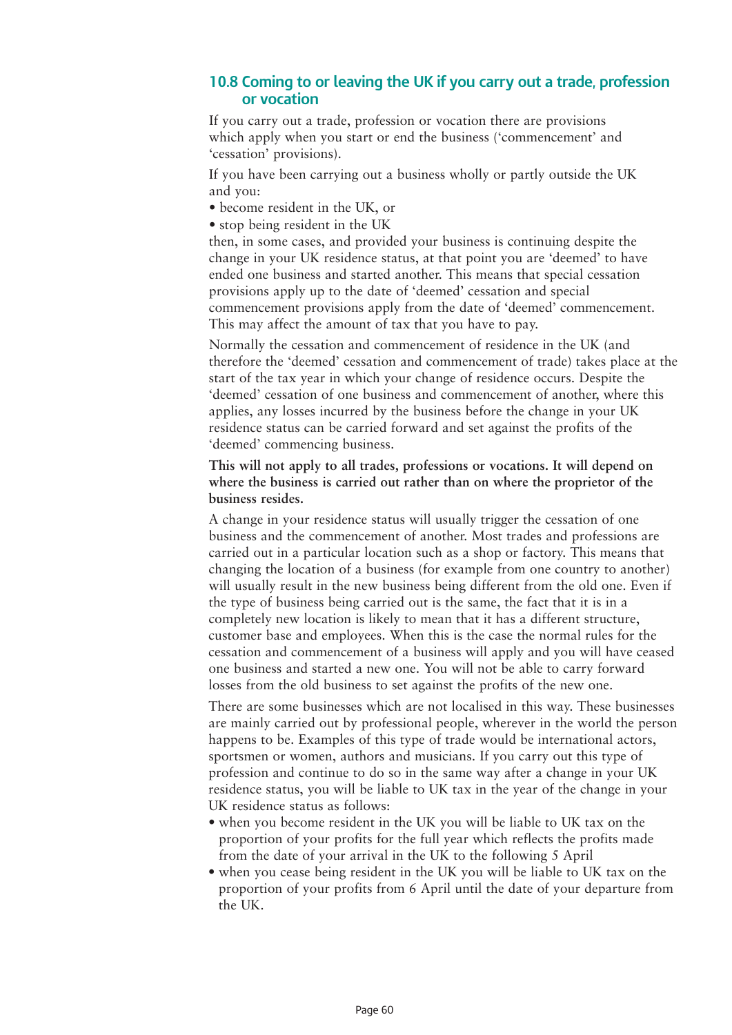## 10.8 Coming to or leaving the UK if you carry out a trade, profession or vocation

If you carry out a trade, profession or vocation there are provisions which apply when you start or end the business ('commencement' and 'cessation' provisions).

If you have been carrying out a business wholly or partly outside the UK and you:

- become resident in the UK, or
- stop being resident in the UK

then, in some cases, and provided your business is continuing despite the change in your UK residence status, at that point you are 'deemed' to have ended one business and started another. This means that special cessation provisions apply up to the date of 'deemed' cessation and special commencement provisions apply from the date of 'deemed' commencement. This may affect the amount of tax that you have to pay.

Normally the cessation and commencement of residence in the UK (and therefore the 'deemed' cessation and commencement of trade) takes place at the start of the tax year in which your change of residence occurs. Despite the 'deemed' cessation of one business and commencement of another, where this applies, any losses incurred by the business before the change in your UK residence status can be carried forward and set against the profits of the 'deemed' commencing business.

**This will not apply to all trades, professions or vocations. It will depend on where the business is carried out rather than on where the proprietor of the business resides.**

A change in your residence status will usually trigger the cessation of one business and the commencement of another. Most trades and professions are carried out in a particular location such as a shop or factory. This means that changing the location of a business (for example from one country to another) will usually result in the new business being different from the old one. Even if the type of business being carried out is the same, the fact that it is in a completely new location is likely to mean that it has a different structure, customer base and employees. When this is the case the normal rules for the cessation and commencement of a business will apply and you will have ceased one business and started a new one. You will not be able to carry forward losses from the old business to set against the profits of the new one.

There are some businesses which are not localised in this way. These businesses are mainly carried out by professional people, wherever in the world the person happens to be. Examples of this type of trade would be international actors, sportsmen or women, authors and musicians. If you carry out this type of profession and continue to do so in the same way after a change in your UK residence status, you will be liable to UK tax in the year of the change in your UK residence status as follows:

- when you become resident in the UK you will be liable to UK tax on the proportion of your profits for the full year which reflects the profits made from the date of your arrival in the UK to the following 5 April
- when you cease being resident in the UK you will be liable to UK tax on the proportion of your profits from 6 April until the date of your departure from the UK.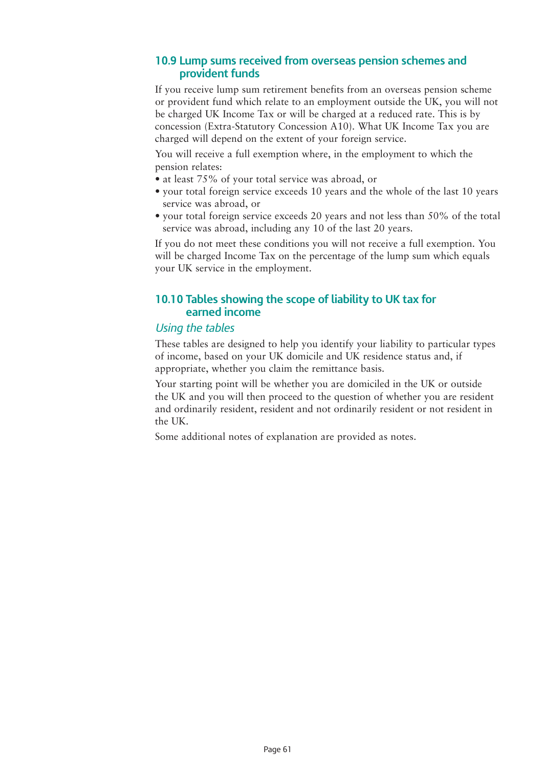## 10.9 Lump sums received from overseas pension schemes and provident funds

If you receive lump sum retirement benefits from an overseas pension scheme or provident fund which relate to an employment outside the UK, you will not be charged UK Income Tax or will be charged at a reduced rate. This is by concession (Extra-Statutory Concession A10). What UK Income Tax you are charged will depend on the extent of your foreign service.

You will receive a full exemption where, in the employment to which the pension relates:

- at least 75% of your total service was abroad, or
- your total foreign service exceeds 10 years and the whole of the last 10 years service was abroad, or
- your total foreign service exceeds 20 years and not less than 50% of the total service was abroad, including any 10 of the last 20 years.

If you do not meet these conditions you will not receive a full exemption. You will be charged Income Tax on the percentage of the lump sum which equals your UK service in the employment.

## 10.10 Tables showing the scope of liability to UK tax for earned income

### *Using the tables*

These tables are designed to help you identify your liability to particular types of income, based on your UK domicile and UK residence status and, if appropriate, whether you claim the remittance basis.

Your starting point will be whether you are domiciled in the UK or outside the UK and you will then proceed to the question of whether you are resident and ordinarily resident, resident and not ordinarily resident or not resident in the UK.

Some additional notes of explanation are provided as notes.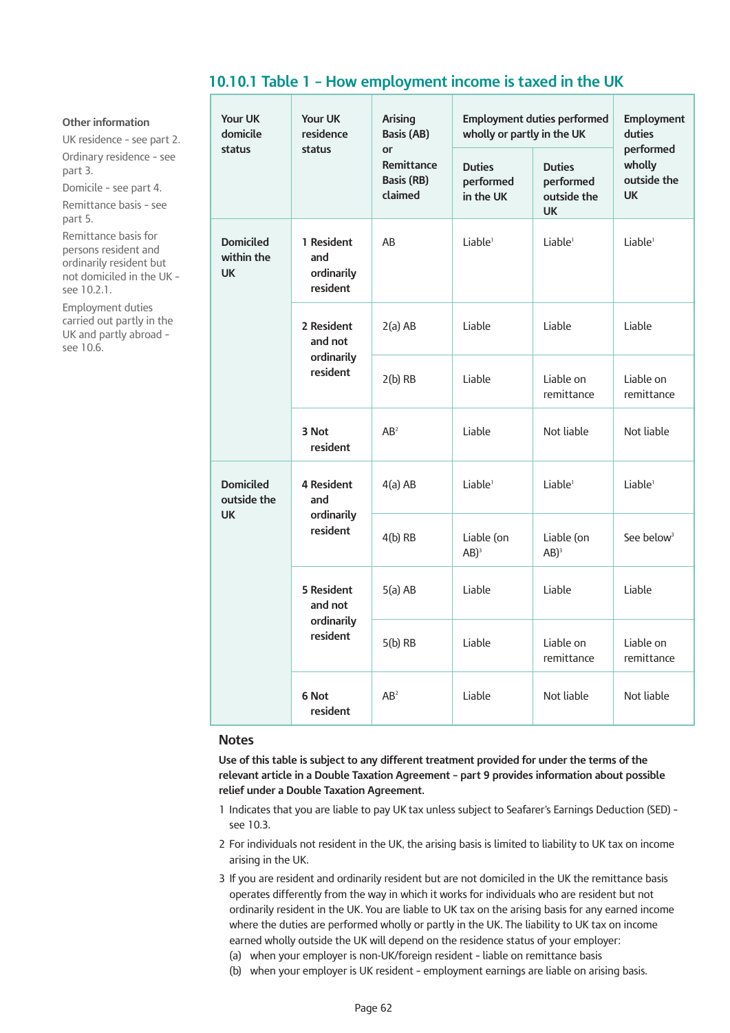**Other information**

UK residence - see part 2.

Ordinary residence - see part 3.

Domicile - see part 4.

Remittance basis - see part 5.

Remittance basis for persons resident and ordinarily resident but not domiciled in the UK - see 10.2.1.

Employment duties carried out partly in the UK and partly abroad - see 10.6.

## 10.10.1 Table 1 – How employment income is taxed in the UK

| Your UK domicile status | Your UK residence status | Arising Basis (AB) or Remittance Basis (RB) claimed | Employment duties performed wholly or partly in the UK | | Employment duties performed wholly outside the UK |
|---|---|---|---|---|---|
| | | | Duties performed in the UK | Duties performed outside the UK | |
| Domiciled within the UK | 1 Resident and ordinarily resident | AB | Liable[1] | Liable[1] | Liable[1] |
| | 2 Resident and not ordinarily resident | 2(a) AB | Liable | Liable | Liable |
| | | 2(b) RB | Liable | Liable on remittance | Liable on remittance |
| | 3 Not resident | AB[2] | Liable | Not liable | Not liable |
| Domiciled outside the UK | 4 Resident and ordinarily resident | 4(a) AB | Liable[1] | Liable[1] | Liable[1] |
| | | 4(b) RB | Liable (on AB)[3] | Liable (on AB)[3] | See below[3] |
| | 5 Resident and not ordinarily resident | 5(a) AB | Liable | Liable | Liable |
| | | 5(b) RB | Liable | Liable on remittance | Liable on remittance |
| | 6 Not resident | AB[2] | Liable | Not liable | Not liable |

### Notes

**Use of this table is subject to any different treatment provided for under the terms of the relevant article in a Double Taxation Agreement - part 9 provides information about possible relief under a Double Taxation Agreement.**

1 Indicates that you are liable to pay UK tax unless subject to Seafarer's Earnings Deduction (SED) - see 10.3.

2 For individuals not resident in the UK, the arising basis is limited to liability to UK tax on income arising in the UK.

3 If you are resident and ordinarily resident but are not domiciled in the UK the remittance basis operates differently from the way in which it works for individuals who are resident but not ordinarily resident in the UK. You are liable to UK tax on the arising basis for any earned income where the duties are performed wholly or partly in the UK. The liability to UK tax on income earned wholly outside the UK will depend on the residence status of your employer:

(a) when your employer is non-UK/foreign resident - liable on remittance basis

(b) when your employer is UK resident - employment earnings are liable on arising basis.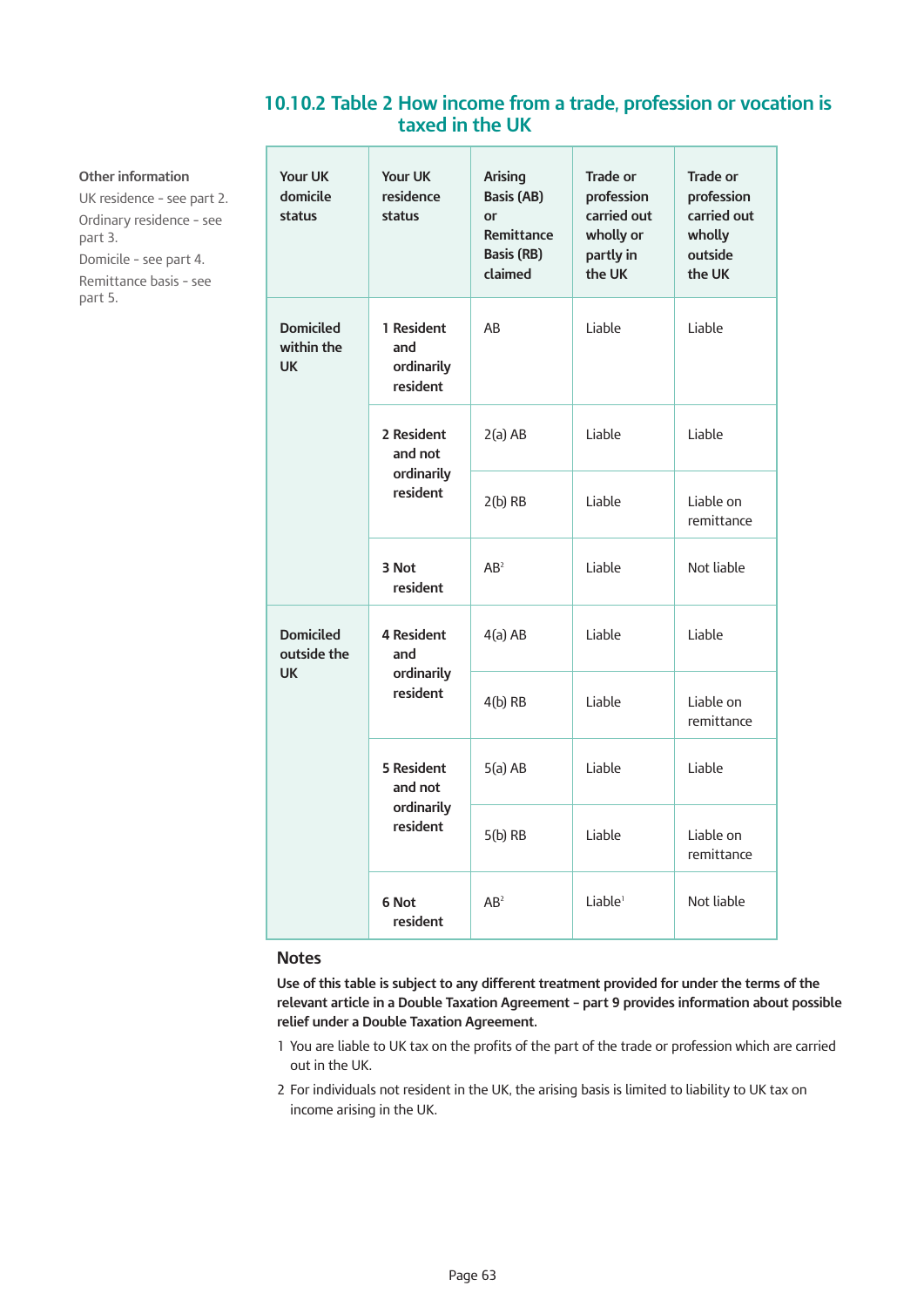## 10.10.2 Table 2 How income from a trade, profession or vocation is taxed in the UK

**Other information**

UK residence - see part 2.

Ordinary residence - see part 3.

Domicile - see part 4.

Remittance basis - see part 5.

| Your UK domicile status | Your UK residence status | Arising Basis (AB) or Remittance Basis (RB) claimed | Trade or profession carried out wholly or partly in the UK | Trade or profession carried out wholly outside the UK |
|---|---|---|---|---|
| **Domiciled within the UK** | **1 Resident and ordinarily resident** | AB | Liable | Liable |
| | **2 Resident and not ordinarily resident** | 2(a) AB | Liable | Liable |
| | | 2(b) RB | Liable | Liable on remittance |
| | **3 Not resident** | AB[2] | Liable | Not liable |
| **Domiciled outside the UK** | **4 Resident and ordinarily resident** | 4(a) AB | Liable | Liable |
| | | 4(b) RB | Liable | Liable on remittance |
| | **5 Resident and not ordinarily resident** | 5(a) AB | Liable | Liable |
| | | 5(b) RB | Liable | Liable on remittance |
| | **6 Not resident** | AB[2] | Liable[1] | Not liable |

### Notes

**Use of this table is subject to any different treatment provided for under the terms of the relevant article in a Double Taxation Agreement – part 9 provides information about possible relief under a Double Taxation Agreement.**

1 You are liable to UK tax on the profits of the part of the trade or profession which are carried out in the UK.

2 For individuals not resident in the UK, the arising basis is limited to liability to UK tax on income arising in the UK.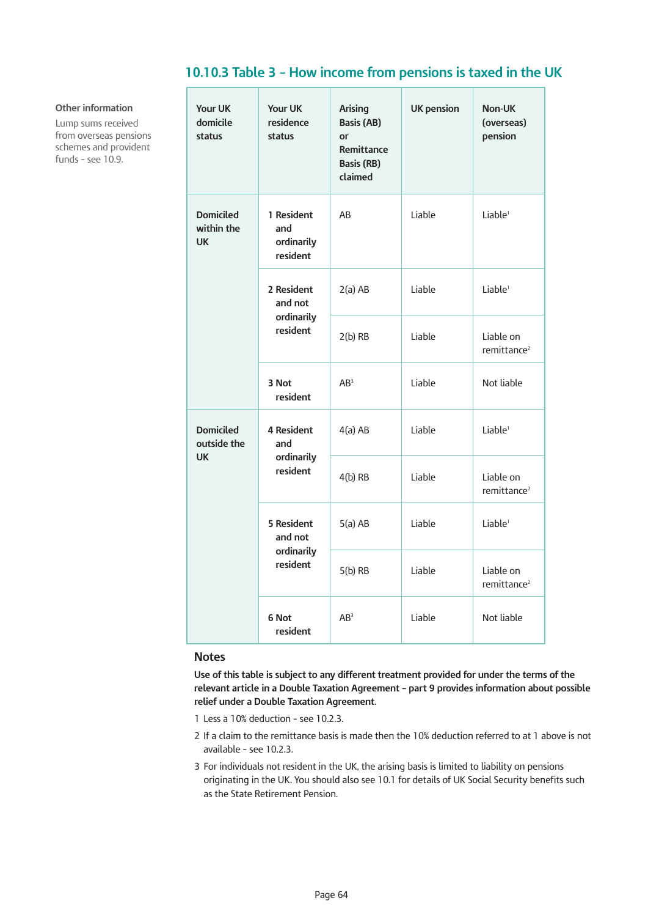## 10.10.3 Table 3 – How income from pensions is taxed in the UK

**Other information**

Lump sums received from overseas pensions schemes and provident funds - see 10.9.

| Your UK domicile status | Your UK residence status | Arising Basis (AB) or Remittance Basis (RB) claimed | UK pension | Non-UK (overseas) pension |
|---|---|---|---|---|
| Domiciled within the UK | 1 Resident and ordinarily resident | AB | Liable | Liable[1] |
| | 2 Resident and not ordinarily resident | 2(a) AB | Liable | Liable[1] |
| | | 2(b) RB | Liable | Liable on remittance[2] |
| | 3 Not resident | AB[3] | Liable | Not liable |
| Domiciled outside the UK | 4 Resident and ordinarily resident | 4(a) AB | Liable | Liable[1] |
| | | 4(b) RB | Liable | Liable on remittance[2] |
| | 5 Resident and not ordinarily resident | 5(a) AB | Liable | Liable[1] |
| | | 5(b) RB | Liable | Liable on remittance[2] |
| | 6 Not resident | AB[3] | Liable | Not liable |

### Notes

**Use of this table is subject to any different treatment provided for under the terms of the relevant article in a Double Taxation Agreement - part 9 provides information about possible relief under a Double Taxation Agreement.**

1 Less a 10% deduction - see 10.2.3.

2 If a claim to the remittance basis is made then the 10% deduction referred to at 1 above is not available - see 10.2.3.

3 For individuals not resident in the UK, the arising basis is limited to liability on pensions originating in the UK. You should also see 10.1 for details of UK Social Security benefits such as the State Retirement Pension.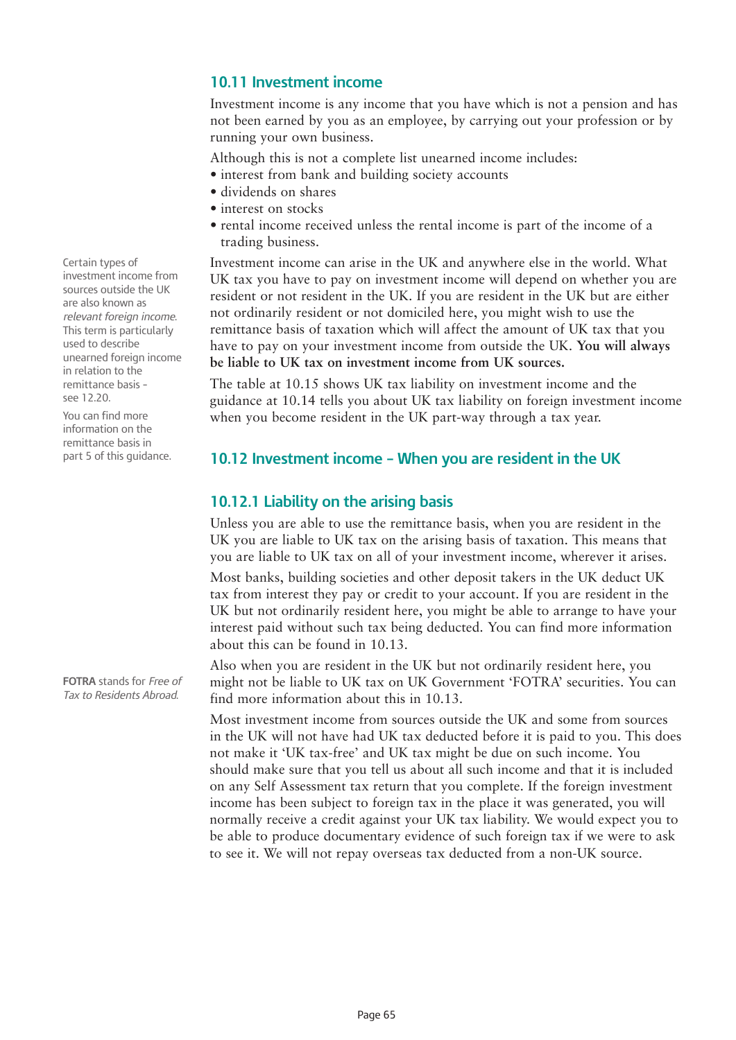## 10.11 Investment income

Investment income is any income that you have which is not a pension and has not been earned by you as an employee, by carrying out your profession or by running your own business.

Although this is not a complete list unearned income includes:

- interest from bank and building society accounts
- dividends on shares
- interest on stocks
- rental income received unless the rental income is part of the income of a trading business.

Investment income can arise in the UK and anywhere else in the world. What UK tax you have to pay on investment income will depend on whether you are resident or not resident in the UK. If you are resident in the UK but are either not ordinarily resident or not domiciled here, you might wish to use the remittance basis of taxation which will affect the amount of UK tax that you have to pay on your investment income from outside the UK. **You will always be liable to UK tax on investment income from UK sources.**

Certain types of investment income from sources outside the UK are also known as *relevant foreign income*. This term is particularly used to describe unearned foreign income in relation to the remittance basis – see 12.20.

You can find more information on the remittance basis in part 5 of this guidance.

The table at 10.15 shows UK tax liability on investment income and the guidance at 10.14 tells you about UK tax liability on foreign investment income when you become resident in the UK part-way through a tax year.

## 10.12 Investment income – When you are resident in the UK

### 10.12.1 Liability on the arising basis

Unless you are able to use the remittance basis, when you are resident in the UK you are liable to UK tax on the arising basis of taxation. This means that you are liable to UK tax on all of your investment income, wherever it arises.

Most banks, building societies and other deposit takers in the UK deduct UK tax from interest they pay or credit to your account. If you are resident in the UK but not ordinarily resident here, you might be able to arrange to have your interest paid without such tax being deducted. You can find more information about this can be found in 10.13.

Also when you are resident in the UK but not ordinarily resident here, you might not be liable to UK tax on UK Government 'FOTRA' securities. You can find more information about this in 10.13.

**FOTRA** stands for *Free of Tax to Residents Abroad*.

Most investment income from sources outside the UK and some from sources in the UK will not have had UK tax deducted before it is paid to you. This does not make it 'UK tax-free' and UK tax might be due on such income. You should make sure that you tell us about all such income and that it is included on any Self Assessment tax return that you complete. If the foreign investment income has been subject to foreign tax in the place it was generated, you will normally receive a credit against your UK tax liability. We would expect you to be able to produce documentary evidence of such foreign tax if we were to ask to see it. We will not repay overseas tax deducted from a non-UK source.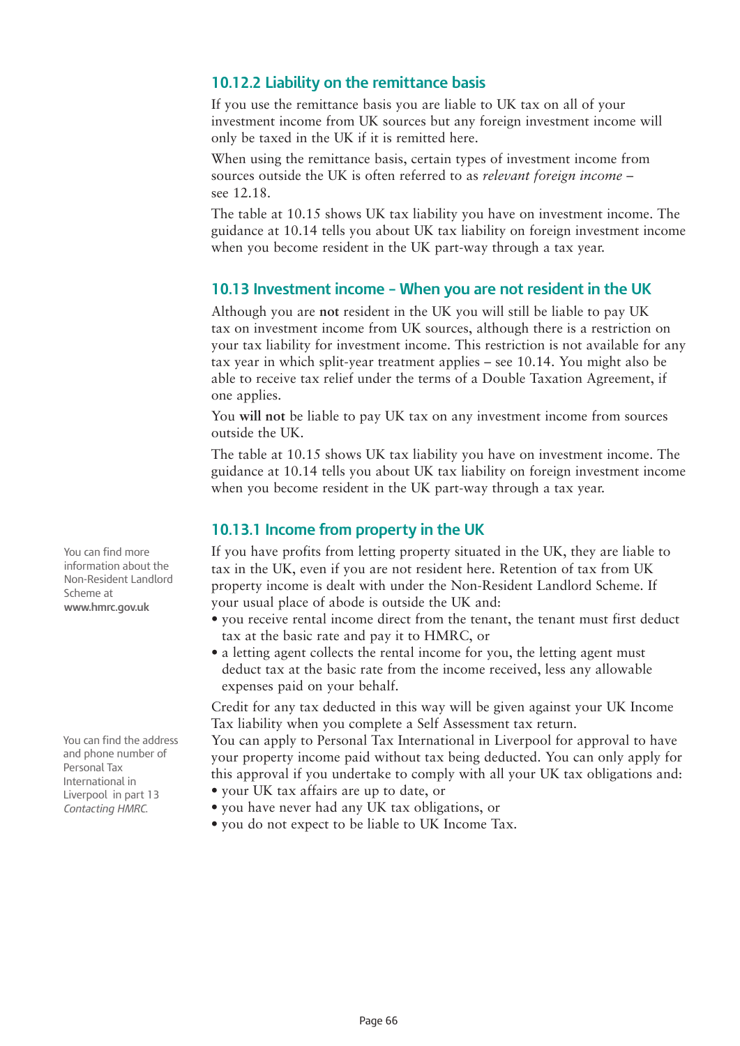### 10.12.2 Liability on the remittance basis

If you use the remittance basis you are liable to UK tax on all of your investment income from UK sources but any foreign investment income will only be taxed in the UK if it is remitted here.

When using the remittance basis, certain types of investment income from sources outside the UK is often referred to as *relevant foreign income* – see 12.18.

The table at 10.15 shows UK tax liability you have on investment income. The guidance at 10.14 tells you about UK tax liability on foreign investment income when you become resident in the UK part-way through a tax year.

## 10.13 Investment income – When you are not resident in the UK

Although you are **not** resident in the UK you will still be liable to pay UK tax on investment income from UK sources, although there is a restriction on your tax liability for investment income. This restriction is not available for any tax year in which split-year treatment applies – see 10.14. You might also be able to receive tax relief under the terms of a Double Taxation Agreement, if one applies.

You **will not** be liable to pay UK tax on any investment income from sources outside the UK.

The table at 10.15 shows UK tax liability you have on investment income. The guidance at 10.14 tells you about UK tax liability on foreign investment income when you become resident in the UK part-way through a tax year.

### 10.13.1 Income from property in the UK

You can find more information about the Non-Resident Landlord Scheme at **www.hmrc.gov.uk**

If you have profits from letting property situated in the UK, they are liable to tax in the UK, even if you are not resident here. Retention of tax from UK property income is dealt with under the Non-Resident Landlord Scheme. If your usual place of abode is outside the UK and:

- you receive rental income direct from the tenant, the tenant must first deduct tax at the basic rate and pay it to HMRC, or
- a letting agent collects the rental income for you, the letting agent must deduct tax at the basic rate from the income received, less any allowable expenses paid on your behalf.

Credit for any tax deducted in this way will be given against your UK Income Tax liability when you complete a Self Assessment tax return.

You can find the address and phone number of Personal Tax International in Liverpool in part 13 *Contacting HMRC.*

You can apply to Personal Tax International in Liverpool for approval to have your property income paid without tax being deducted. You can only apply for this approval if you undertake to comply with all your UK tax obligations and:

- your UK tax affairs are up to date, or
- you have never had any UK tax obligations, or
- you do not expect to be liable to UK Income Tax.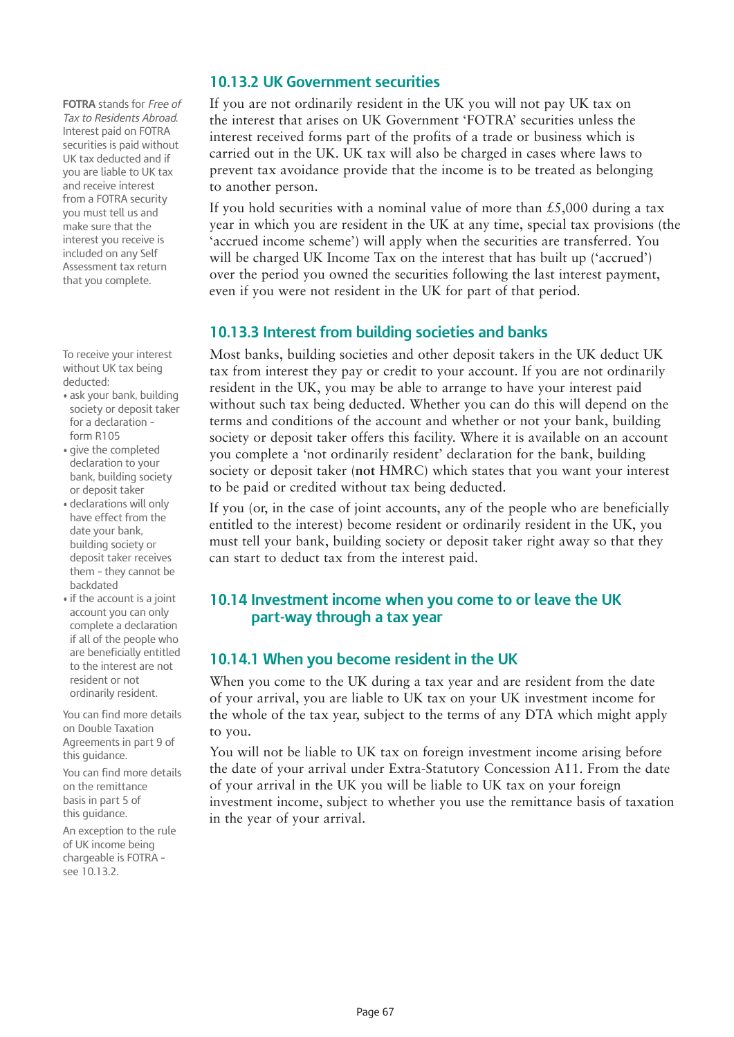**FOTRA** stands for *Free of Tax to Residents Abroad*. Interest paid on FOTRA securities is paid without UK tax deducted and if you are liable to UK tax and receive interest from a FOTRA security you must tell us and make sure that the interest you receive is included on any Self Assessment tax return that you complete.

### 10.13.2 UK Government securities

If you are not ordinarily resident in the UK you will not pay UK tax on the interest that arises on UK Government 'FOTRA' securities unless the interest received forms part of the profits of a trade or business which is carried out in the UK. UK tax will also be charged in cases where laws to prevent tax avoidance provide that the income is to be treated as belonging to another person.

If you hold securities with a nominal value of more than £5,000 during a tax year in which you are resident in the UK at any time, special tax provisions (the 'accrued income scheme') will apply when the securities are transferred. You will be charged UK Income Tax on the interest that has built up ('accrued') over the period you owned the securities following the last interest payment, even if you were not resident in the UK for part of that period.

To receive your interest without UK tax being deducted:

- ask your bank, building society or deposit taker for a declaration - form R105
- give the completed declaration to your bank, building society or deposit taker
- declarations will only have effect from the date your bank, building society or deposit taker receives them - they cannot be backdated
- if the account is a joint account you can only complete a declaration if all of the people who are beneficially entitled to the interest are not resident or not ordinarily resident.

### 10.13.3 Interest from building societies and banks

Most banks, building societies and other deposit takers in the UK deduct UK tax from interest they pay or credit to your account. If you are not ordinarily resident in the UK, you may be able to arrange to have your interest paid without such tax being deducted. Whether you can do this will depend on the terms and conditions of the account and whether or not your bank, building society or deposit taker offers this facility. Where it is available on an account you complete a 'not ordinarily resident' declaration for the bank, building society or deposit taker (**not** HMRC) which states that you want your interest to be paid or credited without tax being deducted.

If you (or, in the case of joint accounts, any of the people who are beneficially entitled to the interest) become resident or ordinarily resident in the UK, you must tell your bank, building society or deposit taker right away so that they can start to deduct tax from the interest paid.

## 10.14 Investment income when you come to or leave the UK part-way through a tax year

### 10.14.1 When you become resident in the UK

You can find more details on Double Taxation Agreements in part 9 of this guidance.

When you come to the UK during a tax year and are resident from the date of your arrival, you are liable to UK tax on your UK investment income for the whole of the tax year, subject to the terms of any DTA which might apply to you.

You can find more details on the remittance basis in part 5 of this guidance.

You will not be liable to UK tax on foreign investment income arising before the date of your arrival under Extra-Statutory Concession A11. From the date of your arrival in the UK you will be liable to UK tax on your foreign investment income, subject to whether you use the remittance basis of taxation in the year of your arrival.

An exception to the rule of UK income being chargeable is FOTRA - see 10.13.2.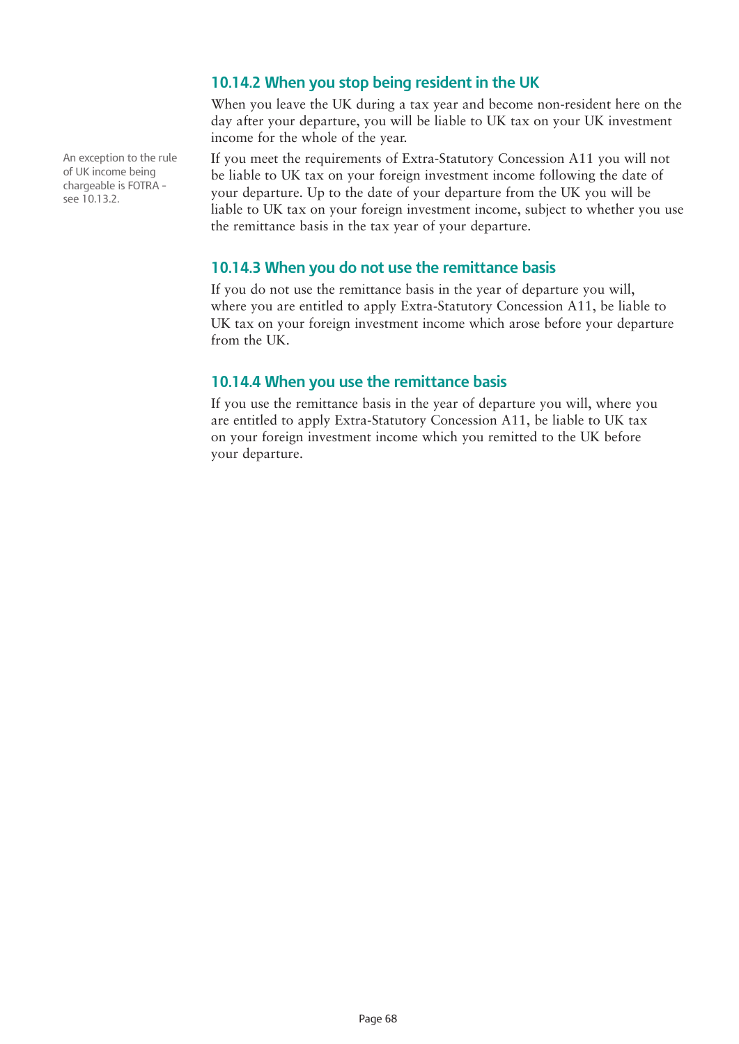### 10.14.2 When you stop being resident in the UK

When you leave the UK during a tax year and become non-resident here on the day after your departure, you will be liable to UK tax on your UK investment income for the whole of the year.

An exception to the rule of UK income being chargeable is FOTRA - see 10.13.2.

If you meet the requirements of Extra-Statutory Concession A11 you will not be liable to UK tax on your foreign investment income following the date of your departure. Up to the date of your departure from the UK you will be liable to UK tax on your foreign investment income, subject to whether you use the remittance basis in the tax year of your departure.

### 10.14.3 When you do not use the remittance basis

If you do not use the remittance basis in the year of departure you will, where you are entitled to apply Extra-Statutory Concession A11, be liable to UK tax on your foreign investment income which arose before your departure from the UK.

### 10.14.4 When you use the remittance basis

If you use the remittance basis in the year of departure you will, where you are entitled to apply Extra-Statutory Concession A11, be liable to UK tax on your foreign investment income which you remitted to the UK before your departure.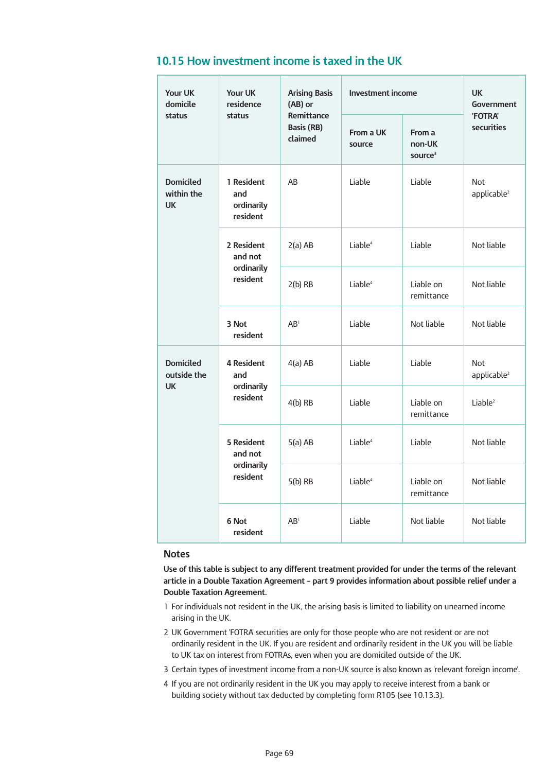## 10.15 How investment income is taxed in the UK

| Your UK domicile status | Your UK residence status | Arising Basis (AB) or Remittance Basis (RB) claimed | Investment income | | UK Government 'FOTRA' securities |
|---|---|---|---|---|---|
| | | | From a UK source | From a non-UK source[3] | |
| Domiciled within the UK | 1 Resident and ordinarily resident | AB | Liable | Liable | Not applicable[2] |
| | 2 Resident and not ordinarily resident | 2(a) AB | Liable[4] | Liable | Not liable |
| | | 2(b) RB | Liable[4] | Liable on remittance | Not liable |
| | 3 Not resident | AB[1] | Liable | Not liable | Not liable |
| Domiciled outside the UK | 4 Resident and ordinarily resident | 4(a) AB | Liable | Liable | Not applicable[2] |
| | | 4(b) RB | Liable | Liable on remittance | Liable[2] |
| | 5 Resident and not ordinarily resident | 5(a) AB | Liable[4] | Liable | Not liable |
| | | 5(b) RB | Liable[4] | Liable on remittance | Not liable |
| | 6 Not resident | AB[1] | Liable | Not liable | Not liable |

### Notes

**Use of this table is subject to any different treatment provided for under the terms of the relevant article in a Double Taxation Agreement – part 9 provides information about possible relief under a Double Taxation Agreement.**

1 For individuals not resident in the UK, the arising basis is limited to liability on unearned income arising in the UK.

2 UK Government 'FOTRA' securities are only for those people who are not resident or are not ordinarily resident in the UK. If you are resident and ordinarily resident in the UK you will be liable to UK tax on interest from FOTRAs, even when you are domiciled outside of the UK.

3 Certain types of investment income from a non-UK source is also known as 'relevant foreign income'.

4 If you are not ordinarily resident in the UK you may apply to receive interest from a bank or building society without tax deducted by completing form R105 (see 10.13.3).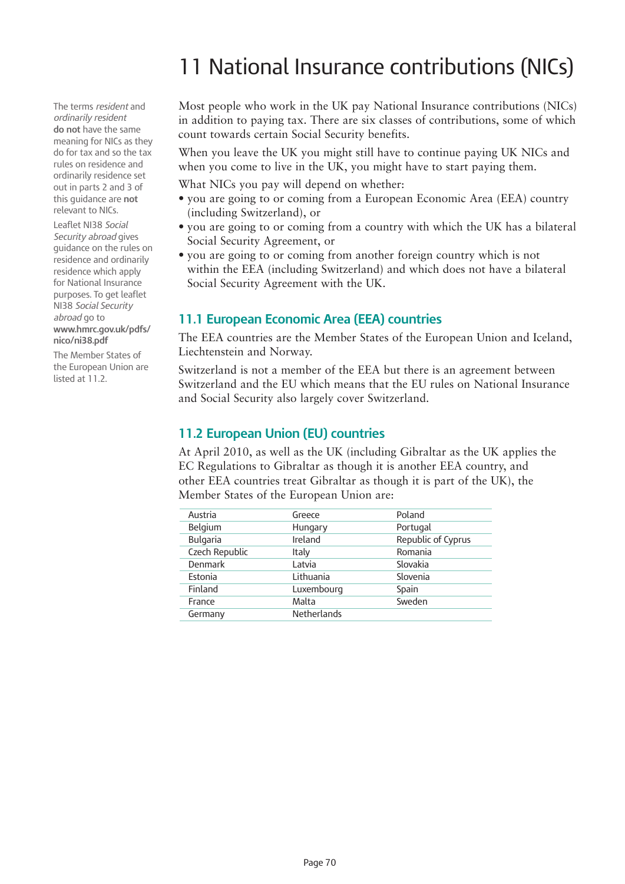# 11 National Insurance contributions (NICs)

Most people who work in the UK pay National Insurance contributions (NICs) in addition to paying tax. There are six classes of contributions, some of which count towards certain Social Security benefits.

When you leave the UK you might still have to continue paying UK NICs and when you come to live in the UK, you might have to start paying them.

What NICs you pay will depend on whether:

- you are going to or coming from a European Economic Area (EEA) country (including Switzerland), or
- you are going to or coming from a country with which the UK has a bilateral Social Security Agreement, or
- you are going to or coming from another foreign country which is not within the EEA (including Switzerland) and which does not have a bilateral Social Security Agreement with the UK.

The terms *resident* and *ordinarily resident* **do not** have the same meaning for NICs as they do for tax and so the tax rules on residence and ordinarily residence set out in parts 2 and 3 of this guidance are **not** relevant to NICs.

Leaflet NI38 *Social Security abroad* gives guidance on the rules on residence and ordinarily residence which apply for National Insurance purposes. To get leaflet NI38 *Social Security abroad* go to **www.hmrc.gov.uk/pdfs/nico/ni38.pdf**

The Member States of the European Union are listed at 11.2.

## 11.1 European Economic Area (EEA) countries

The EEA countries are the Member States of the European Union and Iceland, Liechtenstein and Norway.

Switzerland is not a member of the EEA but there is an agreement between Switzerland and the EU which means that the EU rules on National Insurance and Social Security also largely cover Switzerland.

## 11.2 European Union (EU) countries

At April 2010, as well as the UK (including Gibraltar as the UK applies the EC Regulations to Gibraltar as though it is another EEA country, and other EEA countries treat Gibraltar as though it is part of the UK), the Member States of the European Union are:

| | | |
|---|---|---|
| Austria | Greece | Poland |
| Belgium | Hungary | Portugal |
| Bulgaria | Ireland | Republic of Cyprus |
| Czech Republic | Italy | Romania |
| Denmark | Latvia | Slovakia |
| Estonia | Lithuania | Slovenia |
| Finland | Luxembourg | Spain |
| France | Malta | Sweden |
| Germany | Netherlands | |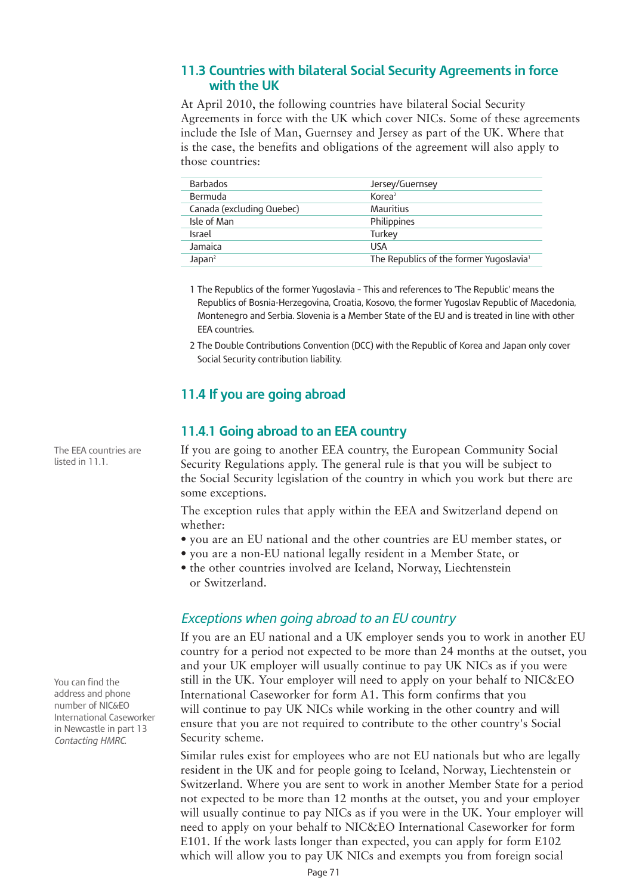## 11.3 Countries with bilateral Social Security Agreements in force with the UK

At April 2010, the following countries have bilateral Social Security Agreements in force with the UK which cover NICs. Some of these agreements include the Isle of Man, Guernsey and Jersey as part of the UK. Where that is the case, the benefits and obligations of the agreement will also apply to those countries:

| | |
|---|---|
| Barbados | Jersey/Guernsey |
| Bermuda | Korea[2] |
| Canada (excluding Quebec) | Mauritius |
| Isle of Man | Philippines |
| Israel | Turkey |
| Jamaica | USA |
| Japan[2] | The Republics of the former Yugoslavia[1] |

1 The Republics of the former Yugoslavia - This and references to 'The Republic' means the Republics of Bosnia-Herzegovina, Croatia, Kosovo, the former Yugoslav Republic of Macedonia, Montenegro and Serbia. Slovenia is a Member State of the EU and is treated in line with other EEA countries.

2 The Double Contributions Convention (DCC) with the Republic of Korea and Japan only cover Social Security contribution liability.

## 11.4 If you are going abroad

### 11.4.1 Going abroad to an EEA country

The EEA countries are listed in 11.1.

If you are going to another EEA country, the European Community Social Security Regulations apply. The general rule is that you will be subject to the Social Security legislation of the country in which you work but there are some exceptions.

The exception rules that apply within the EEA and Switzerland depend on whether:

- you are an EU national and the other countries are EU member states, or
- you are a non-EU national legally resident in a Member State, or
- the other countries involved are Iceland, Norway, Liechtenstein or Switzerland.

#### *Exceptions when going abroad to an EU country*

You can find the address and phone number of NIC&EO International Caseworker in Newcastle in part 13 *Contacting HMRC.*

If you are an EU national and a UK employer sends you to work in another EU country for a period not expected to be more than 24 months at the outset, you and your UK employer will usually continue to pay UK NICs as if you were still in the UK. Your employer will need to apply on your behalf to NIC&EO International Caseworker for form A1. This form confirms that you will continue to pay UK NICs while working in the other country and will ensure that you are not required to contribute to the other country's Social Security scheme.

Similar rules exist for employees who are not EU nationals but who are legally resident in the UK and for people going to Iceland, Norway, Liechtenstein or Switzerland. Where you are sent to work in another Member State for a period not expected to be more than 12 months at the outset, you and your employer will usually continue to pay NICs as if you were in the UK. Your employer will need to apply on your behalf to NIC&EO International Caseworker for form E101. If the work lasts longer than expected, you can apply for form E102 which will allow you to pay UK NICs and exempts you from foreign social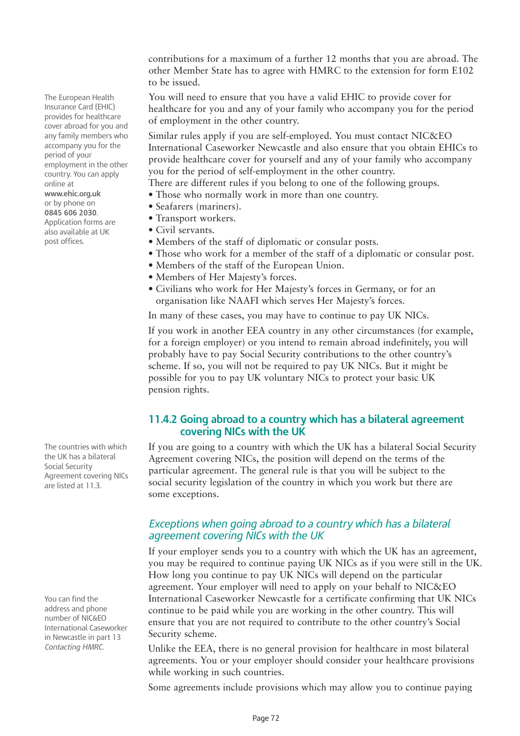contributions for a maximum of a further 12 months that you are abroad. The other Member State has to agree with HMRC to the extension for form E102 to be issued.

The European Health Insurance Card (EHIC) provides for healthcare cover abroad for you and any family members who accompany you for the period of your employment in the other country. You can apply online at **www.ehic.org.uk** or by phone on **0845 606 2030**. Application forms are also available at UK post offices.

You will need to ensure that you have a valid EHIC to provide cover for healthcare for you and any of your family who accompany you for the period of employment in the other country.

Similar rules apply if you are self-employed. You must contact NIC&EO International Caseworker Newcastle and also ensure that you obtain EHICs to provide healthcare cover for yourself and any of your family who accompany you for the period of self-employment in the other country.

There are different rules if you belong to one of the following groups.

- Those who normally work in more than one country.
- Seafarers (mariners).
- Transport workers.
- Civil servants.
- Members of the staff of diplomatic or consular posts.
- Those who work for a member of the staff of a diplomatic or consular post.
- Members of the staff of the European Union.
- Members of Her Majesty's forces.
- Civilians who work for Her Majesty's forces in Germany, or for an organisation like NAAFI which serves Her Majesty's forces.

In many of these cases, you may have to continue to pay UK NICs.

If you work in another EEA country in any other circumstances (for example, for a foreign employer) or you intend to remain abroad indefinitely, you will probably have to pay Social Security contributions to the other country's scheme. If so, you will not be required to pay UK NICs. But it might be possible for you to pay UK voluntary NICs to protect your basic UK pension rights.

## 11.4.2 Going abroad to a country which has a bilateral agreement covering NICs with the UK

The countries with which the UK has a bilateral Social Security Agreement covering NICs are listed at 11.3.

If you are going to a country with which the UK has a bilateral Social Security Agreement covering NICs, the position will depend on the terms of the particular agreement. The general rule is that you will be subject to the social security legislation of the country in which you work but there are some exceptions.

### *Exceptions when going abroad to a country which has a bilateral agreement covering NICs with the UK*

If your employer sends you to a country with which the UK has an agreement, you may be required to continue paying UK NICs as if you were still in the UK. How long you continue to pay UK NICs will depend on the particular agreement. Your employer will need to apply on your behalf to NIC&EO International Caseworker Newcastle for a certificate confirming that UK NICs continue to be paid while you are working in the other country. This will ensure that you are not required to contribute to the other country's Social Security scheme.

You can find the address and phone number of NIC&EO International Caseworker in Newcastle in part 13 *Contacting HMRC.*

Unlike the EEA, there is no general provision for healthcare in most bilateral agreements. You or your employer should consider your healthcare provisions while working in such countries.

Some agreements include provisions which may allow you to continue paying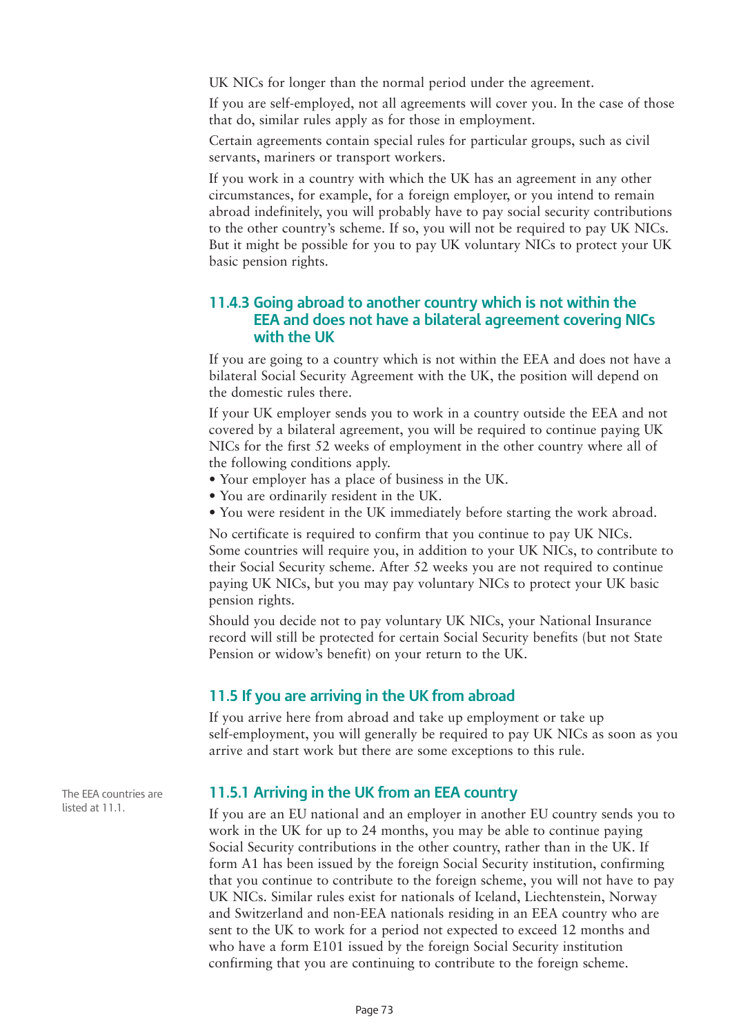UK NICs for longer than the normal period under the agreement.

If you are self-employed, not all agreements will cover you. In the case of those that do, similar rules apply as for those in employment.

Certain agreements contain special rules for particular groups, such as civil servants, mariners or transport workers.

If you work in a country with which the UK has an agreement in any other circumstances, for example, for a foreign employer, or you intend to remain abroad indefinitely, you will probably have to pay social security contributions to the other country's scheme. If so, you will not be required to pay UK NICs. But it might be possible for you to pay UK voluntary NICs to protect your UK basic pension rights.

### 11.4.3 Going abroad to another country which is not within the EEA and does not have a bilateral agreement covering NICs with the UK

If you are going to a country which is not within the EEA and does not have a bilateral Social Security Agreement with the UK, the position will depend on the domestic rules there.

If your UK employer sends you to work in a country outside the EEA and not covered by a bilateral agreement, you will be required to continue paying UK NICs for the first 52 weeks of employment in the other country where all of the following conditions apply.

- Your employer has a place of business in the UK.
- You are ordinarily resident in the UK.
- You were resident in the UK immediately before starting the work abroad.

No certificate is required to confirm that you continue to pay UK NICs. Some countries will require you, in addition to your UK NICs, to contribute to their Social Security scheme. After 52 weeks you are not required to continue paying UK NICs, but you may pay voluntary NICs to protect your UK basic pension rights.

Should you decide not to pay voluntary UK NICs, your National Insurance record will still be protected for certain Social Security benefits (but not State Pension or widow's benefit) on your return to the UK.

## 11.5 If you are arriving in the UK from abroad

If you arrive here from abroad and take up employment or take up self-employment, you will generally be required to pay UK NICs as soon as you arrive and start work but there are some exceptions to this rule.

### 11.5.1 Arriving in the UK from an EEA country

The EEA countries are listed at 11.1.

If you are an EU national and an employer in another EU country sends you to work in the UK for up to 24 months, you may be able to continue paying Social Security contributions in the other country, rather than in the UK. If form A1 has been issued by the foreign Social Security institution, confirming that you continue to contribute to the foreign scheme, you will not have to pay UK NICs. Similar rules exist for nationals of Iceland, Liechtenstein, Norway and Switzerland and non-EEA nationals residing in an EEA country who are sent to the UK to work for a period not expected to exceed 12 months and who have a form E101 issued by the foreign Social Security institution confirming that you are continuing to contribute to the foreign scheme.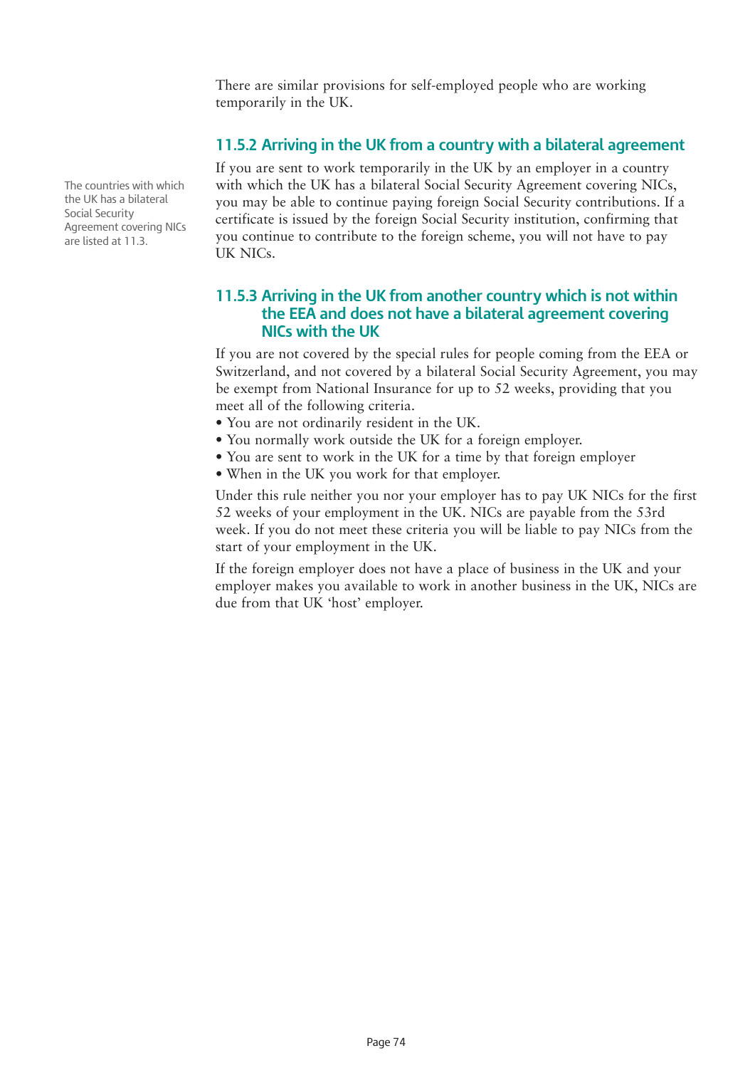There are similar provisions for self-employed people who are working temporarily in the UK.

### 11.5.2 Arriving in the UK from a country with a bilateral agreement

The countries with which the UK has a bilateral Social Security Agreement covering NICs are listed at 11.3.

If you are sent to work temporarily in the UK by an employer in a country with which the UK has a bilateral Social Security Agreement covering NICs, you may be able to continue paying foreign Social Security contributions. If a certificate is issued by the foreign Social Security institution, confirming that you continue to contribute to the foreign scheme, you will not have to pay UK NICs.

### 11.5.3 Arriving in the UK from another country which is not within the EEA and does not have a bilateral agreement covering NICs with the UK

If you are not covered by the special rules for people coming from the EEA or Switzerland, and not covered by a bilateral Social Security Agreement, you may be exempt from National Insurance for up to 52 weeks, providing that you meet all of the following criteria.

- You are not ordinarily resident in the UK.
- You normally work outside the UK for a foreign employer.
- You are sent to work in the UK for a time by that foreign employer
- When in the UK you work for that employer.

Under this rule neither you nor your employer has to pay UK NICs for the first 52 weeks of your employment in the UK. NICs are payable from the 53rd week. If you do not meet these criteria you will be liable to pay NICs from the start of your employment in the UK.

If the foreign employer does not have a place of business in the UK and your employer makes you available to work in another business in the UK, NICs are due from that UK 'host' employer.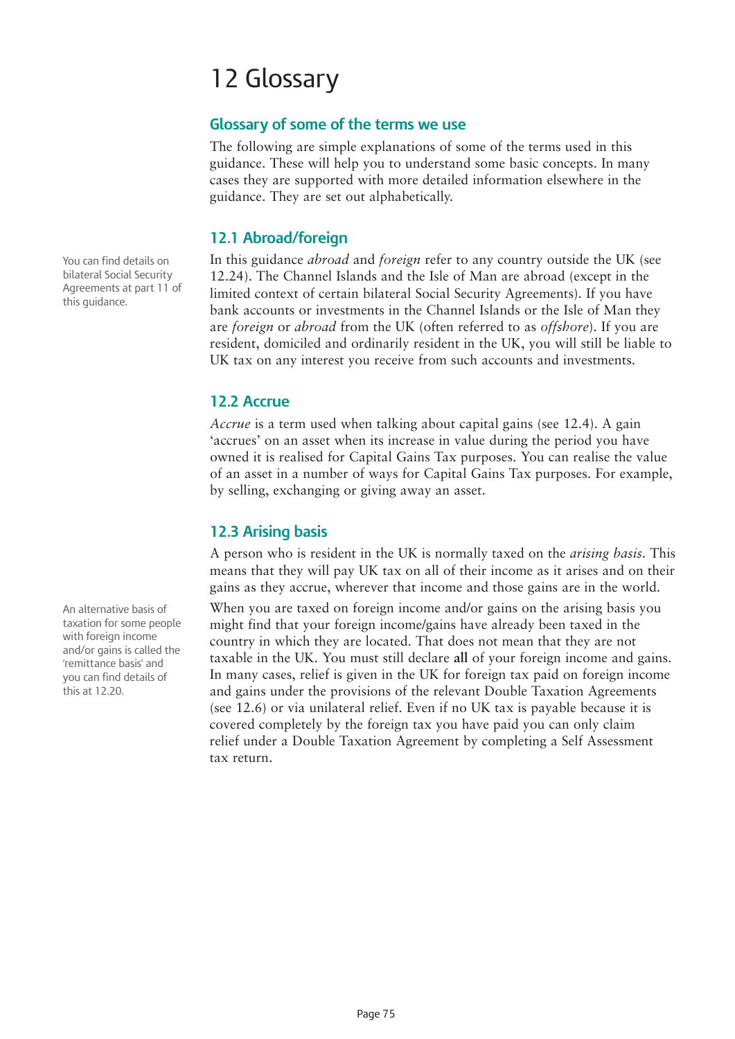# 12 Glossary

## Glossary of some of the terms we use

The following are simple explanations of some of the terms used in this guidance. These will help you to understand some basic concepts. In many cases they are supported with more detailed information elsewhere in the guidance. They are set out alphabetically.

### 12.1 Abroad/foreign

You can find details on bilateral Social Security Agreements at part 11 of this guidance.

In this guidance *abroad* and *foreign* refer to any country outside the UK (see 12.24). The Channel Islands and the Isle of Man are abroad (except in the limited context of certain bilateral Social Security Agreements). If you have bank accounts or investments in the Channel Islands or the Isle of Man they are *foreign* or *abroad* from the UK (often referred to as *offshore*). If you are resident, domiciled and ordinarily resident in the UK, you will still be liable to UK tax on any interest you receive from such accounts and investments.

### 12.2 Accrue

*Accrue* is a term used when talking about capital gains (see 12.4). A gain 'accrues' on an asset when its increase in value during the period you have owned it is realised for Capital Gains Tax purposes. You can realise the value of an asset in a number of ways for Capital Gains Tax purposes. For example, by selling, exchanging or giving away an asset.

### 12.3 Arising basis

A person who is resident in the UK is normally taxed on the *arising basis*. This means that they will pay UK tax on all of their income as it arises and on their gains as they accrue, wherever that income and those gains are in the world.

An alternative basis of taxation for some people with foreign income and/or gains is called the 'remittance basis' and you can find details of this at 12.20.

When you are taxed on foreign income and/or gains on the arising basis you might find that your foreign income/gains have already been taxed in the country in which they are located. That does not mean that they are not taxable in the UK. You must still declare **all** of your foreign income and gains. In many cases, relief is given in the UK for foreign tax paid on foreign income and gains under the provisions of the relevant Double Taxation Agreements (see 12.6) or via unilateral relief. Even if no UK tax is payable because it is covered completely by the foreign tax you have paid you can only claim relief under a Double Taxation Agreement by completing a Self Assessment tax return.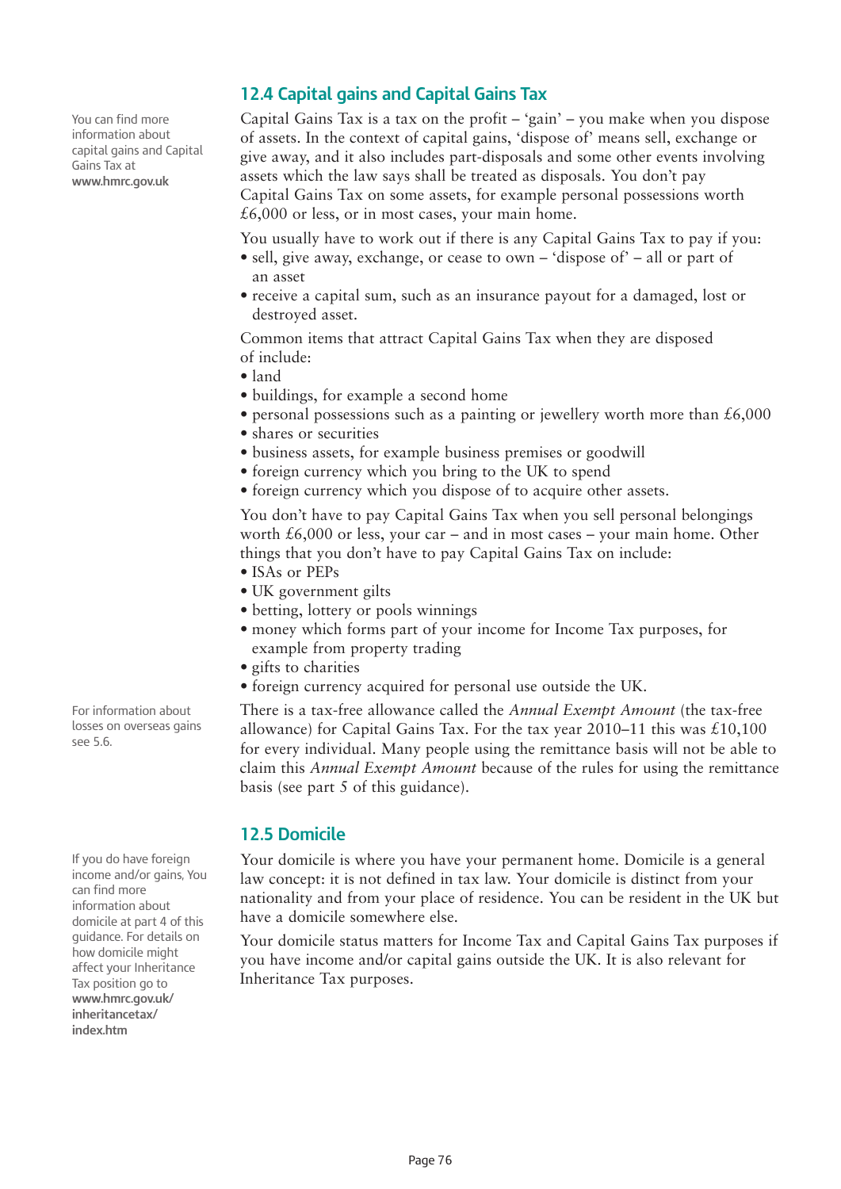## 12.4 Capital gains and Capital Gains Tax

You can find more information about capital gains and Capital Gains Tax at **www.hmrc.gov.uk**

Capital Gains Tax is a tax on the profit – 'gain' – you make when you dispose of assets. In the context of capital gains, 'dispose of' means sell, exchange or give away, and it also includes part-disposals and some other events involving assets which the law says shall be treated as disposals. You don't pay Capital Gains Tax on some assets, for example personal possessions worth £6,000 or less, or in most cases, your main home.

You usually have to work out if there is any Capital Gains Tax to pay if you:

- sell, give away, exchange, or cease to own – 'dispose of' – all or part of an asset
- receive a capital sum, such as an insurance payout for a damaged, lost or destroyed asset.

Common items that attract Capital Gains Tax when they are disposed of include:

- land
- buildings, for example a second home
- personal possessions such as a painting or jewellery worth more than £6,000
- shares or securities
- business assets, for example business premises or goodwill
- foreign currency which you bring to the UK to spend
- foreign currency which you dispose of to acquire other assets.

You don't have to pay Capital Gains Tax when you sell personal belongings worth £6,000 or less, your car – and in most cases – your main home. Other things that you don't have to pay Capital Gains Tax on include:

- ISAs or PEPs
- UK government gilts
- betting, lottery or pools winnings
- money which forms part of your income for Income Tax purposes, for example from property trading
- gifts to charities
- foreign currency acquired for personal use outside the UK.

For information about losses on overseas gains see 5.6.

There is a tax-free allowance called the *Annual Exempt Amount* (the tax-free allowance) for Capital Gains Tax. For the tax year 2010–11 this was £10,100 for every individual. Many people using the remittance basis will not be able to claim this *Annual Exempt Amount* because of the rules for using the remittance basis (see part 5 of this guidance).

## 12.5 Domicile

If you do have foreign income and/or gains, You can find more information about domicile at part 4 of this guidance. For details on how domicile might affect your Inheritance Tax position go to **www.hmrc.gov.uk/inheritancetax/index.htm**

Your domicile is where you have your permanent home. Domicile is a general law concept: it is not defined in tax law. Your domicile is distinct from your nationality and from your place of residence. You can be resident in the UK but have a domicile somewhere else.

Your domicile status matters for Income Tax and Capital Gains Tax purposes if you have income and/or capital gains outside the UK. It is also relevant for Inheritance Tax purposes.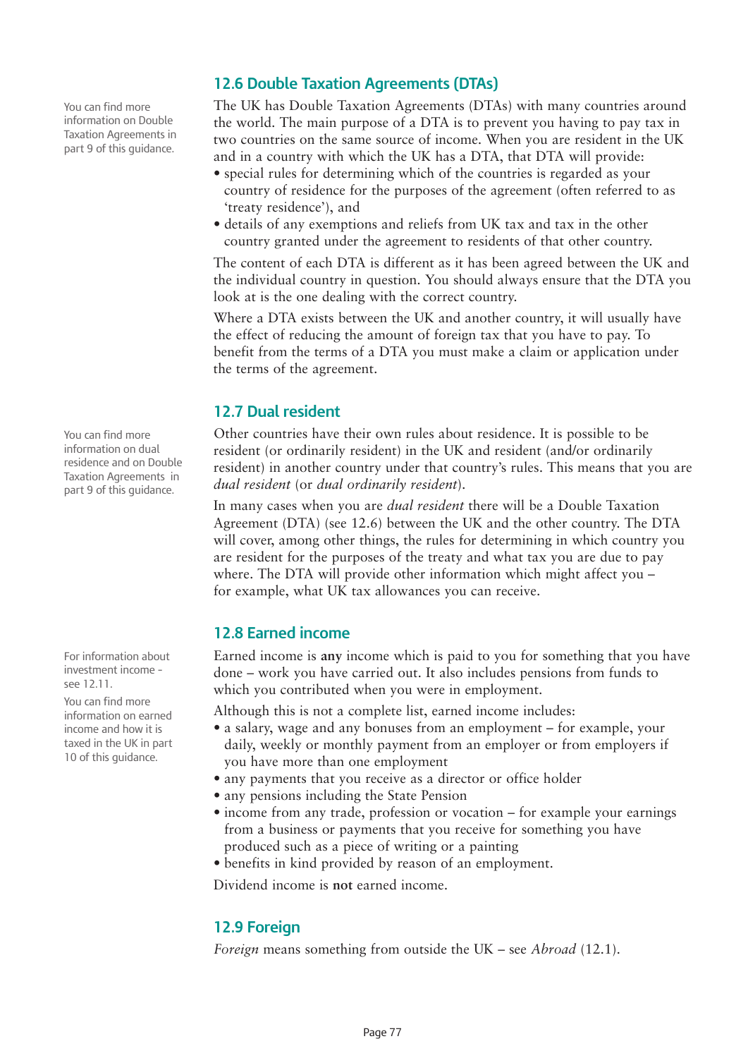## 12.6 Double Taxation Agreements (DTAs)

You can find more information on Double Taxation Agreements in part 9 of this guidance.

The UK has Double Taxation Agreements (DTAs) with many countries around the world. The main purpose of a DTA is to prevent you having to pay tax in two countries on the same source of income. When you are resident in the UK and in a country with which the UK has a DTA, that DTA will provide:

- special rules for determining which of the countries is regarded as your country of residence for the purposes of the agreement (often referred to as 'treaty residence'), and
- details of any exemptions and reliefs from UK tax and tax in the other country granted under the agreement to residents of that other country.

The content of each DTA is different as it has been agreed between the UK and the individual country in question. You should always ensure that the DTA you look at is the one dealing with the correct country.

Where a DTA exists between the UK and another country, it will usually have the effect of reducing the amount of foreign tax that you have to pay. To benefit from the terms of a DTA you must make a claim or application under the terms of the agreement.

## 12.7 Dual resident

You can find more information on dual residence and on Double Taxation Agreements in part 9 of this guidance.

Other countries have their own rules about residence. It is possible to be resident (or ordinarily resident) in the UK and resident (and/or ordinarily resident) in another country under that country's rules. This means that you are *dual resident* (or *dual ordinarily resident*).

In many cases when you are *dual resident* there will be a Double Taxation Agreement (DTA) (see 12.6) between the UK and the other country. The DTA will cover, among other things, the rules for determining in which country you are resident for the purposes of the treaty and what tax you are due to pay where. The DTA will provide other information which might affect you – for example, what UK tax allowances you can receive.

## 12.8 Earned income

For information about investment income - see 12.11.

You can find more information on earned income and how it is taxed in the UK in part 10 of this guidance.

Earned income is **any** income which is paid to you for something that you have done – work you have carried out. It also includes pensions from funds to which you contributed when you were in employment.

Although this is not a complete list, earned income includes:

- a salary, wage and any bonuses from an employment – for example, your daily, weekly or monthly payment from an employer or from employers if you have more than one employment
- any payments that you receive as a director or office holder
- any pensions including the State Pension
- income from any trade, profession or vocation – for example your earnings from a business or payments that you receive for something you have produced such as a piece of writing or a painting
- benefits in kind provided by reason of an employment.

Dividend income is **not** earned income.

## 12.9 Foreign

*Foreign* means something from outside the UK – see *Abroad* (12.1).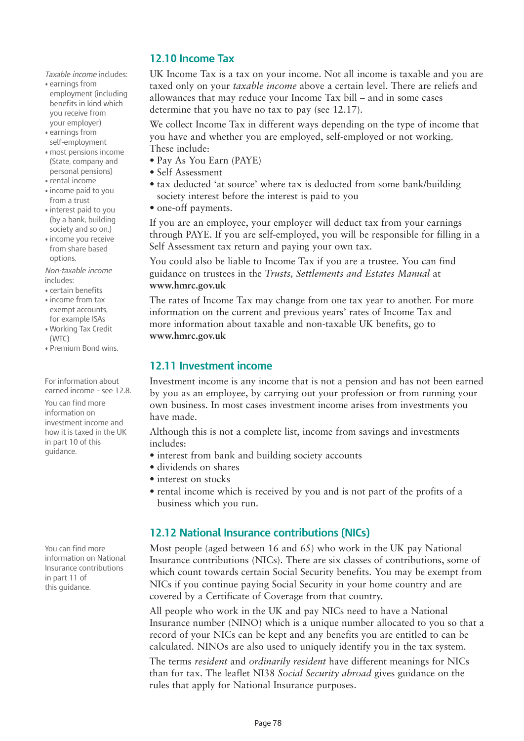## 12.10 Income Tax

*Taxable income* includes:

- earnings from employment (including benefits in kind which you receive from your employer)
- earnings from self-employment
- most pensions income (State, company and personal pensions)
- rental income
- income paid to you from a trust
- interest paid to you (by a bank, building society and so on.)
- income you receive from share based options.

*Non-taxable income* includes:

- certain benefits
- income from tax exempt accounts, for example ISAs
- Working Tax Credit (WTC)
- Premium Bond wins.

UK Income Tax is a tax on your income. Not all income is taxable and you are taxed only on your *taxable income* above a certain level. There are reliefs and allowances that may reduce your Income Tax bill – and in some cases determine that you have no tax to pay (see 12.17).

We collect Income Tax in different ways depending on the type of income that you have and whether you are employed, self-employed or not working. These include:

- Pay As You Earn (PAYE)
- Self Assessment
- tax deducted 'at source' where tax is deducted from some bank/building society interest before the interest is paid to you
- one-off payments.

If you are an employee, your employer will deduct tax from your earnings through PAYE. If you are self-employed, you will be responsible for filling in a Self Assessment tax return and paying your own tax.

You could also be liable to Income Tax if you are a trustee. You can find guidance on trustees in the *Trusts, Settlements and Estates Manual* at **www.hmrc.gov.uk**

The rates of Income Tax may change from one tax year to another. For more information on the current and previous years' rates of Income Tax and more information about taxable and non-taxable UK benefits, go to **www.hmrc.gov.uk**

## 12.11 Investment income

For information about earned income - see 12.8.

You can find more information on investment income and how it is taxed in the UK in part 10 of this guidance.

Investment income is any income that is not a pension and has not been earned by you as an employee, by carrying out your profession or from running your own business. In most cases investment income arises from investments you have made.

Although this is not a complete list, income from savings and investments includes:

- interest from bank and building society accounts
- dividends on shares
- interest on stocks
- rental income which is received by you and is not part of the profits of a business which you run.

## 12.12 National Insurance contributions (NICs)

You can find more information on National Insurance contributions in part 11 of this guidance.

Most people (aged between 16 and 65) who work in the UK pay National Insurance contributions (NICs). There are six classes of contributions, some of which count towards certain Social Security benefits. You may be exempt from NICs if you continue paying Social Security in your home country and are covered by a Certificate of Coverage from that country.

All people who work in the UK and pay NICs need to have a National Insurance number (NINO) which is a unique number allocated to you so that a record of your NICs can be kept and any benefits you are entitled to can be calculated. NINOs are also used to uniquely identify you in the tax system.

The terms *resident* and *ordinarily resident* have different meanings for NICs than for tax. The leaflet NI38 *Social Security abroad* gives guidance on the rules that apply for National Insurance purposes.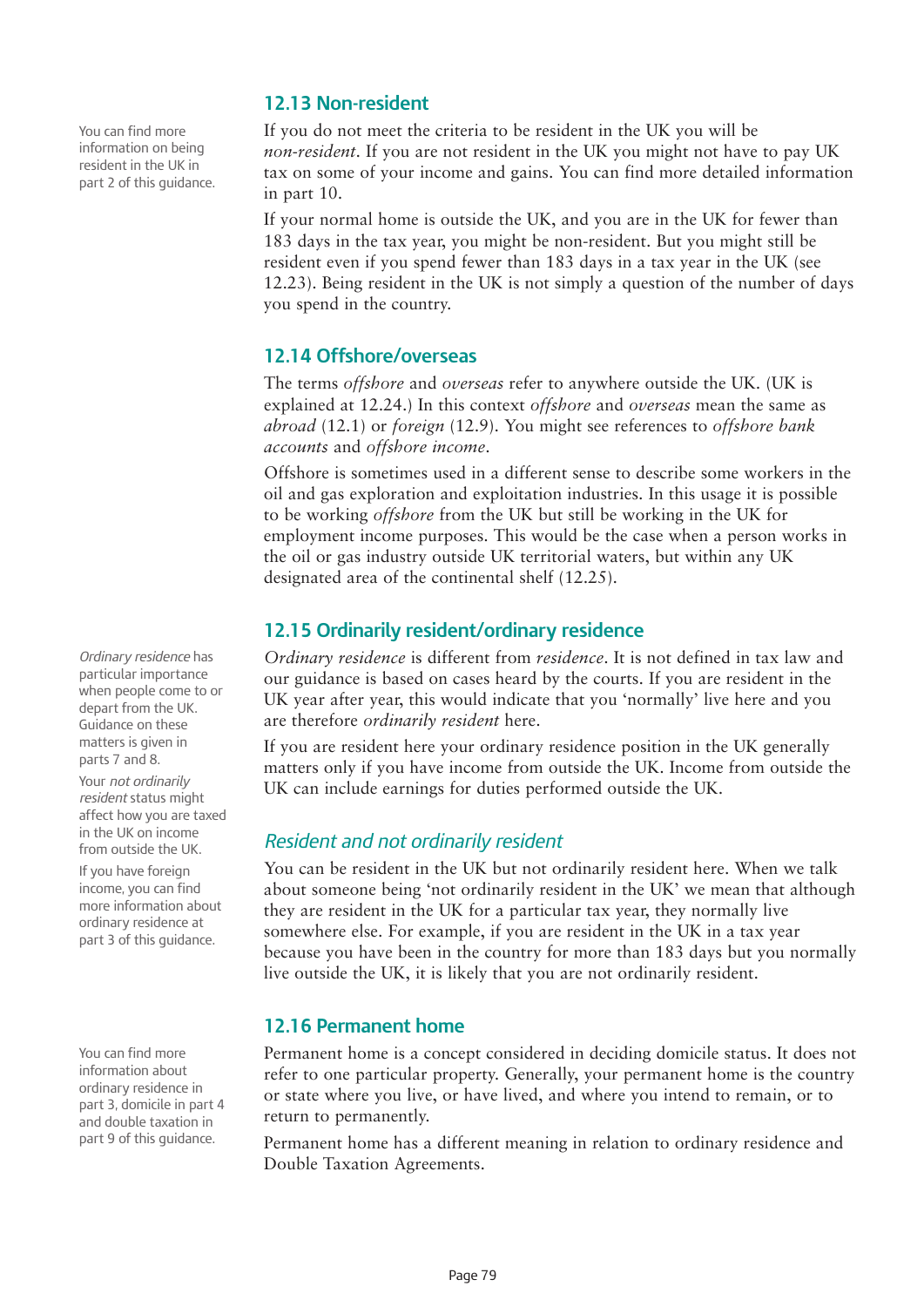## 12.13 Non-resident

You can find more information on being resident in the UK in part 2 of this guidance.

If you do not meet the criteria to be resident in the UK you will be *non-resident*. If you are not resident in the UK you might not have to pay UK tax on some of your income and gains. You can find more detailed information in part 10.

If your normal home is outside the UK, and you are in the UK for fewer than 183 days in the tax year, you might be non-resident. But you might still be resident even if you spend fewer than 183 days in a tax year in the UK (see 12.23). Being resident in the UK is not simply a question of the number of days you spend in the country.

## 12.14 Offshore/overseas

The terms *offshore* and *overseas* refer to anywhere outside the UK. (UK is explained at 12.24.) In this context *offshore* and *overseas* mean the same as *abroad* (12.1) or *foreign* (12.9). You might see references to *offshore bank accounts* and *offshore income*.

Offshore is sometimes used in a different sense to describe some workers in the oil and gas exploration and exploitation industries. In this usage it is possible to be working *offshore* from the UK but still be working in the UK for employment income purposes. This would be the case when a person works in the oil or gas industry outside UK territorial waters, but within any UK designated area of the continental shelf (12.25).

## 12.15 Ordinarily resident/ordinary residence

*Ordinary residence* has particular importance when people come to or depart from the UK. Guidance on these matters is given in parts 7 and 8.

Your *not ordinarily resident* status might affect how you are taxed in the UK on income from outside the UK.

If you have foreign income, you can find more information about ordinary residence at part 3 of this guidance.

*Ordinary residence* is different from *residence*. It is not defined in tax law and our guidance is based on cases heard by the courts. If you are resident in the UK year after year, this would indicate that you 'normally' live here and you are therefore *ordinarily resident* here.

If you are resident here your ordinary residence position in the UK generally matters only if you have income from outside the UK. Income from outside the UK can include earnings for duties performed outside the UK.

### *Resident and not ordinarily resident*

You can be resident in the UK but not ordinarily resident here. When we talk about someone being 'not ordinarily resident in the UK' we mean that although they are resident in the UK for a particular tax year, they normally live somewhere else. For example, if you are resident in the UK in a tax year because you have been in the country for more than 183 days but you normally live outside the UK, it is likely that you are not ordinarily resident.

## 12.16 Permanent home

You can find more information about ordinary residence in part 3, domicile in part 4 and double taxation in part 9 of this guidance.

Permanent home is a concept considered in deciding domicile status. It does not refer to one particular property. Generally, your permanent home is the country or state where you live, or have lived, and where you intend to remain, or to return to permanently.

Permanent home has a different meaning in relation to ordinary residence and Double Taxation Agreements.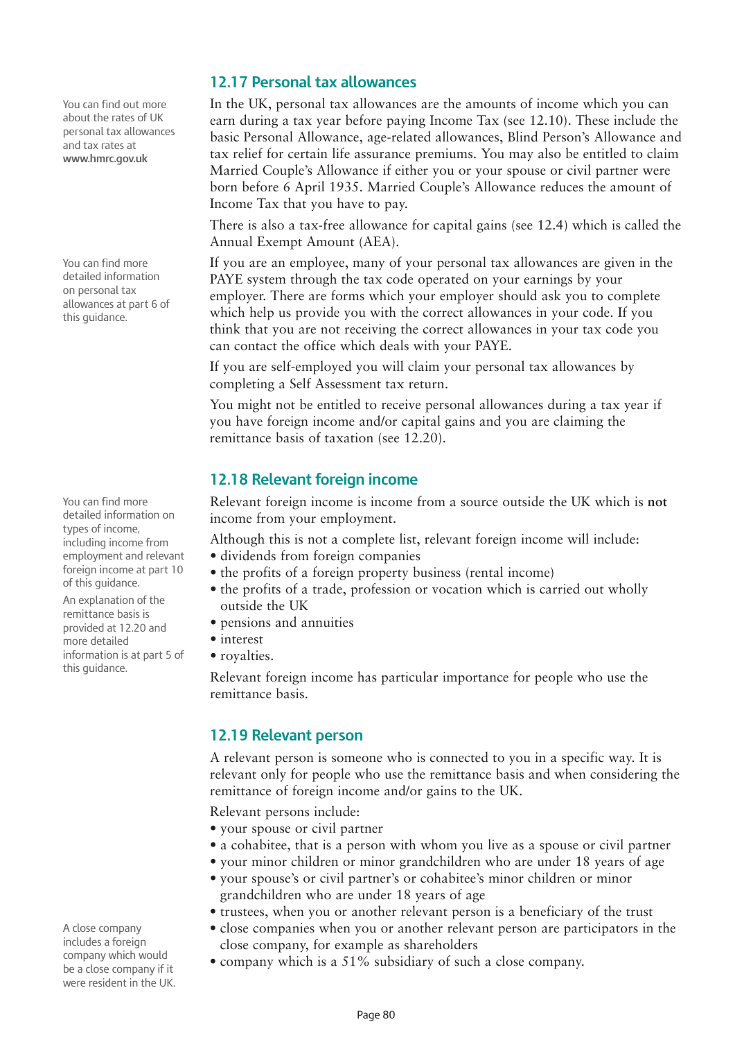## 12.17 Personal tax allowances

You can find out more about the rates of UK personal tax allowances and tax rates at **www.hmrc.gov.uk**

In the UK, personal tax allowances are the amounts of income which you can earn during a tax year before paying Income Tax (see 12.10). These include the basic Personal Allowance, age-related allowances, Blind Person's Allowance and tax relief for certain life assurance premiums. You may also be entitled to claim Married Couple's Allowance if either you or your spouse or civil partner were born before 6 April 1935. Married Couple's Allowance reduces the amount of Income Tax that you have to pay.

There is also a tax-free allowance for capital gains (see 12.4) which is called the Annual Exempt Amount (AEA).

You can find more detailed information on personal tax allowances at part 6 of this guidance.

If you are an employee, many of your personal tax allowances are given in the PAYE system through the tax code operated on your earnings by your employer. There are forms which your employer should ask you to complete which help us provide you with the correct allowances in your code. If you think that you are not receiving the correct allowances in your tax code you can contact the office which deals with your PAYE.

If you are self-employed you will claim your personal tax allowances by completing a Self Assessment tax return.

You might not be entitled to receive personal allowances during a tax year if you have foreign income and/or capital gains and you are claiming the remittance basis of taxation (see 12.20).

## 12.18 Relevant foreign income

You can find more detailed information on types of income, including income from employment and relevant foreign income at part 10 of this guidance.

An explanation of the remittance basis is provided at 12.20 and more detailed information is at part 5 of this guidance.

Relevant foreign income is income from a source outside the UK which is **not** income from your employment.

Although this is not a complete list, relevant foreign income will include:

- dividends from foreign companies
- the profits of a foreign property business (rental income)
- the profits of a trade, profession or vocation which is carried out wholly outside the UK
- pensions and annuities
- interest
- royalties.

Relevant foreign income has particular importance for people who use the remittance basis.

## 12.19 Relevant person

A relevant person is someone who is connected to you in a specific way. It is relevant only for people who use the remittance basis and when considering the remittance of foreign income and/or gains to the UK.

Relevant persons include:

- your spouse or civil partner
- a cohabitee, that is a person with whom you live as a spouse or civil partner
- your minor children or minor grandchildren who are under 18 years of age
- your spouse's or civil partner's or cohabitee's minor children or minor grandchildren who are under 18 years of age
- trustees, when you or another relevant person is a beneficiary of the trust
- close companies when you or another relevant person are participators in the close company, for example as shareholders
- company which is a 51% subsidiary of such a close company.

A close company includes a foreign company which would be a close company if it were resident in the UK.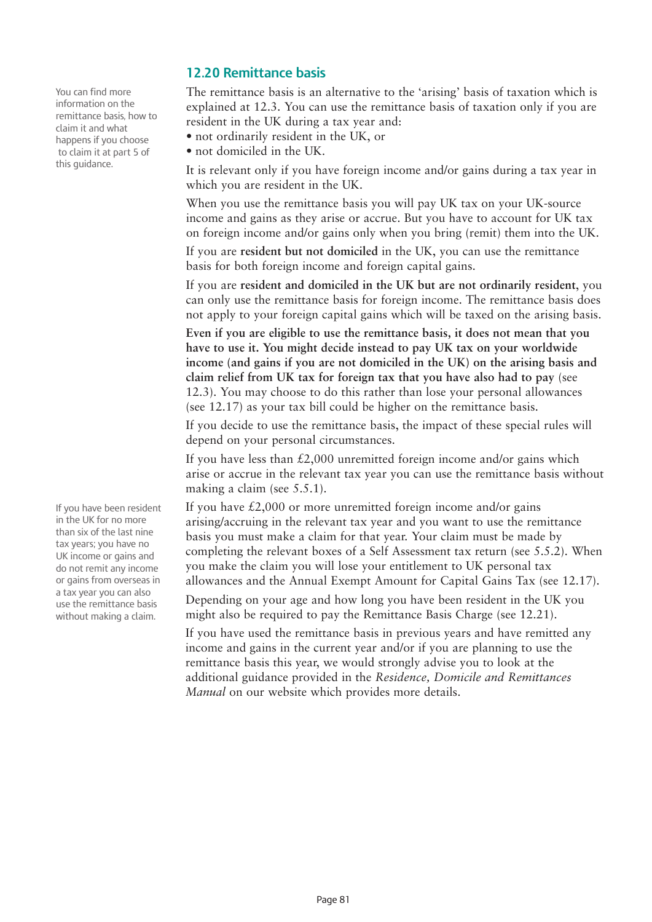## 12.20 Remittance basis

You can find more information on the remittance basis, how to claim it and what happens if you choose to claim it at part 5 of this guidance.

The remittance basis is an alternative to the 'arising' basis of taxation which is explained at 12.3. You can use the remittance basis of taxation only if you are resident in the UK during a tax year and:

- not ordinarily resident in the UK, or
- not domiciled in the UK.

It is relevant only if you have foreign income and/or gains during a tax year in which you are resident in the UK.

When you use the remittance basis you will pay UK tax on your UK-source income and gains as they arise or accrue. But you have to account for UK tax on foreign income and/or gains only when you bring (remit) them into the UK.

If you are **resident but not domiciled** in the UK, you can use the remittance basis for both foreign income and foreign capital gains.

If you are **resident and domiciled in the UK but are not ordinarily resident**, you can only use the remittance basis for foreign income. The remittance basis does not apply to your foreign capital gains which will be taxed on the arising basis.

**Even if you are eligible to use the remittance basis, it does not mean that you have to use it. You might decide instead to pay UK tax on your worldwide income (and gains if you are not domiciled in the UK) on the arising basis and claim relief from UK tax for foreign tax that you have also had to pay** (see 12.3). You may choose to do this rather than lose your personal allowances (see 12.17) as your tax bill could be higher on the remittance basis.

If you decide to use the remittance basis, the impact of these special rules will depend on your personal circumstances.

If you have less than £2,000 unremitted foreign income and/or gains which arise or accrue in the relevant tax year you can use the remittance basis without making a claim (see 5.5.1).

If you have been resident in the UK for no more than six of the last nine tax years; you have no UK income or gains and do not remit any income or gains from overseas in a tax year you can also use the remittance basis without making a claim.

If you have £2,000 or more unremitted foreign income and/or gains arising/accruing in the relevant tax year and you want to use the remittance basis you must make a claim for that year. Your claim must be made by completing the relevant boxes of a Self Assessment tax return (see 5.5.2). When you make the claim you will lose your entitlement to UK personal tax allowances and the Annual Exempt Amount for Capital Gains Tax (see 12.17).

Depending on your age and how long you have been resident in the UK you might also be required to pay the Remittance Basis Charge (see 12.21).

If you have used the remittance basis in previous years and have remitted any income and gains in the current year and/or if you are planning to use the remittance basis this year, we would strongly advise you to look at the additional guidance provided in the *Residence, Domicile and Remittances Manual* on our website which provides more details.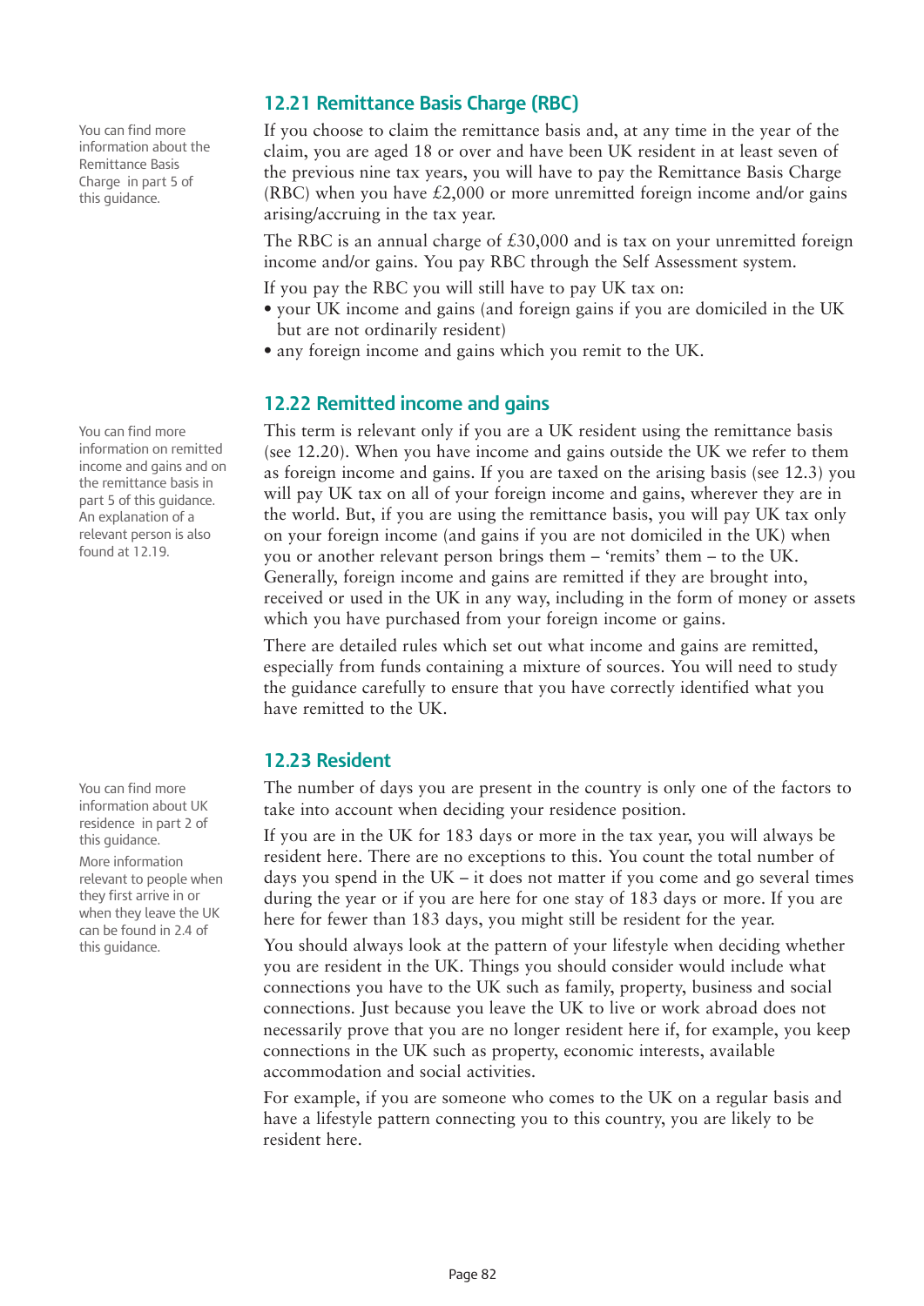## 12.21 Remittance Basis Charge (RBC)

You can find more information about the Remittance Basis Charge in part 5 of this guidance.

If you choose to claim the remittance basis and, at any time in the year of the claim, you are aged 18 or over and have been UK resident in at least seven of the previous nine tax years, you will have to pay the Remittance Basis Charge (RBC) when you have £2,000 or more unremitted foreign income and/or gains arising/accruing in the tax year.

The RBC is an annual charge of £30,000 and is tax on your unremitted foreign income and/or gains. You pay RBC through the Self Assessment system.

If you pay the RBC you will still have to pay UK tax on:

- your UK income and gains (and foreign gains if you are domiciled in the UK but are not ordinarily resident)
- any foreign income and gains which you remit to the UK.

## 12.22 Remitted income and gains

You can find more information on remitted income and gains and on the remittance basis in part 5 of this guidance. An explanation of a relevant person is also found at 12.19.

This term is relevant only if you are a UK resident using the remittance basis (see 12.20). When you have income and gains outside the UK we refer to them as foreign income and gains. If you are taxed on the arising basis (see 12.3) you will pay UK tax on all of your foreign income and gains, wherever they are in the world. But, if you are using the remittance basis, you will pay UK tax only on your foreign income (and gains if you are not domiciled in the UK) when you or another relevant person brings them – 'remits' them – to the UK. Generally, foreign income and gains are remitted if they are brought into, received or used in the UK in any way, including in the form of money or assets which you have purchased from your foreign income or gains.

There are detailed rules which set out what income and gains are remitted, especially from funds containing a mixture of sources. You will need to study the guidance carefully to ensure that you have correctly identified what you have remitted to the UK.

## 12.23 Resident

You can find more information about UK residence in part 2 of this guidance.

More information relevant to people when they first arrive in or when they leave the UK can be found in 2.4 of this guidance.

The number of days you are present in the country is only one of the factors to take into account when deciding your residence position.

If you are in the UK for 183 days or more in the tax year, you will always be resident here. There are no exceptions to this. You count the total number of days you spend in the UK – it does not matter if you come and go several times during the year or if you are here for one stay of 183 days or more. If you are here for fewer than 183 days, you might still be resident for the year.

You should always look at the pattern of your lifestyle when deciding whether you are resident in the UK. Things you should consider would include what connections you have to the UK such as family, property, business and social connections. Just because you leave the UK to live or work abroad does not necessarily prove that you are no longer resident here if, for example, you keep connections in the UK such as property, economic interests, available accommodation and social activities.

For example, if you are someone who comes to the UK on a regular basis and have a lifestyle pattern connecting you to this country, you are likely to be resident here.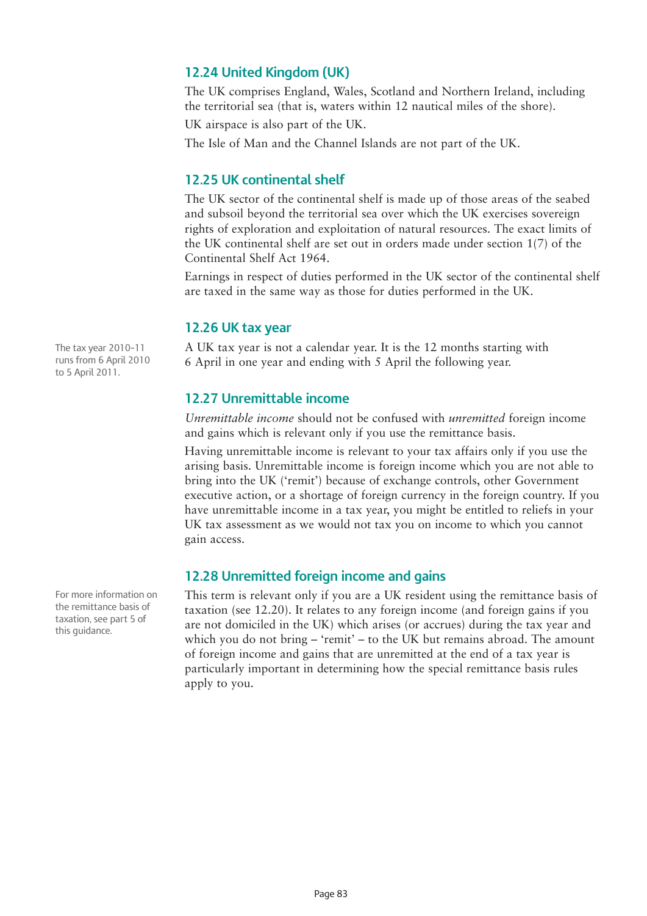## 12.24 United Kingdom (UK)

The UK comprises England, Wales, Scotland and Northern Ireland, including the territorial sea (that is, waters within 12 nautical miles of the shore).

UK airspace is also part of the UK.

The Isle of Man and the Channel Islands are not part of the UK.

## 12.25 UK continental shelf

The UK sector of the continental shelf is made up of those areas of the seabed and subsoil beyond the territorial sea over which the UK exercises sovereign rights of exploration and exploitation of natural resources. The exact limits of the UK continental shelf are set out in orders made under section 1(7) of the Continental Shelf Act 1964.

Earnings in respect of duties performed in the UK sector of the continental shelf are taxed in the same way as those for duties performed in the UK.

## 12.26 UK tax year

The tax year 2010-11 runs from 6 April 2010 to 5 April 2011.

A UK tax year is not a calendar year. It is the 12 months starting with 6 April in one year and ending with 5 April the following year.

## 12.27 Unremittable income

*Unremittable income* should not be confused with *unremitted* foreign income and gains which is relevant only if you use the remittance basis.

Having unremittable income is relevant to your tax affairs only if you use the arising basis. Unremittable income is foreign income which you are not able to bring into the UK ('remit') because of exchange controls, other Government executive action, or a shortage of foreign currency in the foreign country. If you have unremittable income in a tax year, you might be entitled to reliefs in your UK tax assessment as we would not tax you on income to which you cannot gain access.

## 12.28 Unremitted foreign income and gains

For more information on the remittance basis of taxation, see part 5 of this guidance.

This term is relevant only if you are a UK resident using the remittance basis of taxation (see 12.20). It relates to any foreign income (and foreign gains if you are not domiciled in the UK) which arises (or accrues) during the tax year and which you do not bring – 'remit' – to the UK but remains abroad. The amount of foreign income and gains that are unremitted at the end of a tax year is particularly important in determining how the special remittance basis rules apply to you.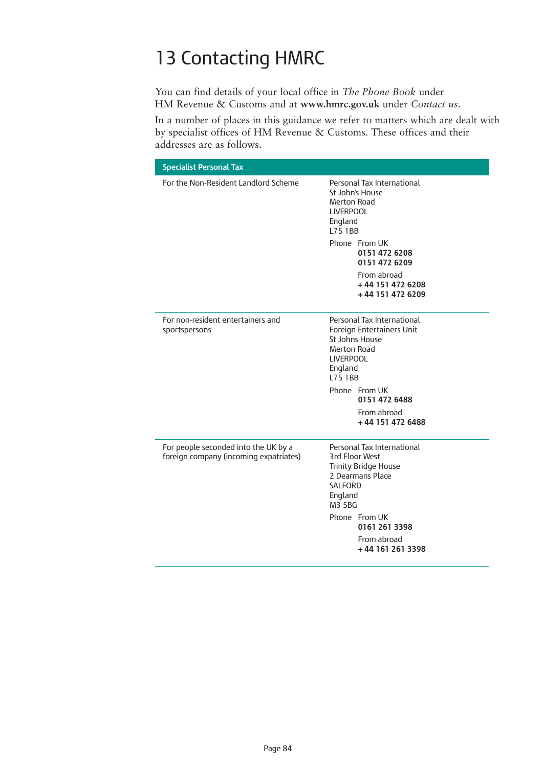# 13 Contacting HMRC

You can find details of your local office in *The Phone Book* under HM Revenue & Customs and at **www.hmrc.gov.uk** under *Contact us*.

In a number of places in this guidance we refer to matters which are dealt with by specialist offices of HM Revenue & Customs. These offices and their addresses are as follows.

| Specialist Personal Tax | |
|---|---|
| For the Non-Resident Landlord Scheme | Personal Tax International<br>St John's House<br>Merton Road<br>LIVERPOOL<br>England<br>L75 1BB<br><br>Phone From UK<br>**0151 472 6208**<br>**0151 472 6209**<br><br>From abroad<br>**+ 44 151 472 6208**<br>**+ 44 151 472 6209** |
| For non-resident entertainers and sportspersons | Personal Tax International<br>Foreign Entertainers Unit<br>St Johns House<br>Merton Road<br>LIVERPOOL<br>England<br>L75 1BB<br><br>Phone From UK<br>**0151 472 6488**<br><br>From abroad<br>**+ 44 151 472 6488** |
| For people seconded into the UK by a foreign company (incoming expatriates) | Personal Tax International<br>3rd Floor West<br>Trinity Bridge House<br>2 Dearmans Place<br>SALFORD<br>England<br>M3 5BG<br><br>Phone From UK<br>**0161 261 3398**<br><br>From abroad<br>**+ 44 161 261 3398** |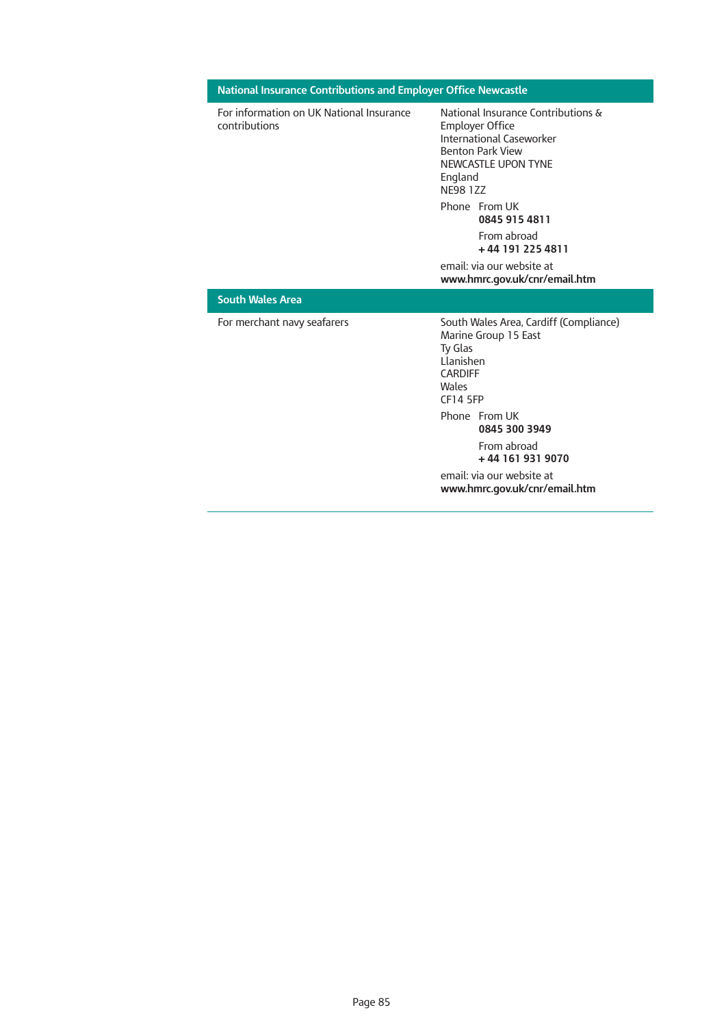| National Insurance Contributions and Employer Office Newcastle | |
|---|---|
| For information on UK National Insurance contributions | National Insurance Contributions & Employer Office<br>International Caseworker<br>Benton Park View<br>NEWCASTLE UPON TYNE<br>England<br>NE98 1ZZ<br><br>Phone From UK<br>**0845 915 4811**<br>From abroad<br>**+ 44 191 225 4811**<br><br>email: via our website at<br>**www.hmrc.gov.uk/cnr/email.htm** |

| South Wales Area | |
|---|---|
| For merchant navy seafarers | South Wales Area, Cardiff (Compliance)<br>Marine Group 15 East<br>Ty Glas<br>Llanishen<br>CARDIFF<br>Wales<br>CF14 5FP<br><br>Phone From UK<br>**0845 300 3949**<br>From abroad<br>**+ 44 161 931 9070**<br><br>email: via our website at<br>**www.hmrc.gov.uk/cnr/email.htm** |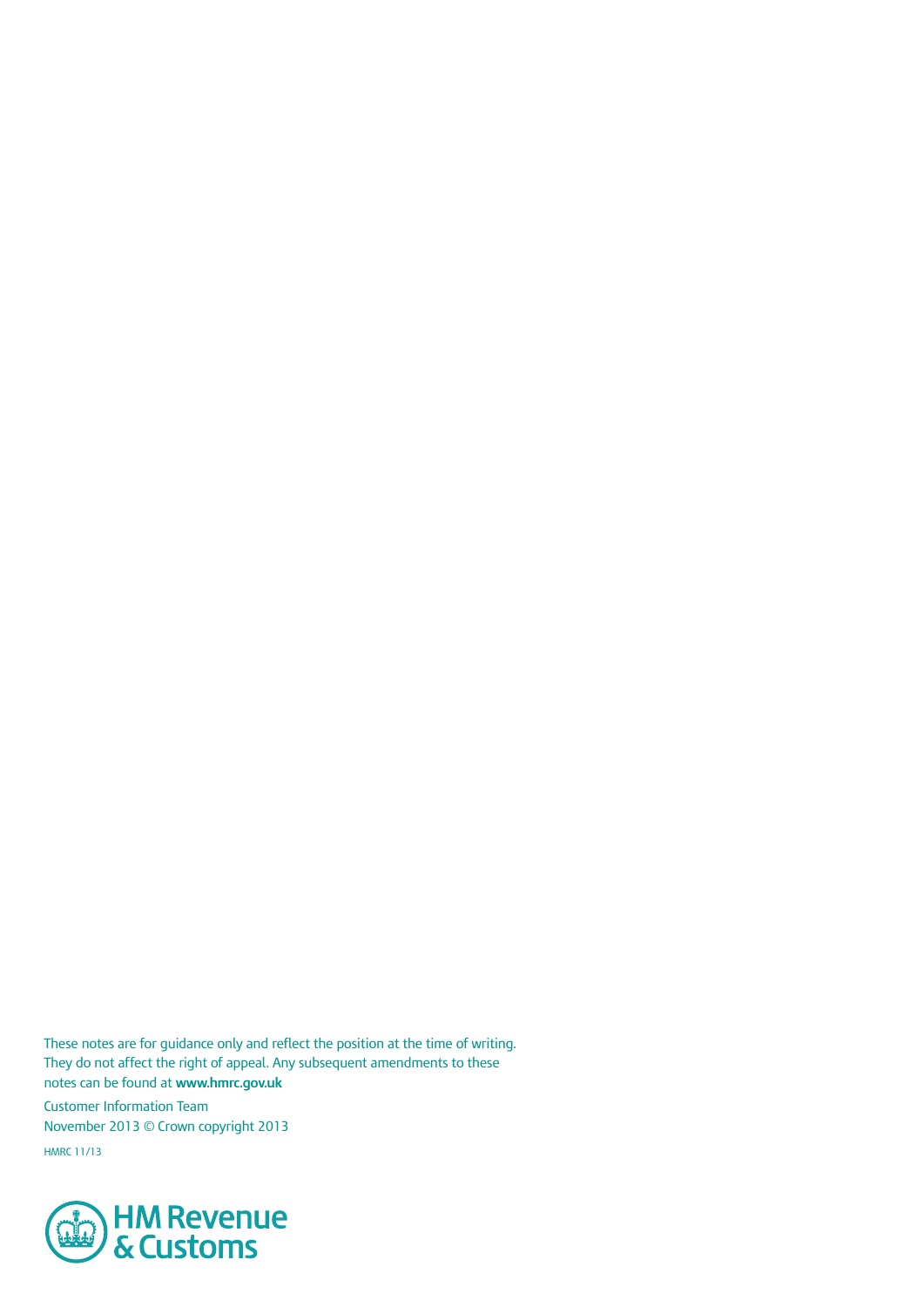These notes are for guidance only and reflect the position at the time of writing. They do not affect the right of appeal. Any subsequent amendments to these notes can be found at **www.hmrc.gov.uk**

Customer Information Team
November 2013 © Crown copyright 2013

HMRC 11/13

HM Revenue & Customs